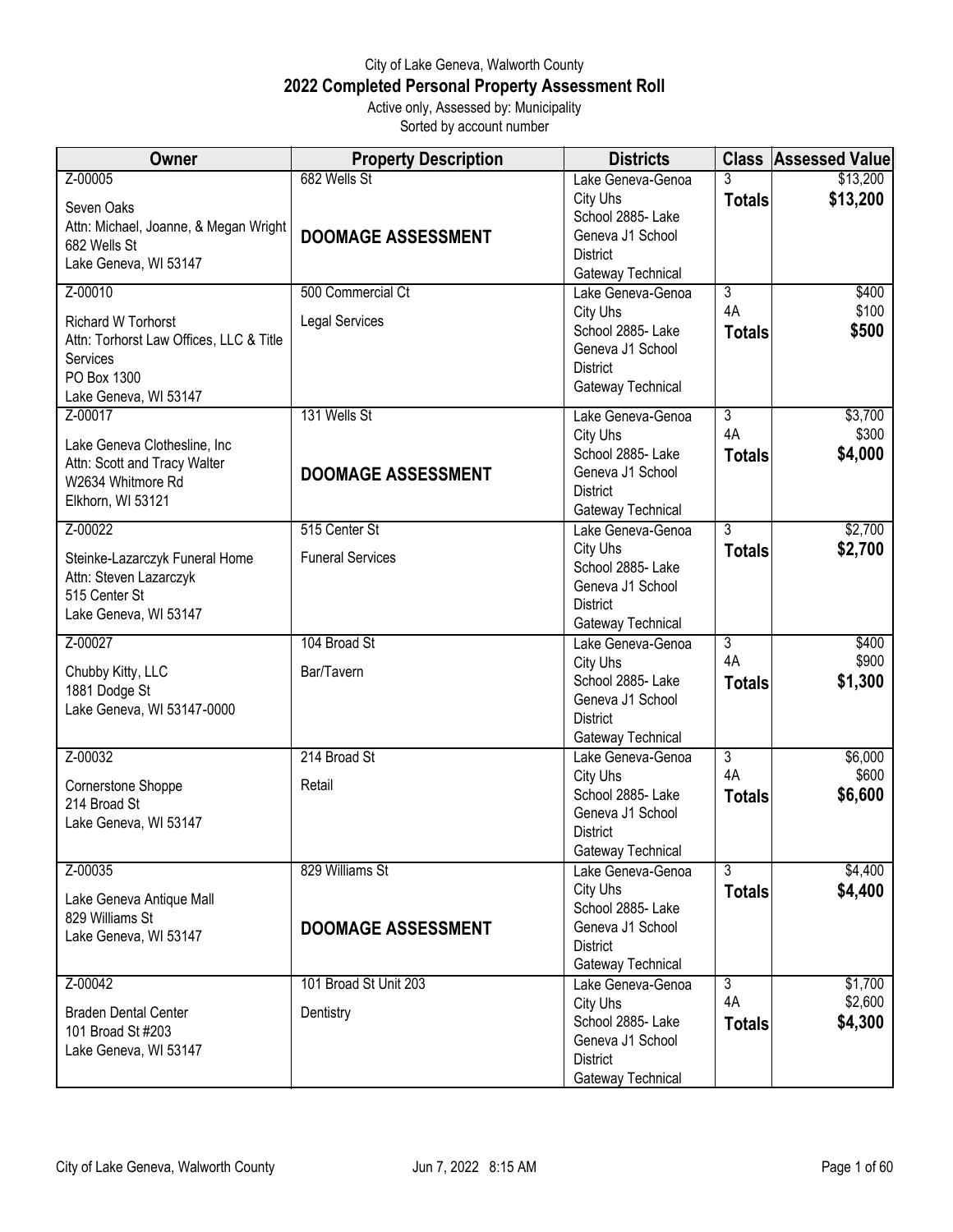City of Lake Geneva, Walworth County

# 2022 Completed Personal Property Assessment Roll

Active only, Assessed by: Municipality

Sorted by account number

| Owner | Property Description | Districts | Class | Assessed Value |
|---|---|---|---|---|
| Z-00005<br>Seven Oaks<br>Attn: Michael, Joanne, & Megan Wright<br>682 Wells St<br>Lake Geneva, WI 53147 | 682 Wells St<br>**DOOMAGE ASSESSMENT** | Lake Geneva-Genoa City Uhs<br>School 2885- Lake Geneva J1 School District<br>Gateway Technical | 3<br>**Totals** | $13,200<br>**$13,200** |
| Z-00010<br>Richard W Torhorst<br>Attn: Torhorst Law Offices, LLC & Title Services<br>PO Box 1300<br>Lake Geneva, WI 53147 | 500 Commercial Ct<br>Legal Services | Lake Geneva-Genoa City Uhs<br>School 2885- Lake Geneva J1 School District<br>Gateway Technical | 3<br>4A<br>**Totals** | $400<br>$100<br>**$500** |
| Z-00017<br>Lake Geneva Clothesline, Inc<br>Attn: Scott and Tracy Walter<br>W2634 Whitmore Rd<br>Elkhorn, WI 53121 | 131 Wells St<br>**DOOMAGE ASSESSMENT** | Lake Geneva-Genoa City Uhs<br>School 2885- Lake Geneva J1 School District<br>Gateway Technical | 3<br>4A<br>**Totals** | $3,700<br>$300<br>**$4,000** |
| Z-00022<br>Steinke-Lazarczyk Funeral Home<br>Attn: Steven Lazarczyk<br>515 Center St<br>Lake Geneva, WI 53147 | 515 Center St<br>Funeral Services | Lake Geneva-Genoa City Uhs<br>School 2885- Lake Geneva J1 School District<br>Gateway Technical | 3<br>**Totals** | $2,700<br>**$2,700** |
| Z-00027<br>Chubby Kitty, LLC<br>1881 Dodge St<br>Lake Geneva, WI 53147-0000 | 104 Broad St<br>Bar/Tavern | Lake Geneva-Genoa City Uhs<br>School 2885- Lake Geneva J1 School District<br>Gateway Technical | 3<br>4A<br>**Totals** | $400<br>$900<br>**$1,300** |
| Z-00032<br>Cornerstone Shoppe<br>214 Broad St<br>Lake Geneva, WI 53147 | 214 Broad St<br>Retail | Lake Geneva-Genoa City Uhs<br>School 2885- Lake Geneva J1 School District<br>Gateway Technical | 3<br>4A<br>**Totals** | $6,000<br>$600<br>**$6,600** |
| Z-00035<br>Lake Geneva Antique Mall<br>829 Williams St<br>Lake Geneva, WI 53147 | 829 Williams St<br>**DOOMAGE ASSESSMENT** | Lake Geneva-Genoa City Uhs<br>School 2885- Lake Geneva J1 School District<br>Gateway Technical | 3<br>**Totals** | $4,400<br>**$4,400** |
| Z-00042<br>Braden Dental Center<br>101 Broad St #203<br>Lake Geneva, WI 53147 | 101 Broad St Unit 203<br>Dentistry | Lake Geneva-Genoa City Uhs<br>School 2885- Lake Geneva J1 School District<br>Gateway Technical | 3<br>4A<br>**Totals** | $1,700<br>$2,600<br>**$4,300** |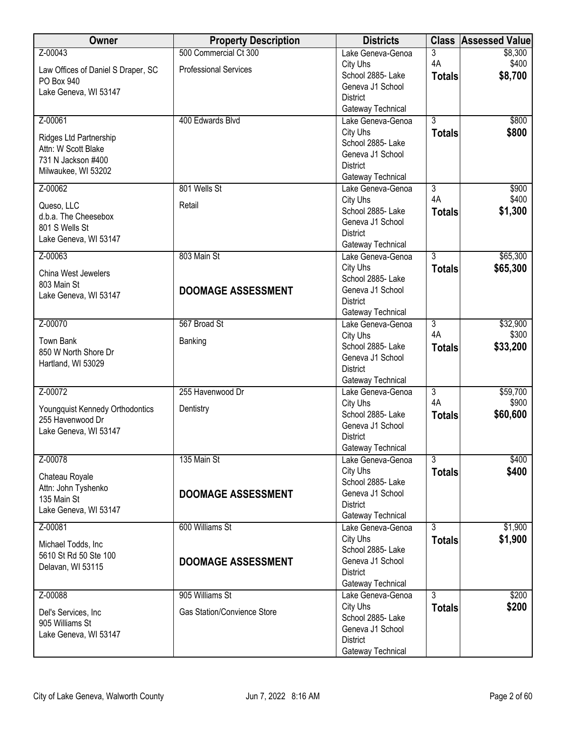| Owner | Property Description | Districts | Class | Assessed Value |
|---|---|---|---|---|
| Z-00043<br>Law Offices of Daniel S Draper, SC<br>PO Box 940<br>Lake Geneva, WI 53147 | 500 Commercial Ct 300<br>Professional Services | Lake Geneva-Genoa City Uhs<br>School 2885- Lake Geneva J1 School District<br>Gateway Technical | 3<br>4A<br>**Totals** | \$8,300<br>\$400<br>**\$8,700** |
| Z-00061<br>Ridges Ltd Partnership<br>Attn: W Scott Blake<br>731 N Jackson #400<br>Milwaukee, WI 53202 | 400 Edwards Blvd | Lake Geneva-Genoa City Uhs<br>School 2885- Lake Geneva J1 School District<br>Gateway Technical | 3<br>**Totals** | \$800<br>**\$800** |
| Z-00062<br>Queso, LLC<br>d.b.a. The Cheesebox<br>801 S Wells St<br>Lake Geneva, WI 53147 | 801 Wells St<br>Retail | Lake Geneva-Genoa City Uhs<br>School 2885- Lake Geneva J1 School District<br>Gateway Technical | 3<br>4A<br>**Totals** | \$900<br>\$400<br>**\$1,300** |
| Z-00063<br>China West Jewelers<br>803 Main St<br>Lake Geneva, WI 53147 | 803 Main St<br>**DOOMAGE ASSESSMENT** | Lake Geneva-Genoa City Uhs<br>School 2885- Lake Geneva J1 School District<br>Gateway Technical | 3<br>**Totals** | \$65,300<br>**\$65,300** |
| Z-00070<br>Town Bank<br>850 W North Shore Dr<br>Hartland, WI 53029 | 567 Broad St<br>Banking | Lake Geneva-Genoa City Uhs<br>School 2885- Lake Geneva J1 School District<br>Gateway Technical | 3<br>4A<br>**Totals** | \$32,900<br>\$300<br>**\$33,200** |
| Z-00072<br>Youngquist Kennedy Orthodontics<br>255 Havenwood Dr<br>Lake Geneva, WI 53147 | 255 Havenwood Dr<br>Dentistry | Lake Geneva-Genoa City Uhs<br>School 2885- Lake Geneva J1 School District<br>Gateway Technical | 3<br>4A<br>**Totals** | \$59,700<br>\$900<br>**\$60,600** |
| Z-00078<br>Chateau Royale<br>Attn: John Tyshenko<br>135 Main St<br>Lake Geneva, WI 53147 | 135 Main St<br>**DOOMAGE ASSESSMENT** | Lake Geneva-Genoa City Uhs<br>School 2885- Lake Geneva J1 School District<br>Gateway Technical | 3<br>**Totals** | \$400<br>**\$400** |
| Z-00081<br>Michael Todds, Inc<br>5610 St Rd 50 Ste 100<br>Delavan, WI 53115 | 600 Williams St<br>**DOOMAGE ASSESSMENT** | Lake Geneva-Genoa City Uhs<br>School 2885- Lake Geneva J1 School District<br>Gateway Technical | 3<br>**Totals** | \$1,900<br>**\$1,900** |
| Z-00088<br>Del's Services, Inc<br>905 Williams St<br>Lake Geneva, WI 53147 | 905 Williams St<br>Gas Station/Convience Store | Lake Geneva-Genoa City Uhs<br>School 2885- Lake Geneva J1 School District<br>Gateway Technical | 3<br>**Totals** | \$200<br>**\$200** |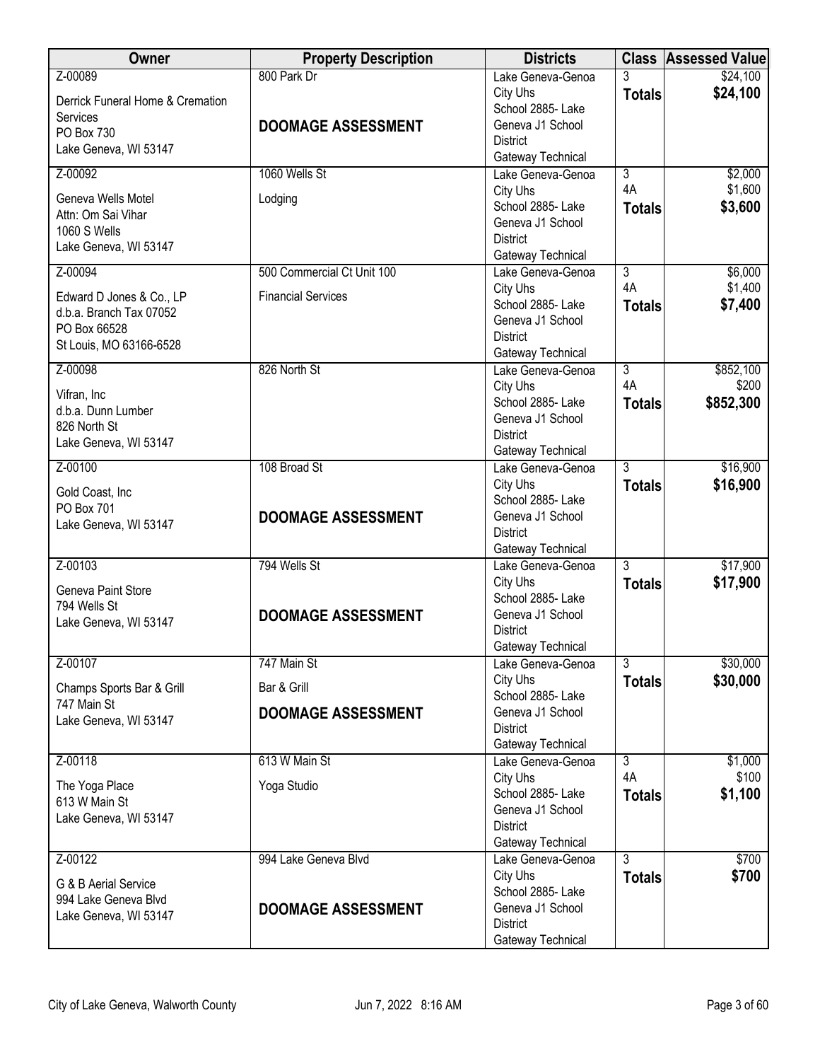| Owner | Property Description | Districts | Class | Assessed Value |
|---|---|---|---|---|
| Z-00089<br>Derrick Funeral Home & Cremation Services<br>PO Box 730<br>Lake Geneva, WI 53147 | 800 Park Dr<br>**DOOMAGE ASSESSMENT** | Lake Geneva-Genoa City Uhs School 2885- Lake Geneva J1 School District Gateway Technical | 3<br>**Totals** | $24,100<br>**$24,100** |
| Z-00092<br>Geneva Wells Motel<br>Attn: Om Sai Vihar<br>1060 S Wells<br>Lake Geneva, WI 53147 | 1060 Wells St<br>Lodging | Lake Geneva-Genoa City Uhs School 2885- Lake Geneva J1 School District Gateway Technical | 3<br>4A<br>**Totals** | $2,000<br>$1,600<br>**$3,600** |
| Z-00094<br>Edward D Jones & Co., LP<br>d.b.a. Branch Tax 07052<br>PO Box 66528<br>St Louis, MO 63166-6528 | 500 Commercial Ct Unit 100<br>Financial Services | Lake Geneva-Genoa City Uhs School 2885- Lake Geneva J1 School District Gateway Technical | 3<br>4A<br>**Totals** | $6,000<br>$1,400<br>**$7,400** |
| Z-00098<br>Vifran, Inc<br>d.b.a. Dunn Lumber<br>826 North St<br>Lake Geneva, WI 53147 | 826 North St | Lake Geneva-Genoa City Uhs School 2885- Lake Geneva J1 School District Gateway Technical | 3<br>4A<br>**Totals** | $852,100<br>$200<br>**$852,300** |
| Z-00100<br>Gold Coast, Inc<br>PO Box 701<br>Lake Geneva, WI 53147 | 108 Broad St<br>**DOOMAGE ASSESSMENT** | Lake Geneva-Genoa City Uhs School 2885- Lake Geneva J1 School District Gateway Technical | 3<br>**Totals** | $16,900<br>**$16,900** |
| Z-00103<br>Geneva Paint Store<br>794 Wells St<br>Lake Geneva, WI 53147 | 794 Wells St<br>**DOOMAGE ASSESSMENT** | Lake Geneva-Genoa City Uhs School 2885- Lake Geneva J1 School District Gateway Technical | 3<br>**Totals** | $17,900<br>**$17,900** |
| Z-00107<br>Champs Sports Bar & Grill<br>747 Main St<br>Lake Geneva, WI 53147 | 747 Main St<br>Bar & Grill<br>**DOOMAGE ASSESSMENT** | Lake Geneva-Genoa City Uhs School 2885- Lake Geneva J1 School District Gateway Technical | 3<br>**Totals** | $30,000<br>**$30,000** |
| Z-00118<br>The Yoga Place<br>613 W Main St<br>Lake Geneva, WI 53147 | 613 W Main St<br>Yoga Studio | Lake Geneva-Genoa City Uhs School 2885- Lake Geneva J1 School District Gateway Technical | 3<br>4A<br>**Totals** | $1,000<br>$100<br>**$1,100** |
| Z-00122<br>G & B Aerial Service<br>994 Lake Geneva Blvd<br>Lake Geneva, WI 53147 | 994 Lake Geneva Blvd<br>**DOOMAGE ASSESSMENT** | Lake Geneva-Genoa City Uhs School 2885- Lake Geneva J1 School District Gateway Technical | 3<br>**Totals** | $700<br>**$700** |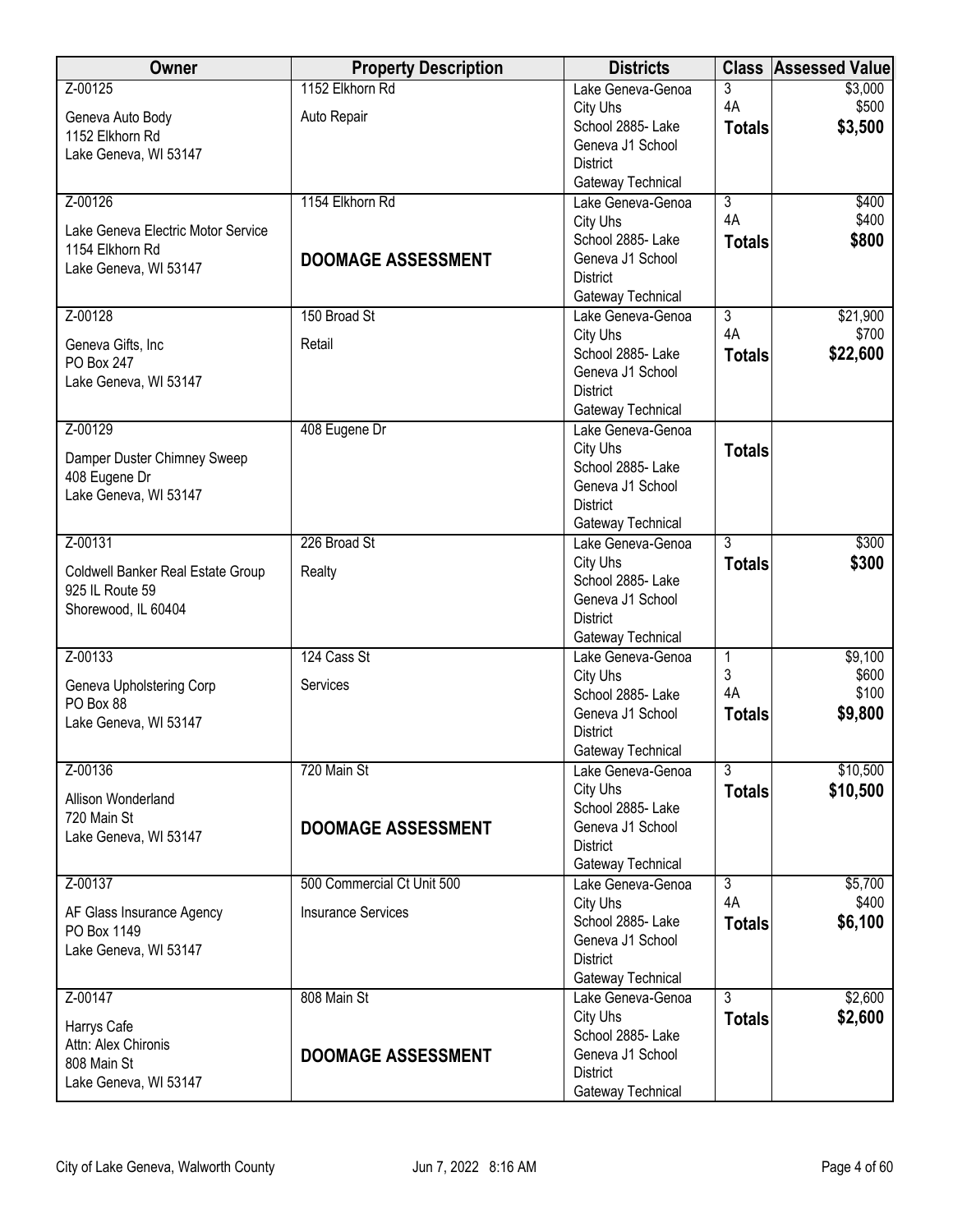| Owner | Property Description | Districts | Class | Assessed Value |
|---|---|---|---|---|
| Z-00125<br>Geneva Auto Body<br>1152 Elkhorn Rd<br>Lake Geneva, WI 53147 | 1152 Elkhorn Rd<br>Auto Repair | Lake Geneva-Genoa City Uhs<br>School 2885- Lake Geneva J1 School District<br>Gateway Technical | 3<br>4A<br>**Totals** | $3,000<br>$500<br>**$3,500** |
| Z-00126<br>Lake Geneva Electric Motor Service<br>1154 Elkhorn Rd<br>Lake Geneva, WI 53147 | 1154 Elkhorn Rd<br>**DOOMAGE ASSESSMENT** | Lake Geneva-Genoa City Uhs<br>School 2885- Lake Geneva J1 School District<br>Gateway Technical | 3<br>4A<br>**Totals** | $400<br>$400<br>**$800** |
| Z-00128<br>Geneva Gifts, Inc<br>PO Box 247<br>Lake Geneva, WI 53147 | 150 Broad St<br>Retail | Lake Geneva-Genoa City Uhs<br>School 2885- Lake Geneva J1 School District<br>Gateway Technical | 3<br>4A<br>**Totals** | $21,900<br>$700<br>**$22,600** |
| Z-00129<br>Damper Duster Chimney Sweep<br>408 Eugene Dr<br>Lake Geneva, WI 53147 | 408 Eugene Dr | Lake Geneva-Genoa City Uhs<br>School 2885- Lake Geneva J1 School District<br>Gateway Technical | **Totals** | |
| Z-00131<br>Coldwell Banker Real Estate Group<br>925 IL Route 59<br>Shorewood, IL 60404 | 226 Broad St<br>Realty | Lake Geneva-Genoa City Uhs<br>School 2885- Lake Geneva J1 School District<br>Gateway Technical | 3<br>**Totals** | $300<br>**$300** |
| Z-00133<br>Geneva Upholstering Corp<br>PO Box 88<br>Lake Geneva, WI 53147 | 124 Cass St<br>Services | Lake Geneva-Genoa City Uhs<br>School 2885- Lake Geneva J1 School District<br>Gateway Technical | 1<br>3<br>4A<br>**Totals** | $9,100<br>$600<br>$100<br>**$9,800** |
| Z-00136<br>Allison Wonderland<br>720 Main St<br>Lake Geneva, WI 53147 | 720 Main St<br>**DOOMAGE ASSESSMENT** | Lake Geneva-Genoa City Uhs<br>School 2885- Lake Geneva J1 School District<br>Gateway Technical | 3<br>**Totals** | $10,500<br>**$10,500** |
| Z-00137<br>AF Glass Insurance Agency<br>PO Box 1149<br>Lake Geneva, WI 53147 | 500 Commercial Ct Unit 500<br>Insurance Services | Lake Geneva-Genoa City Uhs<br>School 2885- Lake Geneva J1 School District<br>Gateway Technical | 3<br>4A<br>**Totals** | $5,700<br>$400<br>**$6,100** |
| Z-00147<br>Harrys Cafe<br>Attn: Alex Chironis<br>808 Main St<br>Lake Geneva, WI 53147 | 808 Main St<br>**DOOMAGE ASSESSMENT** | Lake Geneva-Genoa City Uhs<br>School 2885- Lake Geneva J1 School District<br>Gateway Technical | 3<br>**Totals** | $2,600<br>**$2,600** |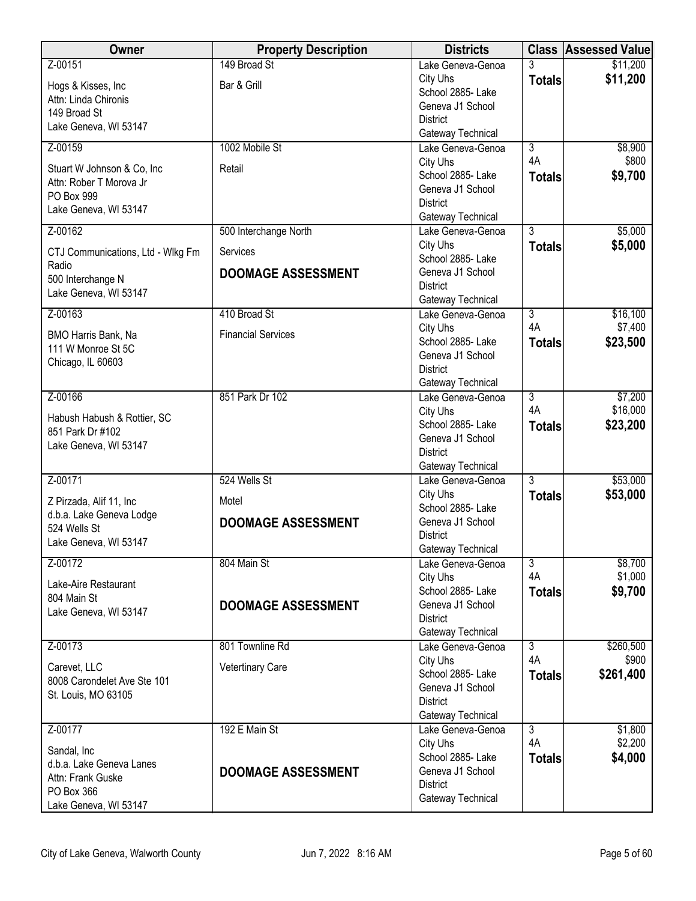| Owner | Property Description | Districts | Class | Assessed Value |
|---|---|---|---|---|
| Z-00151<br>Hogs & Kisses, Inc<br>Attn: Linda Chironis<br>149 Broad St<br>Lake Geneva, WI 53147 | 149 Broad St<br>Bar & Grill | Lake Geneva-Genoa City Uhs<br>School 2885- Lake Geneva J1 School District<br>Gateway Technical | 3<br>**Totals** | $11,200<br>**$11,200** |
| Z-00159<br>Stuart W Johnson & Co, Inc<br>Attn: Rober T Morova Jr<br>PO Box 999<br>Lake Geneva, WI 53147 | 1002 Mobile St<br>Retail | Lake Geneva-Genoa City Uhs<br>School 2885- Lake Geneva J1 School District<br>Gateway Technical | 3<br>4A<br>**Totals** | $8,900<br>$800<br>**$9,700** |
| Z-00162<br>CTJ Communications, Ltd - Wlkg Fm Radio<br>500 Interchange N<br>Lake Geneva, WI 53147 | 500 Interchange North<br>Services<br>**DOOMAGE ASSESSMENT** | Lake Geneva-Genoa City Uhs<br>School 2885- Lake Geneva J1 School District<br>Gateway Technical | 3<br>**Totals** | $5,000<br>**$5,000** |
| Z-00163<br>BMO Harris Bank, Na<br>111 W Monroe St 5C<br>Chicago, IL 60603 | 410 Broad St<br>Financial Services | Lake Geneva-Genoa City Uhs<br>School 2885- Lake Geneva J1 School District<br>Gateway Technical | 3<br>4A<br>**Totals** | $16,100<br>$7,400<br>**$23,500** |
| Z-00166<br>Habush Habush & Rottier, SC<br>851 Park Dr #102<br>Lake Geneva, WI 53147 | 851 Park Dr 102 | Lake Geneva-Genoa City Uhs<br>School 2885- Lake Geneva J1 School District<br>Gateway Technical | 3<br>4A<br>**Totals** | $7,200<br>$16,000<br>**$23,200** |
| Z-00171<br>Z Pirzada, Alif 11, Inc<br>d.b.a. Lake Geneva Lodge<br>524 Wells St<br>Lake Geneva, WI 53147 | 524 Wells St<br>Motel<br>**DOOMAGE ASSESSMENT** | Lake Geneva-Genoa City Uhs<br>School 2885- Lake Geneva J1 School District<br>Gateway Technical | 3<br>**Totals** | $53,000<br>**$53,000** |
| Z-00172<br>Lake-Aire Restaurant<br>804 Main St<br>Lake Geneva, WI 53147 | 804 Main St<br>**DOOMAGE ASSESSMENT** | Lake Geneva-Genoa City Uhs<br>School 2885- Lake Geneva J1 School District<br>Gateway Technical | 3<br>4A<br>**Totals** | $8,700<br>$1,000<br>**$9,700** |
| Z-00173<br>Carevet, LLC<br>8008 Carondelet Ave Ste 101<br>St. Louis, MO 63105 | 801 Townline Rd<br>Vetertinary Care | Lake Geneva-Genoa City Uhs<br>School 2885- Lake Geneva J1 School District<br>Gateway Technical | 3<br>4A<br>**Totals** | $260,500<br>$900<br>**$261,400** |
| Z-00177<br>Sandal, Inc<br>d.b.a. Lake Geneva Lanes<br>Attn: Frank Guske<br>PO Box 366<br>Lake Geneva, WI 53147 | 192 E Main St<br>**DOOMAGE ASSESSMENT** | Lake Geneva-Genoa City Uhs<br>School 2885- Lake Geneva J1 School District<br>Gateway Technical | 3<br>4A<br>**Totals** | $1,800<br>$2,200<br>**$4,000** |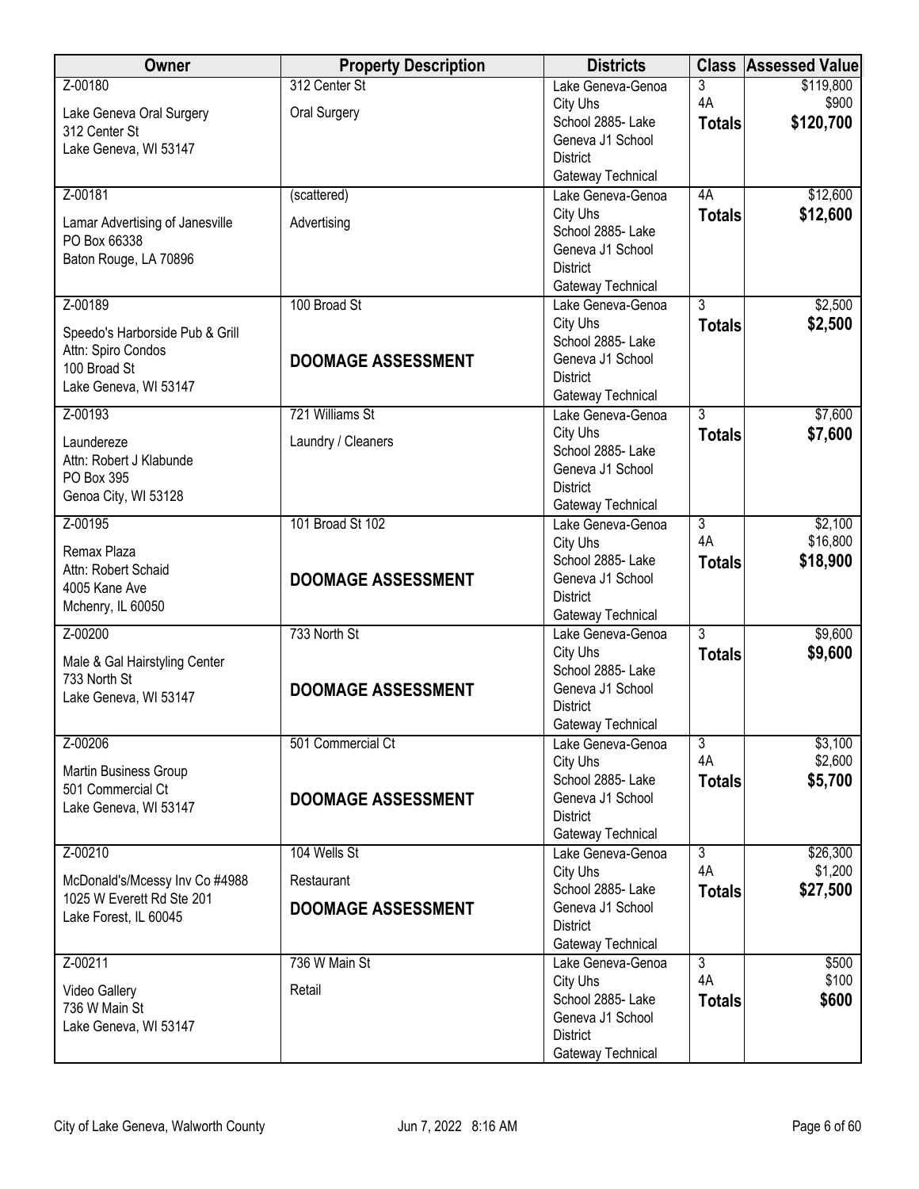| Owner | Property Description | Districts | Class | Assessed Value |
| --- | --- | --- | --- | --- |
| Z-00180<br>Lake Geneva Oral Surgery<br>312 Center St<br>Lake Geneva, WI 53147 | 312 Center St<br>Oral Surgery | Lake Geneva-Genoa City Uhs<br>School 2885- Lake Geneva J1 School District<br>Gateway Technical | 3<br>4A<br>**Totals** | $119,800<br>$900<br>**$120,700** |
| Z-00181<br>Lamar Advertising of Janesville<br>PO Box 66338<br>Baton Rouge, LA 70896 | (scattered)<br>Advertising | Lake Geneva-Genoa City Uhs<br>School 2885- Lake Geneva J1 School District<br>Gateway Technical | 4A<br>**Totals** | $12,600<br>**$12,600** |
| Z-00189<br>Speedo's Harborside Pub & Grill<br>Attn: Spiro Condos<br>100 Broad St<br>Lake Geneva, WI 53147 | 100 Broad St<br>**DOOMAGE ASSESSMENT** | Lake Geneva-Genoa City Uhs<br>School 2885- Lake Geneva J1 School District<br>Gateway Technical | 3<br>**Totals** | $2,500<br>**$2,500** |
| Z-00193<br>Laundereze<br>Attn: Robert J Klabunde<br>PO Box 395<br>Genoa City, WI 53128 | 721 Williams St<br>Laundry / Cleaners | Lake Geneva-Genoa City Uhs<br>School 2885- Lake Geneva J1 School District<br>Gateway Technical | 3<br>**Totals** | $7,600<br>**$7,600** |
| Z-00195<br>Remax Plaza<br>Attn: Robert Schaid<br>4005 Kane Ave<br>Mchenry, IL 60050 | 101 Broad St 102<br>**DOOMAGE ASSESSMENT** | Lake Geneva-Genoa City Uhs<br>School 2885- Lake Geneva J1 School District<br>Gateway Technical | 3<br>4A<br>**Totals** | $2,100<br>$16,800<br>**$18,900** |
| Z-00200<br>Male & Gal Hairstyling Center<br>733 North St<br>Lake Geneva, WI 53147 | 733 North St<br>**DOOMAGE ASSESSMENT** | Lake Geneva-Genoa City Uhs<br>School 2885- Lake Geneva J1 School District<br>Gateway Technical | 3<br>**Totals** | $9,600<br>**$9,600** |
| Z-00206<br>Martin Business Group<br>501 Commercial Ct<br>Lake Geneva, WI 53147 | 501 Commercial Ct<br>**DOOMAGE ASSESSMENT** | Lake Geneva-Genoa City Uhs<br>School 2885- Lake Geneva J1 School District<br>Gateway Technical | 3<br>4A<br>**Totals** | $3,100<br>$2,600<br>**$5,700** |
| Z-00210<br>McDonald's/Mcessy Inv Co #4988<br>1025 W Everett Rd Ste 201<br>Lake Forest, IL 60045 | 104 Wells St<br>Restaurant<br>**DOOMAGE ASSESSMENT** | Lake Geneva-Genoa City Uhs<br>School 2885- Lake Geneva J1 School District<br>Gateway Technical | 3<br>4A<br>**Totals** | $26,300<br>$1,200<br>**$27,500** |
| Z-00211<br>Video Gallery<br>736 W Main St<br>Lake Geneva, WI 53147 | 736 W Main St<br>Retail | Lake Geneva-Genoa City Uhs<br>School 2885- Lake Geneva J1 School District<br>Gateway Technical | 3<br>4A<br>**Totals** | $500<br>$100<br>**$600** |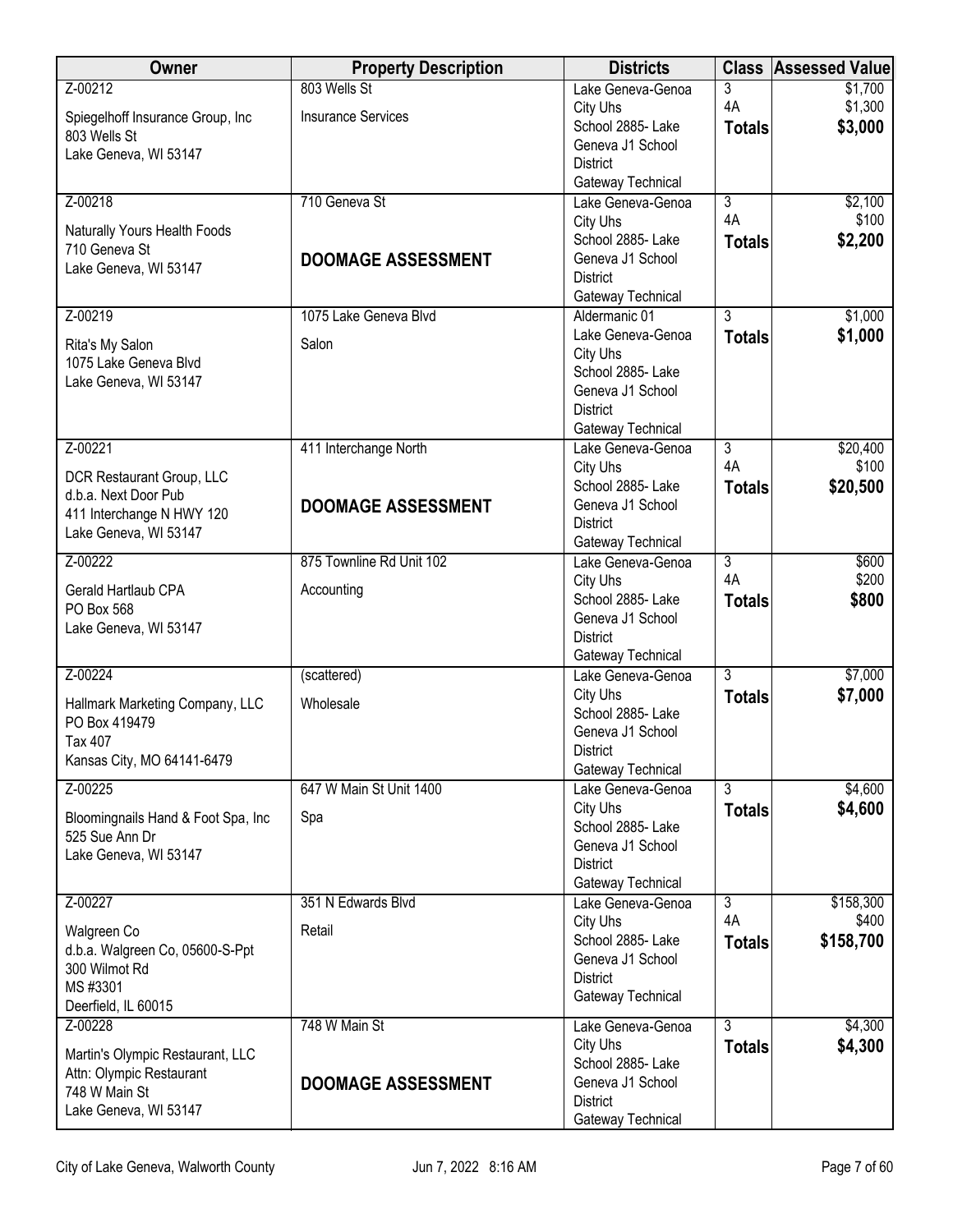| Owner | Property Description | Districts | Class | Assessed Value |
|---|---|---|---|---|
| Z-00212<br>Spiegelhoff Insurance Group, Inc<br>803 Wells St<br>Lake Geneva, WI 53147 | 803 Wells St<br>Insurance Services | Lake Geneva-Genoa City Uhs<br>School 2885- Lake Geneva J1 School District<br>Gateway Technical | 3<br>4A<br>**Totals** | $1,700<br>$1,300<br>**$3,000** |
| Z-00218<br>Naturally Yours Health Foods<br>710 Geneva St<br>Lake Geneva, WI 53147 | 710 Geneva St<br>**DOOMAGE ASSESSMENT** | Lake Geneva-Genoa City Uhs<br>School 2885- Lake Geneva J1 School District<br>Gateway Technical | 3<br>4A<br>**Totals** | $2,100<br>$100<br>**$2,200** |
| Z-00219<br>Rita's My Salon<br>1075 Lake Geneva Blvd<br>Lake Geneva, WI 53147 | 1075 Lake Geneva Blvd<br>Salon | Aldermanic 01<br>Lake Geneva-Genoa City Uhs<br>School 2885- Lake Geneva J1 School District<br>Gateway Technical | 3<br>**Totals** | $1,000<br>**$1,000** |
| Z-00221<br>DCR Restaurant Group, LLC<br>d.b.a. Next Door Pub<br>411 Interchange N HWY 120<br>Lake Geneva, WI 53147 | 411 Interchange North<br>**DOOMAGE ASSESSMENT** | Lake Geneva-Genoa City Uhs<br>School 2885- Lake Geneva J1 School District<br>Gateway Technical | 3<br>4A<br>**Totals** | $20,400<br>$100<br>**$20,500** |
| Z-00222<br>Gerald Hartlaub CPA<br>PO Box 568<br>Lake Geneva, WI 53147 | 875 Townline Rd Unit 102<br>Accounting | Lake Geneva-Genoa City Uhs<br>School 2885- Lake Geneva J1 School District<br>Gateway Technical | 3<br>4A<br>**Totals** | $600<br>$200<br>**$800** |
| Z-00224<br>Hallmark Marketing Company, LLC<br>PO Box 419479<br>Tax 407<br>Kansas City, MO 64141-6479 | (scattered)<br>Wholesale | Lake Geneva-Genoa City Uhs<br>School 2885- Lake Geneva J1 School District<br>Gateway Technical | 3<br>**Totals** | $7,000<br>**$7,000** |
| Z-00225<br>Bloomingnails Hand & Foot Spa, Inc<br>525 Sue Ann Dr<br>Lake Geneva, WI 53147 | 647 W Main St Unit 1400<br>Spa | Lake Geneva-Genoa City Uhs<br>School 2885- Lake Geneva J1 School District<br>Gateway Technical | 3<br>**Totals** | $4,600<br>**$4,600** |
| Z-00227<br>Walgreen Co<br>d.b.a. Walgreen Co, 05600-S-Ppt<br>300 Wilmot Rd<br>MS #3301<br>Deerfield, IL 60015 | 351 N Edwards Blvd<br>Retail | Lake Geneva-Genoa City Uhs<br>School 2885- Lake Geneva J1 School District<br>Gateway Technical | 3<br>4A<br>**Totals** | $158,300<br>$400<br>**$158,700** |
| Z-00228<br>Martin's Olympic Restaurant, LLC<br>Attn: Olympic Restaurant<br>748 W Main St<br>Lake Geneva, WI 53147 | 748 W Main St<br>**DOOMAGE ASSESSMENT** | Lake Geneva-Genoa City Uhs<br>School 2885- Lake Geneva J1 School District<br>Gateway Technical | 3<br>**Totals** | $4,300<br>**$4,300** |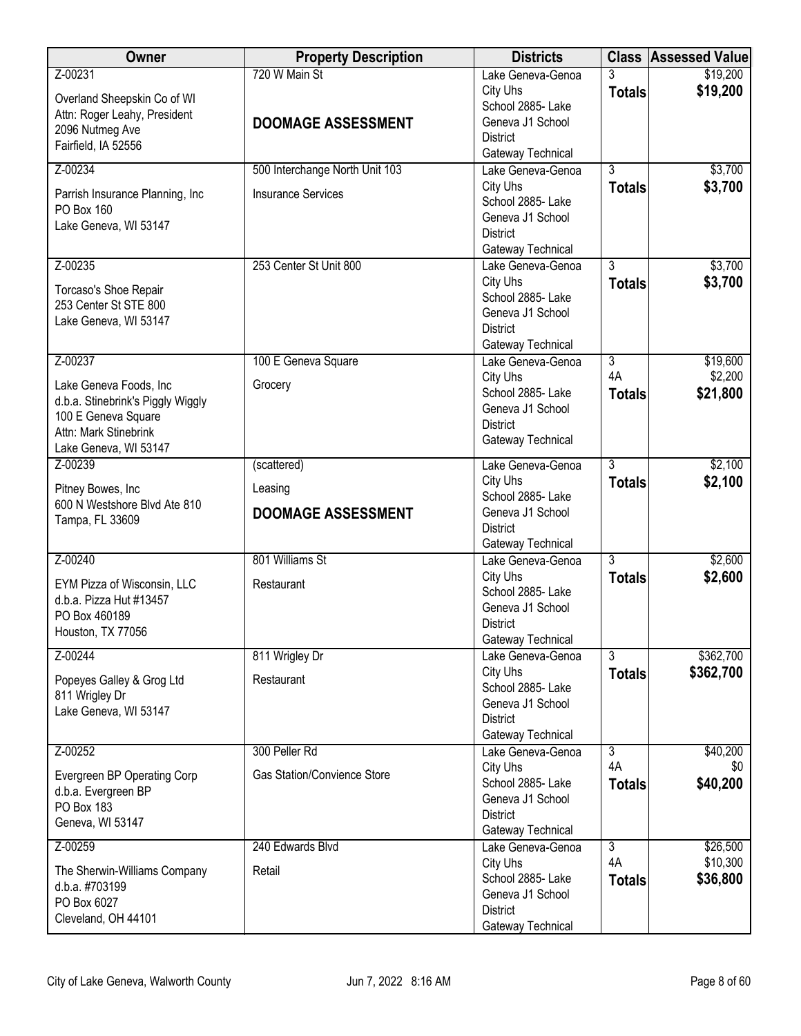| Owner | Property Description | Districts | Class | Assessed Value |
|---|---|---|---|---|
| Z-00231<br>Overland Sheepskin Co of WI<br>Attn: Roger Leahy, President<br>2096 Nutmeg Ave<br>Fairfield, IA 52556 | 720 W Main St<br>**DOOMAGE ASSESSMENT** | Lake Geneva-Genoa City Uhs<br>School 2885- Lake Geneva J1 School District<br>Gateway Technical | 3<br>**Totals** | $19,200<br>**$19,200** |
| Z-00234<br>Parrish Insurance Planning, Inc<br>PO Box 160<br>Lake Geneva, WI 53147 | 500 Interchange North Unit 103<br>Insurance Services | Lake Geneva-Genoa City Uhs<br>School 2885- Lake Geneva J1 School District<br>Gateway Technical | 3<br>**Totals** | $3,700<br>**$3,700** |
| Z-00235<br>Torcaso's Shoe Repair<br>253 Center St STE 800<br>Lake Geneva, WI 53147 | 253 Center St Unit 800 | Lake Geneva-Genoa City Uhs<br>School 2885- Lake Geneva J1 School District<br>Gateway Technical | 3<br>**Totals** | $3,700<br>**$3,700** |
| Z-00237<br>Lake Geneva Foods, Inc<br>d.b.a. Stinebrink's Piggly Wiggly<br>100 E Geneva Square<br>Attn: Mark Stinebrink<br>Lake Geneva, WI 53147 | 100 E Geneva Square<br>Grocery | Lake Geneva-Genoa City Uhs<br>School 2885- Lake Geneva J1 School District<br>Gateway Technical | 3<br>4A<br>**Totals** | $19,600<br>$2,200<br>**$21,800** |
| Z-00239<br>Pitney Bowes, Inc<br>600 N Westshore Blvd Ate 810<br>Tampa, FL 33609 | (scattered)<br>Leasing<br>**DOOMAGE ASSESSMENT** | Lake Geneva-Genoa City Uhs<br>School 2885- Lake Geneva J1 School District<br>Gateway Technical | 3<br>**Totals** | $2,100<br>**$2,100** |
| Z-00240<br>EYM Pizza of Wisconsin, LLC<br>d.b.a. Pizza Hut #13457<br>PO Box 460189<br>Houston, TX 77056 | 801 Williams St<br>Restaurant | Lake Geneva-Genoa City Uhs<br>School 2885- Lake Geneva J1 School District<br>Gateway Technical | 3<br>**Totals** | $2,600<br>**$2,600** |
| Z-00244<br>Popeyes Galley & Grog Ltd<br>811 Wrigley Dr<br>Lake Geneva, WI 53147 | 811 Wrigley Dr<br>Restaurant | Lake Geneva-Genoa City Uhs<br>School 2885- Lake Geneva J1 School District<br>Gateway Technical | 3<br>**Totals** | $362,700<br>**$362,700** |
| Z-00252<br>Evergreen BP Operating Corp<br>d.b.a. Evergreen BP<br>PO Box 183<br>Geneva, WI 53147 | 300 Peller Rd<br>Gas Station/Convience Store | Lake Geneva-Genoa City Uhs<br>School 2885- Lake Geneva J1 School District<br>Gateway Technical | 3<br>4A<br>**Totals** | $40,200<br>$0<br>**$40,200** |
| Z-00259<br>The Sherwin-Williams Company<br>d.b.a. #703199<br>PO Box 6027<br>Cleveland, OH 44101 | 240 Edwards Blvd<br>Retail | Lake Geneva-Genoa City Uhs<br>School 2885- Lake Geneva J1 School District<br>Gateway Technical | 3<br>4A<br>**Totals** | $26,500<br>$10,300<br>**$36,800** |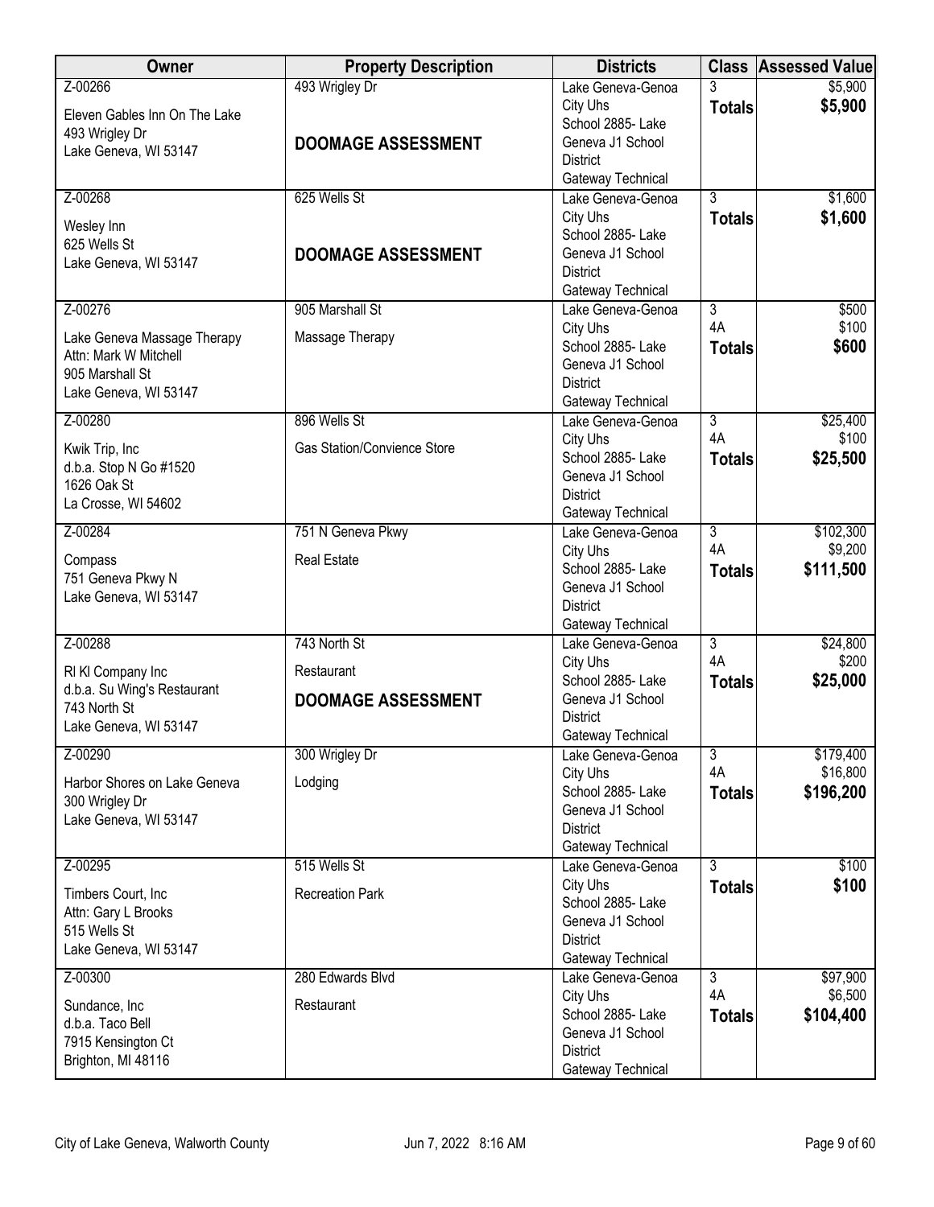| Owner | Property Description | Districts | Class | Assessed Value |
|---|---|---|---|---|
| Z-00266<br>Eleven Gables Inn On The Lake<br>493 Wrigley Dr<br>Lake Geneva, WI 53147 | 493 Wrigley Dr<br>**DOOMAGE ASSESSMENT** | Lake Geneva-Genoa City Uhs<br>School 2885- Lake Geneva J1 School District<br>Gateway Technical | 3<br>**Totals** | $5,900<br>**$5,900** |
| Z-00268<br>Wesley Inn<br>625 Wells St<br>Lake Geneva, WI 53147 | 625 Wells St<br>**DOOMAGE ASSESSMENT** | Lake Geneva-Genoa City Uhs<br>School 2885- Lake Geneva J1 School District<br>Gateway Technical | 3<br>**Totals** | $1,600<br>**$1,600** |
| Z-00276<br>Lake Geneva Massage Therapy<br>Attn: Mark W Mitchell<br>905 Marshall St<br>Lake Geneva, WI 53147 | 905 Marshall St<br>Massage Therapy | Lake Geneva-Genoa City Uhs<br>School 2885- Lake Geneva J1 School District<br>Gateway Technical | 3<br>4A<br>**Totals** | $500<br>$100<br>**$600** |
| Z-00280<br>Kwik Trip, Inc<br>d.b.a. Stop N Go #1520<br>1626 Oak St<br>La Crosse, WI 54602 | 896 Wells St<br>Gas Station/Convience Store | Lake Geneva-Genoa City Uhs<br>School 2885- Lake Geneva J1 School District<br>Gateway Technical | 3<br>4A<br>**Totals** | $25,400<br>$100<br>**$25,500** |
| Z-00284<br>Compass<br>751 Geneva Pkwy N<br>Lake Geneva, WI 53147 | 751 N Geneva Pkwy<br>Real Estate | Lake Geneva-Genoa City Uhs<br>School 2885- Lake Geneva J1 School District<br>Gateway Technical | 3<br>4A<br>**Totals** | $102,300<br>$9,200<br>**$111,500** |
| Z-00288<br>Rl Kl Company Inc<br>d.b.a. Su Wing's Restaurant<br>743 North St<br>Lake Geneva, WI 53147 | 743 North St<br>Restaurant<br>**DOOMAGE ASSESSMENT** | Lake Geneva-Genoa City Uhs<br>School 2885- Lake Geneva J1 School District<br>Gateway Technical | 3<br>4A<br>**Totals** | $24,800<br>$200<br>**$25,000** |
| Z-00290<br>Harbor Shores on Lake Geneva<br>300 Wrigley Dr<br>Lake Geneva, WI 53147 | 300 Wrigley Dr<br>Lodging | Lake Geneva-Genoa City Uhs<br>School 2885- Lake Geneva J1 School District<br>Gateway Technical | 3<br>4A<br>**Totals** | $179,400<br>$16,800<br>**$196,200** |
| Z-00295<br>Timbers Court, Inc<br>Attn: Gary L Brooks<br>515 Wells St<br>Lake Geneva, WI 53147 | 515 Wells St<br>Recreation Park | Lake Geneva-Genoa City Uhs<br>School 2885- Lake Geneva J1 School District<br>Gateway Technical | 3<br>**Totals** | $100<br>**$100** |
| Z-00300<br>Sundance, Inc<br>d.b.a. Taco Bell<br>7915 Kensington Ct<br>Brighton, MI 48116 | 280 Edwards Blvd<br>Restaurant | Lake Geneva-Genoa City Uhs<br>School 2885- Lake Geneva J1 School District<br>Gateway Technical | 3<br>4A<br>**Totals** | $97,900<br>$6,500<br>**$104,400** |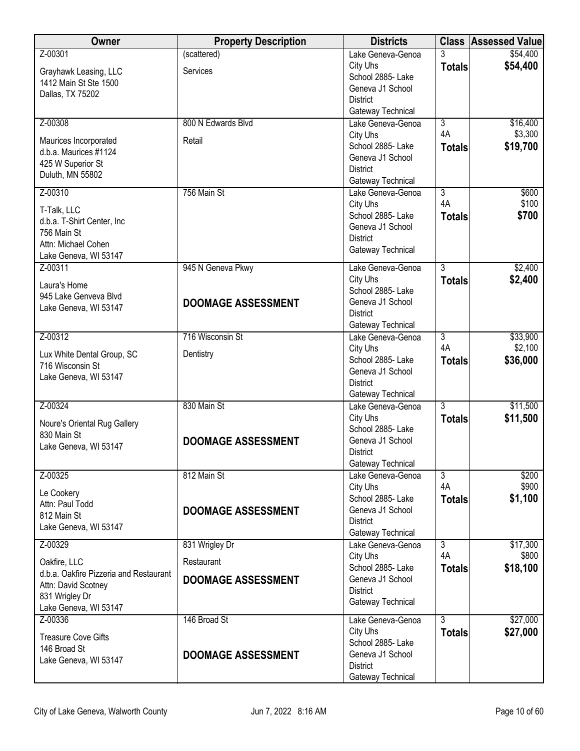| Owner | Property Description | Districts | Class | Assessed Value |
|---|---|---|---|---|
| Z-00301<br>Grayhawk Leasing, LLC<br>1412 Main St Ste 1500<br>Dallas, TX 75202 | (scattered)<br>Services | Lake Geneva-Genoa City Uhs<br>School 2885- Lake Geneva J1 School District<br>Gateway Technical | 3<br>**Totals** | $54,400<br>**$54,400** |
| Z-00308<br>Maurices Incorporated<br>d.b.a. Maurices #1124<br>425 W Superior St<br>Duluth, MN 55802 | 800 N Edwards Blvd<br>Retail | Lake Geneva-Genoa City Uhs<br>School 2885- Lake Geneva J1 School District<br>Gateway Technical | 3<br>4A<br>**Totals** | $16,400<br>$3,300<br>**$19,700** |
| Z-00310<br>T-Talk, LLC<br>d.b.a. T-Shirt Center, Inc<br>756 Main St<br>Attn: Michael Cohen<br>Lake Geneva, WI 53147 | 756 Main St | Lake Geneva-Genoa City Uhs<br>School 2885- Lake Geneva J1 School District<br>Gateway Technical | 3<br>4A<br>**Totals** | $600<br>$100<br>**$700** |
| Z-00311<br>Laura's Home<br>945 Lake Genveva Blvd<br>Lake Geneva, WI 53147 | 945 N Geneva Pkwy<br>**DOOMAGE ASSESSMENT** | Lake Geneva-Genoa City Uhs<br>School 2885- Lake Geneva J1 School District<br>Gateway Technical | 3<br>**Totals** | $2,400<br>**$2,400** |
| Z-00312<br>Lux White Dental Group, SC<br>716 Wisconsin St<br>Lake Geneva, WI 53147 | 716 Wisconsin St<br>Dentistry | Lake Geneva-Genoa City Uhs<br>School 2885- Lake Geneva J1 School District<br>Gateway Technical | 3<br>4A<br>**Totals** | $33,900<br>$2,100<br>**$36,000** |
| Z-00324<br>Noure's Oriental Rug Gallery<br>830 Main St<br>Lake Geneva, WI 53147 | 830 Main St<br>**DOOMAGE ASSESSMENT** | Lake Geneva-Genoa City Uhs<br>School 2885- Lake Geneva J1 School District<br>Gateway Technical | 3<br>**Totals** | $11,500<br>**$11,500** |
| Z-00325<br>Le Cookery<br>Attn: Paul Todd<br>812 Main St<br>Lake Geneva, WI 53147 | 812 Main St<br>**DOOMAGE ASSESSMENT** | Lake Geneva-Genoa City Uhs<br>School 2885- Lake Geneva J1 School District<br>Gateway Technical | 3<br>4A<br>**Totals** | $200<br>$900<br>**$1,100** |
| Z-00329<br>Oakfire, LLC<br>d.b.a. Oakfire Pizzeria and Restaurant<br>Attn: David Scotney<br>831 Wrigley Dr<br>Lake Geneva, WI 53147 | 831 Wrigley Dr<br>Restaurant<br>**DOOMAGE ASSESSMENT** | Lake Geneva-Genoa City Uhs<br>School 2885- Lake Geneva J1 School District<br>Gateway Technical | 3<br>4A<br>**Totals** | $17,300<br>$800<br>**$18,100** |
| Z-00336<br>Treasure Cove Gifts<br>146 Broad St<br>Lake Geneva, WI 53147 | 146 Broad St<br>**DOOMAGE ASSESSMENT** | Lake Geneva-Genoa City Uhs<br>School 2885- Lake Geneva J1 School District<br>Gateway Technical | 3<br>**Totals** | $27,000<br>**$27,000** |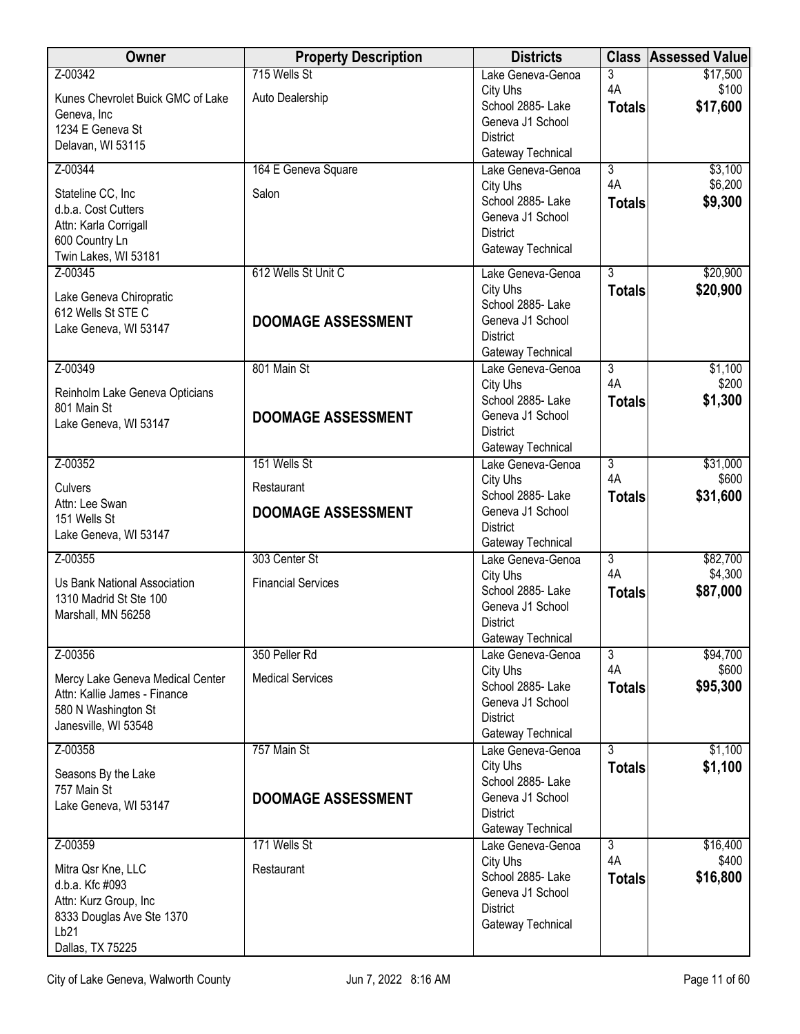| Owner | Property Description | Districts | Class | Assessed Value |
|---|---|---|---|---|
| Z-00342<br>Kunes Chevrolet Buick GMC of Lake Geneva, Inc<br>1234 E Geneva St<br>Delavan, WI 53115 | 715 Wells St<br>Auto Dealership | Lake Geneva-Genoa City Uhs<br>School 2885- Lake Geneva J1 School District<br>Gateway Technical | 3<br>4A<br>**Totals** | $17,500<br>$100<br>**$17,600** |
| Z-00344<br>Stateline CC, Inc<br>d.b.a. Cost Cutters<br>Attn: Karla Corrigall<br>600 Country Ln<br>Twin Lakes, WI 53181 | 164 E Geneva Square<br>Salon | Lake Geneva-Genoa City Uhs<br>School 2885- Lake Geneva J1 School District<br>Gateway Technical | 3<br>4A<br>**Totals** | $3,100<br>$6,200<br>**$9,300** |
| Z-00345<br>Lake Geneva Chiropratic<br>612 Wells St STE C<br>Lake Geneva, WI 53147 | 612 Wells St Unit C<br>**DOOMAGE ASSESSMENT** | Lake Geneva-Genoa City Uhs<br>School 2885- Lake Geneva J1 School District<br>Gateway Technical | 3<br>**Totals** | $20,900<br>**$20,900** |
| Z-00349<br>Reinholm Lake Geneva Opticians<br>801 Main St<br>Lake Geneva, WI 53147 | 801 Main St<br>**DOOMAGE ASSESSMENT** | Lake Geneva-Genoa City Uhs<br>School 2885- Lake Geneva J1 School District<br>Gateway Technical | 3<br>4A<br>**Totals** | $1,100<br>$200<br>**$1,300** |
| Z-00352<br>Culvers<br>Attn: Lee Swan<br>151 Wells St<br>Lake Geneva, WI 53147 | 151 Wells St<br>Restaurant<br>**DOOMAGE ASSESSMENT** | Lake Geneva-Genoa City Uhs<br>School 2885- Lake Geneva J1 School District<br>Gateway Technical | 3<br>4A<br>**Totals** | $31,000<br>$600<br>**$31,600** |
| Z-00355<br>Us Bank National Association<br>1310 Madrid St Ste 100<br>Marshall, MN 56258 | 303 Center St<br>Financial Services | Lake Geneva-Genoa City Uhs<br>School 2885- Lake Geneva J1 School District<br>Gateway Technical | 3<br>4A<br>**Totals** | $82,700<br>$4,300<br>**$87,000** |
| Z-00356<br>Mercy Lake Geneva Medical Center<br>Attn: Kallie James - Finance<br>580 N Washington St<br>Janesville, WI 53548 | 350 Peller Rd<br>Medical Services | Lake Geneva-Genoa City Uhs<br>School 2885- Lake Geneva J1 School District<br>Gateway Technical | 3<br>4A<br>**Totals** | $94,700<br>$600<br>**$95,300** |
| Z-00358<br>Seasons By the Lake<br>757 Main St<br>Lake Geneva, WI 53147 | 757 Main St<br>**DOOMAGE ASSESSMENT** | Lake Geneva-Genoa City Uhs<br>School 2885- Lake Geneva J1 School District<br>Gateway Technical | 3<br>**Totals** | $1,100<br>**$1,100** |
| Z-00359<br>Mitra Qsr Kne, LLC<br>d.b.a. Kfc #093<br>Attn: Kurz Group, Inc<br>8333 Douglas Ave Ste 1370<br>Lb21<br>Dallas, TX 75225 | 171 Wells St<br>Restaurant | Lake Geneva-Genoa City Uhs<br>School 2885- Lake Geneva J1 School District<br>Gateway Technical | 3<br>4A<br>**Totals** | $16,400<br>$400<br>**$16,800** |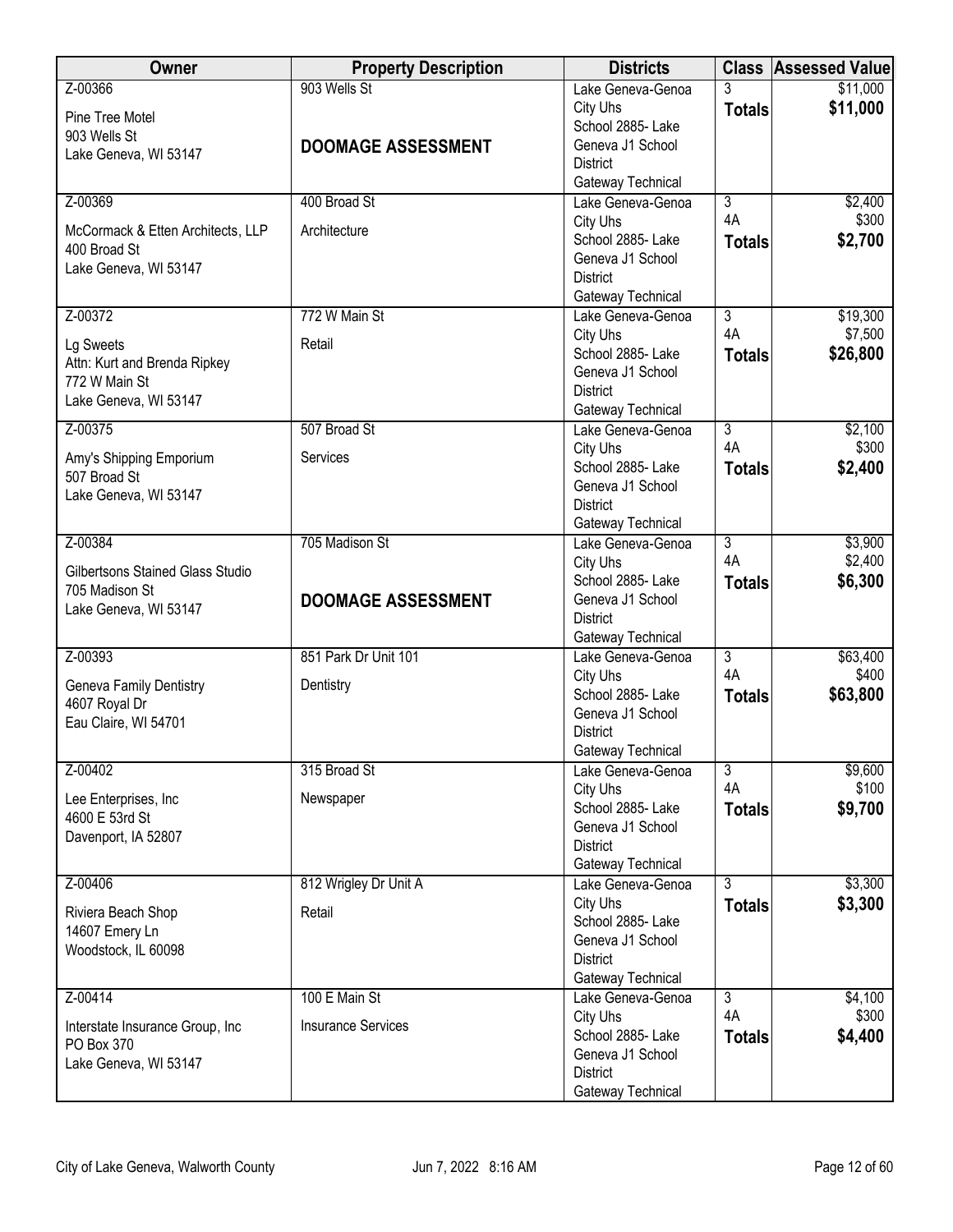| Owner | Property Description | Districts | Class | Assessed Value |
|---|---|---|---|---|
| Z-00366<br>Pine Tree Motel<br>903 Wells St<br>Lake Geneva, WI 53147 | 903 Wells St<br><br>**DOOMAGE ASSESSMENT** | Lake Geneva-Genoa City Uhs<br>School 2885- Lake Geneva J1 School District<br>Gateway Technical | 3<br>**Totals** | $11,000<br>**$11,000** |
| Z-00369<br>McCormack & Etten Architects, LLP<br>400 Broad St<br>Lake Geneva, WI 53147 | 400 Broad St<br>Architecture | Lake Geneva-Genoa City Uhs<br>School 2885- Lake Geneva J1 School District<br>Gateway Technical | 3<br>4A<br>**Totals** | $2,400<br>$300<br>**$2,700** |
| Z-00372<br>Lg Sweets<br>Attn: Kurt and Brenda Ripkey<br>772 W Main St<br>Lake Geneva, WI 53147 | 772 W Main St<br>Retail | Lake Geneva-Genoa City Uhs<br>School 2885- Lake Geneva J1 School District<br>Gateway Technical | 3<br>4A<br>**Totals** | $19,300<br>$7,500<br>**$26,800** |
| Z-00375<br>Amy's Shipping Emporium<br>507 Broad St<br>Lake Geneva, WI 53147 | 507 Broad St<br>Services | Lake Geneva-Genoa City Uhs<br>School 2885- Lake Geneva J1 School District<br>Gateway Technical | 3<br>4A<br>**Totals** | $2,100<br>$300<br>**$2,400** |
| Z-00384<br>Gilbertsons Stained Glass Studio<br>705 Madison St<br>Lake Geneva, WI 53147 | 705 Madison St<br><br>**DOOMAGE ASSESSMENT** | Lake Geneva-Genoa City Uhs<br>School 2885- Lake Geneva J1 School District<br>Gateway Technical | 3<br>4A<br>**Totals** | $3,900<br>$2,400<br>**$6,300** |
| Z-00393<br>Geneva Family Dentistry<br>4607 Royal Dr<br>Eau Claire, WI 54701 | 851 Park Dr Unit 101<br>Dentistry | Lake Geneva-Genoa City Uhs<br>School 2885- Lake Geneva J1 School District<br>Gateway Technical | 3<br>4A<br>**Totals** | $63,400<br>$400<br>**$63,800** |
| Z-00402<br>Lee Enterprises, Inc<br>4600 E 53rd St<br>Davenport, IA 52807 | 315 Broad St<br>Newspaper | Lake Geneva-Genoa City Uhs<br>School 2885- Lake Geneva J1 School District<br>Gateway Technical | 3<br>4A<br>**Totals** | $9,600<br>$100<br>**$9,700** |
| Z-00406<br>Riviera Beach Shop<br>14607 Emery Ln<br>Woodstock, IL 60098 | 812 Wrigley Dr Unit A<br>Retail | Lake Geneva-Genoa City Uhs<br>School 2885- Lake Geneva J1 School District<br>Gateway Technical | 3<br>**Totals** | $3,300<br>**$3,300** |
| Z-00414<br>Interstate Insurance Group, Inc<br>PO Box 370<br>Lake Geneva, WI 53147 | 100 E Main St<br>Insurance Services | Lake Geneva-Genoa City Uhs<br>School 2885- Lake Geneva J1 School District<br>Gateway Technical | 3<br>4A<br>**Totals** | $4,100<br>$300<br>**$4,400** |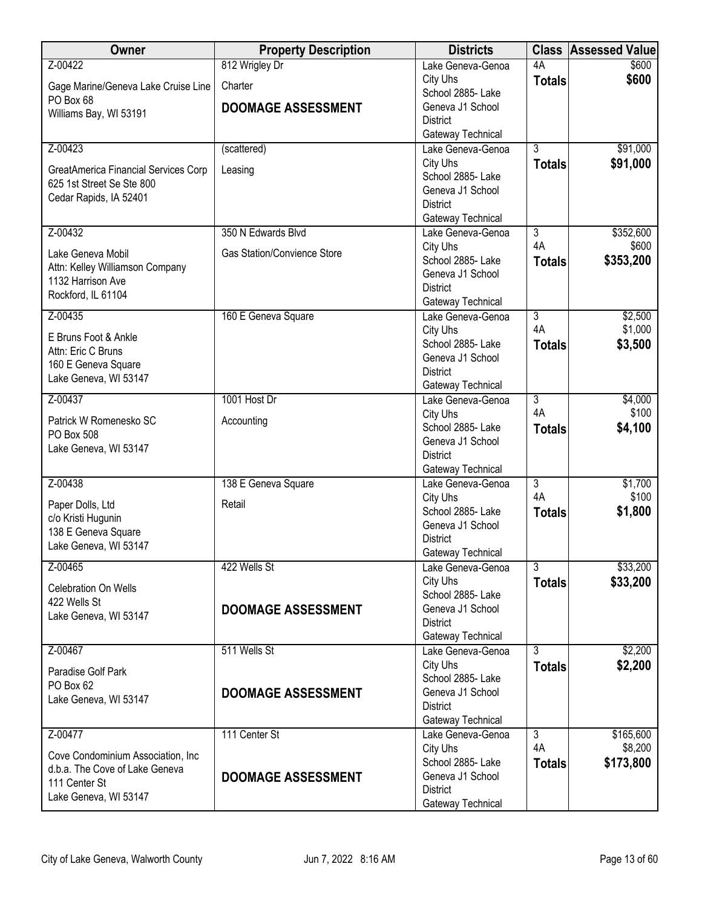| Owner | Property Description | Districts | Class | Assessed Value |
|---|---|---|---|---|
| Z-00422<br>Gage Marine/Geneva Lake Cruise Line<br>PO Box 68<br>Williams Bay, WI 53191 | 812 Wrigley Dr<br>Charter<br>**DOOMAGE ASSESSMENT** | Lake Geneva-Genoa City Uhs<br>School 2885- Lake Geneva J1 School District<br>Gateway Technical | 4A<br>**Totals** | $600<br>**$600** |
| Z-00423<br>GreatAmerica Financial Services Corp<br>625 1st Street Se Ste 800<br>Cedar Rapids, IA 52401 | (scattered)<br>Leasing | Lake Geneva-Genoa City Uhs<br>School 2885- Lake Geneva J1 School District<br>Gateway Technical | 3<br>**Totals** | $91,000<br>**$91,000** |
| Z-00432<br>Lake Geneva Mobil<br>Attn: Kelley Williamson Company<br>1132 Harrison Ave<br>Rockford, IL 61104 | 350 N Edwards Blvd<br>Gas Station/Convience Store | Lake Geneva-Genoa City Uhs<br>School 2885- Lake Geneva J1 School District<br>Gateway Technical | 3<br>4A<br>**Totals** | $352,600<br>$600<br>**$353,200** |
| Z-00435<br>E Bruns Foot & Ankle<br>Attn: Eric C Bruns<br>160 E Geneva Square<br>Lake Geneva, WI 53147 | 160 E Geneva Square | Lake Geneva-Genoa City Uhs<br>School 2885- Lake Geneva J1 School District<br>Gateway Technical | 3<br>4A<br>**Totals** | $2,500<br>$1,000<br>**$3,500** |
| Z-00437<br>Patrick W Romenesko SC<br>PO Box 508<br>Lake Geneva, WI 53147 | 1001 Host Dr<br>Accounting | Lake Geneva-Genoa City Uhs<br>School 2885- Lake Geneva J1 School District<br>Gateway Technical | 3<br>4A<br>**Totals** | $4,000<br>$100<br>**$4,100** |
| Z-00438<br>Paper Dolls, Ltd<br>c/o Kristi Hugunin<br>138 E Geneva Square<br>Lake Geneva, WI 53147 | 138 E Geneva Square<br>Retail | Lake Geneva-Genoa City Uhs<br>School 2885- Lake Geneva J1 School District<br>Gateway Technical | 3<br>4A<br>**Totals** | $1,700<br>$100<br>**$1,800** |
| Z-00465<br>Celebration On Wells<br>422 Wells St<br>Lake Geneva, WI 53147 | 422 Wells St<br>**DOOMAGE ASSESSMENT** | Lake Geneva-Genoa City Uhs<br>School 2885- Lake Geneva J1 School District<br>Gateway Technical | 3<br>**Totals** | $33,200<br>**$33,200** |
| Z-00467<br>Paradise Golf Park<br>PO Box 62<br>Lake Geneva, WI 53147 | 511 Wells St<br>**DOOMAGE ASSESSMENT** | Lake Geneva-Genoa City Uhs<br>School 2885- Lake Geneva J1 School District<br>Gateway Technical | 3<br>**Totals** | $2,200<br>**$2,200** |
| Z-00477<br>Cove Condominium Association, Inc<br>d.b.a. The Cove of Lake Geneva<br>111 Center St<br>Lake Geneva, WI 53147 | 111 Center St<br>**DOOMAGE ASSESSMENT** | Lake Geneva-Genoa City Uhs<br>School 2885- Lake Geneva J1 School District<br>Gateway Technical | 3<br>4A<br>**Totals** | $165,600<br>$8,200<br>**$173,800** |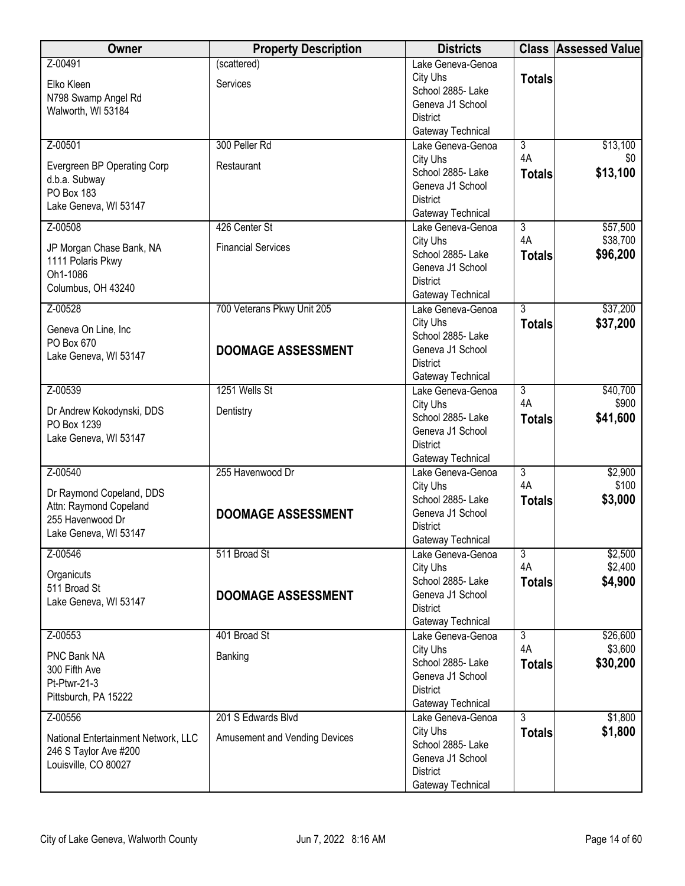| Owner | Property Description | Districts | Class | Assessed Value |
|---|---|---|---|---|
| Z-00491<br>Elko Kleen<br>N798 Swamp Angel Rd<br>Walworth, WI 53184 | (scattered)<br>Services | Lake Geneva-Genoa City Uhs<br>School 2885- Lake Geneva J1 School District<br>Gateway Technical | **Totals** | |
| Z-00501<br>Evergreen BP Operating Corp<br>d.b.a. Subway<br>PO Box 183<br>Lake Geneva, WI 53147 | 300 Peller Rd<br>Restaurant | Lake Geneva-Genoa City Uhs<br>School 2885- Lake Geneva J1 School District<br>Gateway Technical | 3<br>4A<br>**Totals** | $13,100<br>$0<br>**$13,100** |
| Z-00508<br>JP Morgan Chase Bank, NA<br>1111 Polaris Pkwy<br>Oh1-1086<br>Columbus, OH 43240 | 426 Center St<br>Financial Services | Lake Geneva-Genoa City Uhs<br>School 2885- Lake Geneva J1 School District<br>Gateway Technical | 3<br>4A<br>**Totals** | $57,500<br>$38,700<br>**$96,200** |
| Z-00528<br>Geneva On Line, Inc<br>PO Box 670<br>Lake Geneva, WI 53147 | 700 Veterans Pkwy Unit 205<br>**DOOMAGE ASSESSMENT** | Lake Geneva-Genoa City Uhs<br>School 2885- Lake Geneva J1 School District<br>Gateway Technical | 3<br>**Totals** | $37,200<br>**$37,200** |
| Z-00539<br>Dr Andrew Kokodynski, DDS<br>PO Box 1239<br>Lake Geneva, WI 53147 | 1251 Wells St<br>Dentistry | Lake Geneva-Genoa City Uhs<br>School 2885- Lake Geneva J1 School District<br>Gateway Technical | 3<br>4A<br>**Totals** | $40,700<br>$900<br>**$41,600** |
| Z-00540<br>Dr Raymond Copeland, DDS<br>Attn: Raymond Copeland<br>255 Havenwood Dr<br>Lake Geneva, WI 53147 | 255 Havenwood Dr<br>**DOOMAGE ASSESSMENT** | Lake Geneva-Genoa City Uhs<br>School 2885- Lake Geneva J1 School District<br>Gateway Technical | 3<br>4A<br>**Totals** | $2,900<br>$100<br>**$3,000** |
| Z-00546<br>Organicuts<br>511 Broad St<br>Lake Geneva, WI 53147 | 511 Broad St<br>**DOOMAGE ASSESSMENT** | Lake Geneva-Genoa City Uhs<br>School 2885- Lake Geneva J1 School District<br>Gateway Technical | 3<br>4A<br>**Totals** | $2,500<br>$2,400<br>**$4,900** |
| Z-00553<br>PNC Bank NA<br>300 Fifth Ave<br>Pt-Ptwr-21-3<br>Pittsburch, PA 15222 | 401 Broad St<br>Banking | Lake Geneva-Genoa City Uhs<br>School 2885- Lake Geneva J1 School District<br>Gateway Technical | 3<br>4A<br>**Totals** | $26,600<br>$3,600<br>**$30,200** |
| Z-00556<br>National Entertainment Network, LLC<br>246 S Taylor Ave #200<br>Louisville, CO 80027 | 201 S Edwards Blvd<br>Amusement and Vending Devices | Lake Geneva-Genoa City Uhs<br>School 2885- Lake Geneva J1 School District<br>Gateway Technical | 3<br>**Totals** | $1,800<br>**$1,800** |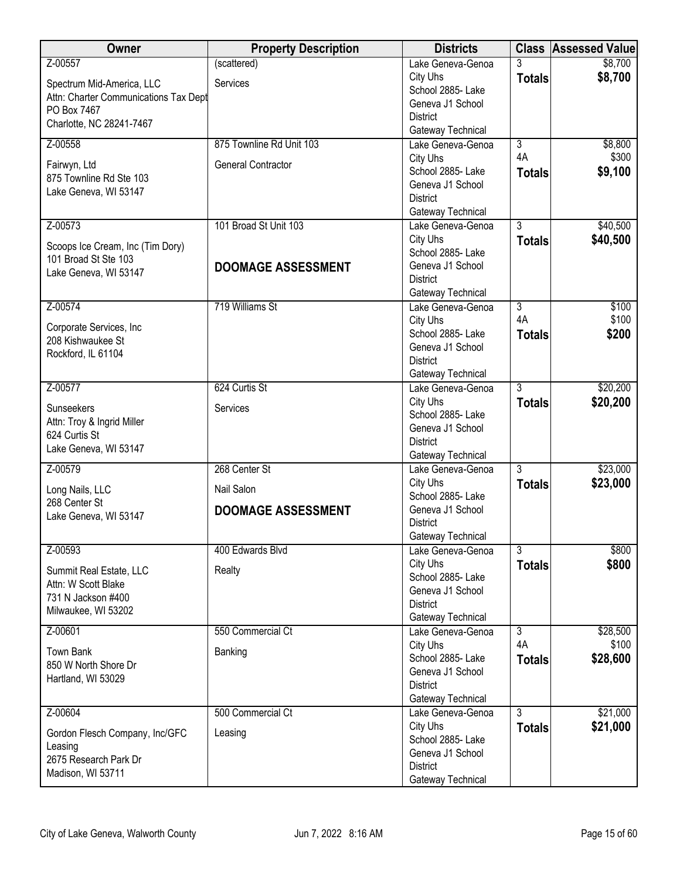| Owner | Property Description | Districts | Class | Assessed Value |
|---|---|---|---|---|
| Z-00557<br>Spectrum Mid-America, LLC<br>Attn: Charter Communications Tax Dept<br>PO Box 7467<br>Charlotte, NC 28241-7467 | (scattered)<br>Services | Lake Geneva-Genoa City Uhs<br>School 2885- Lake Geneva J1 School District<br>Gateway Technical | 3<br>**Totals** | $8,700<br>**$8,700** |
| Z-00558<br>Fairwyn, Ltd<br>875 Townline Rd Ste 103<br>Lake Geneva, WI 53147 | 875 Townline Rd Unit 103<br>General Contractor | Lake Geneva-Genoa City Uhs<br>School 2885- Lake Geneva J1 School District<br>Gateway Technical | 3<br>4A<br>**Totals** | $8,800<br>$300<br>**$9,100** |
| Z-00573<br>Scoops Ice Cream, Inc (Tim Dory)<br>101 Broad St Ste 103<br>Lake Geneva, WI 53147 | 101 Broad St Unit 103<br>**DOOMAGE ASSESSMENT** | Lake Geneva-Genoa City Uhs<br>School 2885- Lake Geneva J1 School District<br>Gateway Technical | 3<br>**Totals** | $40,500<br>**$40,500** |
| Z-00574<br>Corporate Services, Inc<br>208 Kishwaukee St<br>Rockford, IL 61104 | 719 Williams St | Lake Geneva-Genoa City Uhs<br>School 2885- Lake Geneva J1 School District<br>Gateway Technical | 3<br>4A<br>**Totals** | $100<br>$100<br>**$200** |
| Z-00577<br>Sunseekers<br>Attn: Troy & Ingrid Miller<br>624 Curtis St<br>Lake Geneva, WI 53147 | 624 Curtis St<br>Services | Lake Geneva-Genoa City Uhs<br>School 2885- Lake Geneva J1 School District<br>Gateway Technical | 3<br>**Totals** | $20,200<br>**$20,200** |
| Z-00579<br>Long Nails, LLC<br>268 Center St<br>Lake Geneva, WI 53147 | 268 Center St<br>Nail Salon<br>**DOOMAGE ASSESSMENT** | Lake Geneva-Genoa City Uhs<br>School 2885- Lake Geneva J1 School District<br>Gateway Technical | 3<br>**Totals** | $23,000<br>**$23,000** |
| Z-00593<br>Summit Real Estate, LLC<br>Attn: W Scott Blake<br>731 N Jackson #400<br>Milwaukee, WI 53202 | 400 Edwards Blvd<br>Realty | Lake Geneva-Genoa City Uhs<br>School 2885- Lake Geneva J1 School District<br>Gateway Technical | 3<br>**Totals** | $800<br>**$800** |
| Z-00601<br>Town Bank<br>850 W North Shore Dr<br>Hartland, WI 53029 | 550 Commercial Ct<br>Banking | Lake Geneva-Genoa City Uhs<br>School 2885- Lake Geneva J1 School District<br>Gateway Technical | 3<br>4A<br>**Totals** | $28,500<br>$100<br>**$28,600** |
| Z-00604<br>Gordon Flesch Company, Inc/GFC Leasing<br>2675 Research Park Dr<br>Madison, WI 53711 | 500 Commercial Ct<br>Leasing | Lake Geneva-Genoa City Uhs<br>School 2885- Lake Geneva J1 School District<br>Gateway Technical | 3<br>**Totals** | $21,000<br>**$21,000** |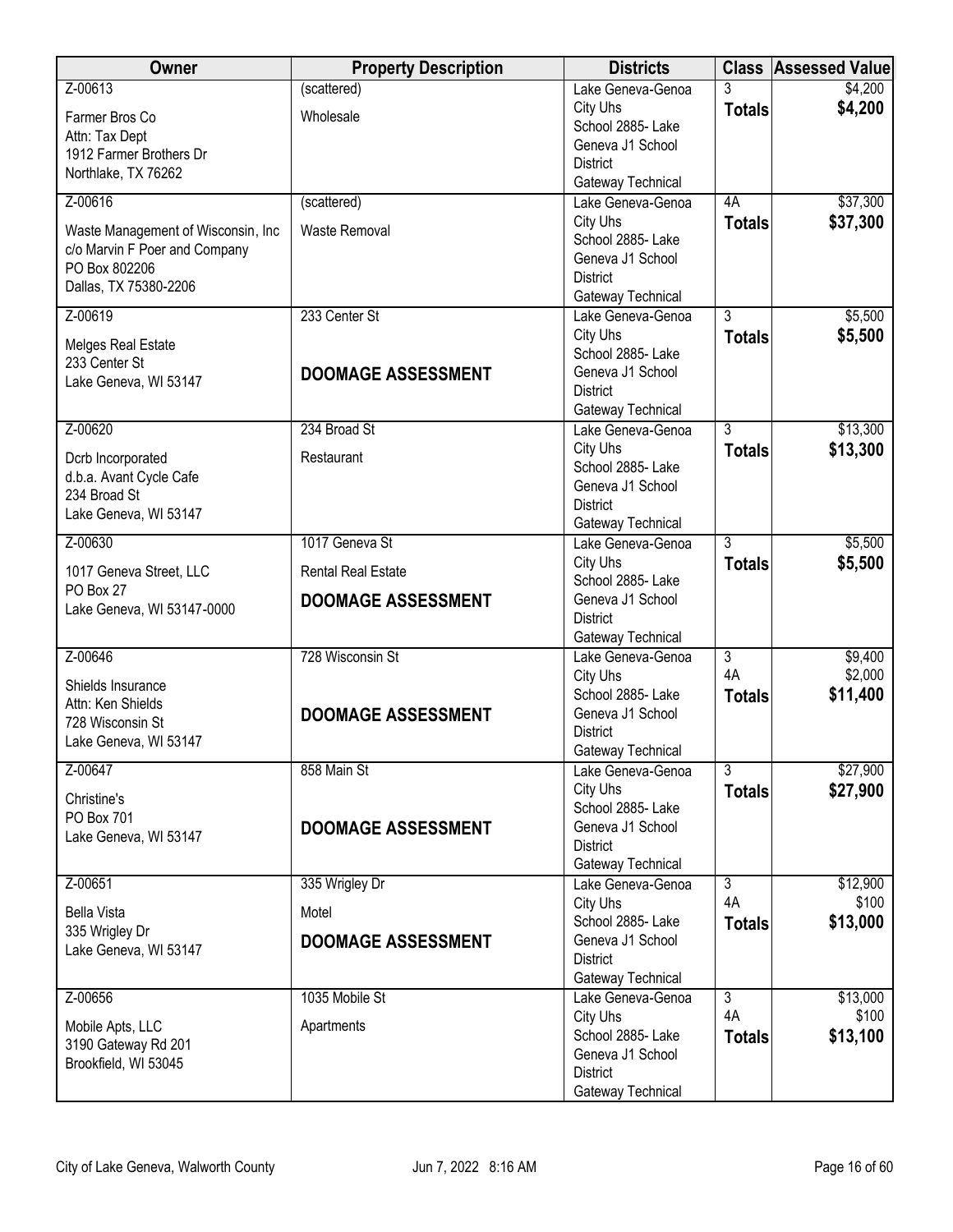| Owner | Property Description | Districts | Class | Assessed Value |
|---|---|---|---|---|
| Z-00613<br>Farmer Bros Co<br>Attn: Tax Dept<br>1912 Farmer Brothers Dr<br>Northlake, TX 76262 | (scattered)<br>Wholesale | Lake Geneva-Genoa City Uhs<br>School 2885- Lake Geneva J1 School District<br>Gateway Technical | 3<br>**Totals** | $4,200<br>**$4,200** |
| Z-00616<br>Waste Management of Wisconsin, Inc<br>c/o Marvin F Poer and Company<br>PO Box 802206<br>Dallas, TX 75380-2206 | (scattered)<br>Waste Removal | Lake Geneva-Genoa City Uhs<br>School 2885- Lake Geneva J1 School District<br>Gateway Technical | 4A<br>**Totals** | $37,300<br>**$37,300** |
| Z-00619<br>Melges Real Estate<br>233 Center St<br>Lake Geneva, WI 53147 | 233 Center St<br>**DOOMAGE ASSESSMENT** | Lake Geneva-Genoa City Uhs<br>School 2885- Lake Geneva J1 School District<br>Gateway Technical | 3<br>**Totals** | $5,500<br>**$5,500** |
| Z-00620<br>Dcrb Incorporated<br>d.b.a. Avant Cycle Cafe<br>234 Broad St<br>Lake Geneva, WI 53147 | 234 Broad St<br>Restaurant | Lake Geneva-Genoa City Uhs<br>School 2885- Lake Geneva J1 School District<br>Gateway Technical | 3<br>**Totals** | $13,300<br>**$13,300** |
| Z-00630<br>1017 Geneva Street, LLC<br>PO Box 27<br>Lake Geneva, WI 53147-0000 | 1017 Geneva St<br>Rental Real Estate<br>**DOOMAGE ASSESSMENT** | Lake Geneva-Genoa City Uhs<br>School 2885- Lake Geneva J1 School District<br>Gateway Technical | 3<br>**Totals** | $5,500<br>**$5,500** |
| Z-00646<br>Shields Insurance<br>Attn: Ken Shields<br>728 Wisconsin St<br>Lake Geneva, WI 53147 | 728 Wisconsin St<br>**DOOMAGE ASSESSMENT** | Lake Geneva-Genoa City Uhs<br>School 2885- Lake Geneva J1 School District<br>Gateway Technical | 3<br>4A<br>**Totals** | $9,400<br>$2,000<br>**$11,400** |
| Z-00647<br>Christine's<br>PO Box 701<br>Lake Geneva, WI 53147 | 858 Main St<br>**DOOMAGE ASSESSMENT** | Lake Geneva-Genoa City Uhs<br>School 2885- Lake Geneva J1 School District<br>Gateway Technical | 3<br>**Totals** | $27,900<br>**$27,900** |
| Z-00651<br>Bella Vista<br>335 Wrigley Dr<br>Lake Geneva, WI 53147 | 335 Wrigley Dr<br>Motel<br>**DOOMAGE ASSESSMENT** | Lake Geneva-Genoa City Uhs<br>School 2885- Lake Geneva J1 School District<br>Gateway Technical | 3<br>4A<br>**Totals** | $12,900<br>$100<br>**$13,000** |
| Z-00656<br>Mobile Apts, LLC<br>3190 Gateway Rd 201<br>Brookfield, WI 53045 | 1035 Mobile St<br>Apartments | Lake Geneva-Genoa City Uhs<br>School 2885- Lake Geneva J1 School District<br>Gateway Technical | 3<br>4A<br>**Totals** | $13,000<br>$100<br>**$13,100** |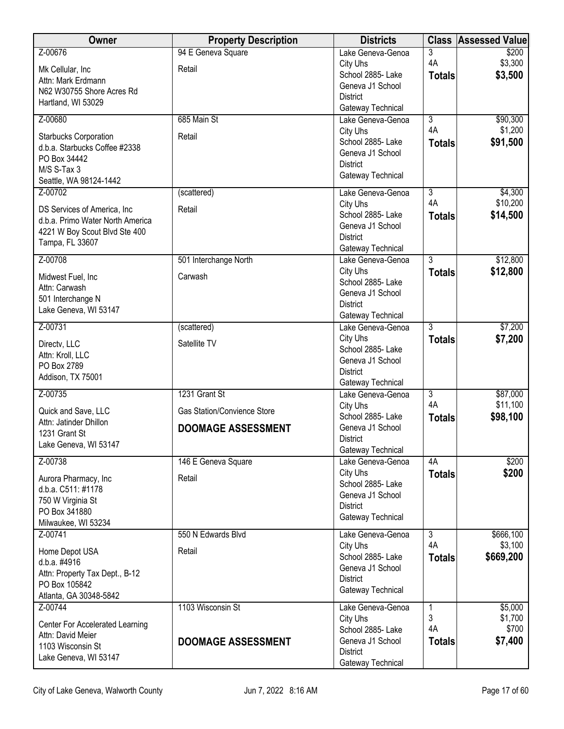| Owner | Property Description | Districts | Class | Assessed Value |
|---|---|---|---|---|
| Z-00676<br>Mk Cellular, Inc<br>Attn: Mark Erdmann<br>N62 W30755 Shore Acres Rd<br>Hartland, WI 53029 | 94 E Geneva Square<br>Retail | Lake Geneva-Genoa City Uhs<br>School 2885- Lake Geneva J1 School District<br>Gateway Technical | 3<br>4A<br>**Totals** | $200<br>$3,300<br>**$3,500** |
| Z-00680<br>Starbucks Corporation<br>d.b.a. Starbucks Coffee #2338<br>PO Box 34442<br>M/S S-Tax 3<br>Seattle, WA 98124-1442 | 685 Main St<br>Retail | Lake Geneva-Genoa City Uhs<br>School 2885- Lake Geneva J1 School District<br>Gateway Technical | 3<br>4A<br>**Totals** | $90,300<br>$1,200<br>**$91,500** |
| Z-00702<br>DS Services of America, Inc<br>d.b.a. Primo Water North America<br>4221 W Boy Scout Blvd Ste 400<br>Tampa, FL 33607 | (scattered)<br>Retail | Lake Geneva-Genoa City Uhs<br>School 2885- Lake Geneva J1 School District<br>Gateway Technical | 3<br>4A<br>**Totals** | $4,300<br>$10,200<br>**$14,500** |
| Z-00708<br>Midwest Fuel, Inc<br>Attn: Carwash<br>501 Interchange N<br>Lake Geneva, WI 53147 | 501 Interchange North<br>Carwash | Lake Geneva-Genoa City Uhs<br>School 2885- Lake Geneva J1 School District<br>Gateway Technical | 3<br>**Totals** | $12,800<br>**$12,800** |
| Z-00731<br>Directv, LLC<br>Attn: Kroll, LLC<br>PO Box 2789<br>Addison, TX 75001 | (scattered)<br>Satellite TV | Lake Geneva-Genoa City Uhs<br>School 2885- Lake Geneva J1 School District<br>Gateway Technical | 3<br>**Totals** | $7,200<br>**$7,200** |
| Z-00735<br>Quick and Save, LLC<br>Attn: Jatinder Dhillon<br>1231 Grant St<br>Lake Geneva, WI 53147 | 1231 Grant St<br>Gas Station/Convience Store<br>**DOOMAGE ASSESSMENT** | Lake Geneva-Genoa City Uhs<br>School 2885- Lake Geneva J1 School District<br>Gateway Technical | 3<br>4A<br>**Totals** | $87,000<br>$11,100<br>**$98,100** |
| Z-00738<br>Aurora Pharmacy, Inc<br>d.b.a. C511: #1178<br>750 W Virginia St<br>PO Box 341880<br>Milwaukee, WI 53234 | 146 E Geneva Square<br>Retail | Lake Geneva-Genoa City Uhs<br>School 2885- Lake Geneva J1 School District<br>Gateway Technical | 4A<br>**Totals** | $200<br>**$200** |
| Z-00741<br>Home Depot USA<br>d.b.a. #4916<br>Attn: Property Tax Dept., B-12<br>PO Box 105842<br>Atlanta, GA 30348-5842 | 550 N Edwards Blvd<br>Retail | Lake Geneva-Genoa City Uhs<br>School 2885- Lake Geneva J1 School District<br>Gateway Technical | 3<br>4A<br>**Totals** | $666,100<br>$3,100<br>**$669,200** |
| Z-00744<br>Center For Accelerated Learning<br>Attn: David Meier<br>1103 Wisconsin St<br>Lake Geneva, WI 53147 | 1103 Wisconsin St<br>**DOOMAGE ASSESSMENT** | Lake Geneva-Genoa City Uhs<br>School 2885- Lake Geneva J1 School District<br>Gateway Technical | 1<br>3<br>4A<br>**Totals** | $5,000<br>$1,700<br>$700<br>**$7,400** |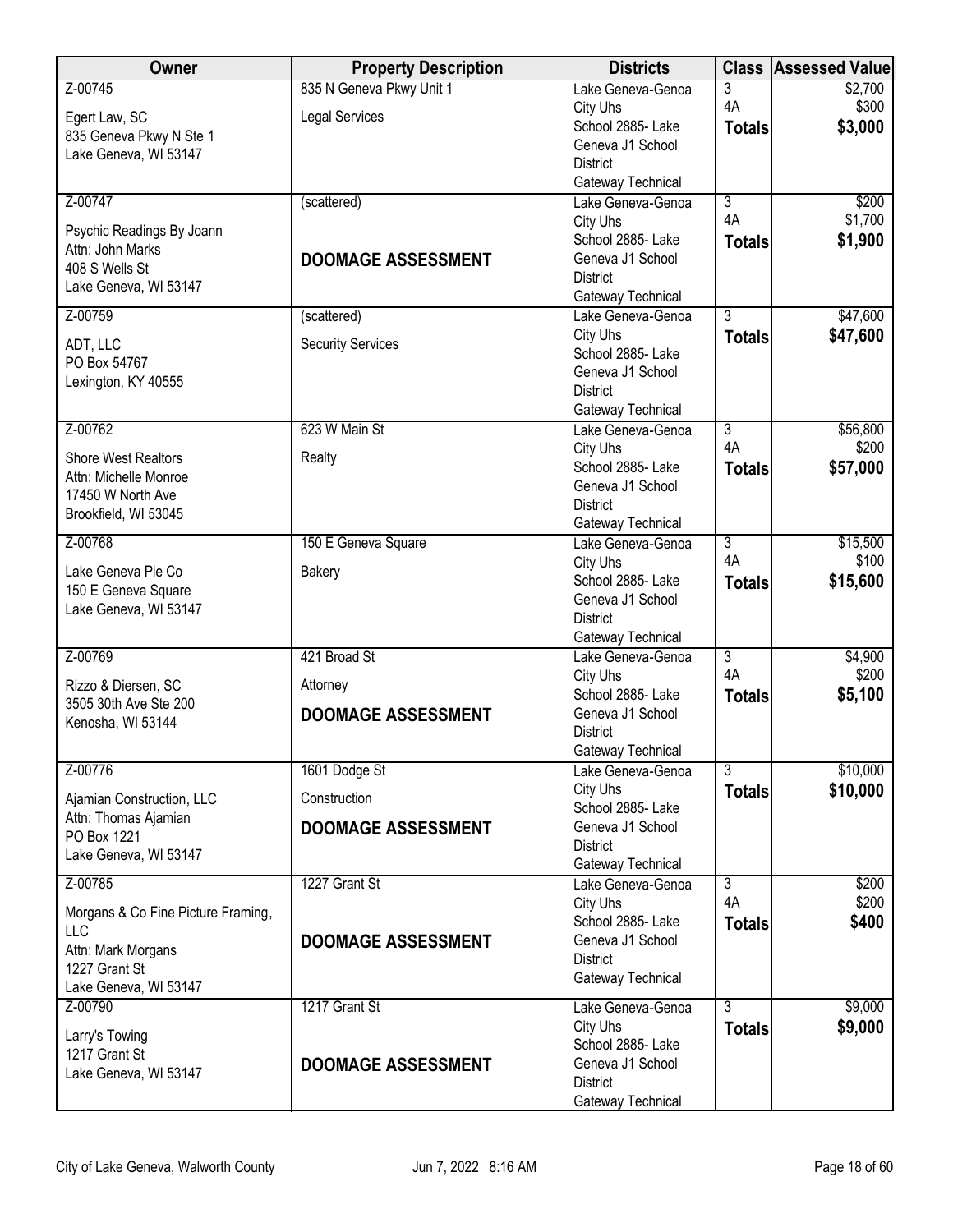| Owner | Property Description | Districts | Class | Assessed Value |
|---|---|---|---|---|
| Z-00745<br>Egert Law, SC<br>835 Geneva Pkwy N Ste 1<br>Lake Geneva, WI 53147 | 835 N Geneva Pkwy Unit 1<br>Legal Services | Lake Geneva-Genoa City Uhs<br>School 2885- Lake Geneva J1 School District<br>Gateway Technical | 3<br>4A<br>**Totals** | $2,700<br>$300<br>**$3,000** |
| Z-00747<br>Psychic Readings By Joann<br>Attn: John Marks<br>408 S Wells St<br>Lake Geneva, WI 53147 | (scattered)<br>**DOOMAGE ASSESSMENT** | Lake Geneva-Genoa City Uhs<br>School 2885- Lake Geneva J1 School District<br>Gateway Technical | 3<br>4A<br>**Totals** | $200<br>$1,700<br>**$1,900** |
| Z-00759<br>ADT, LLC<br>PO Box 54767<br>Lexington, KY 40555 | (scattered)<br>Security Services | Lake Geneva-Genoa City Uhs<br>School 2885- Lake Geneva J1 School District<br>Gateway Technical | 3<br>**Totals** | $47,600<br>**$47,600** |
| Z-00762<br>Shore West Realtors<br>Attn: Michelle Monroe<br>17450 W North Ave<br>Brookfield, WI 53045 | 623 W Main St<br>Realty | Lake Geneva-Genoa City Uhs<br>School 2885- Lake Geneva J1 School District<br>Gateway Technical | 3<br>4A<br>**Totals** | $56,800<br>$200<br>**$57,000** |
| Z-00768<br>Lake Geneva Pie Co<br>150 E Geneva Square<br>Lake Geneva, WI 53147 | 150 E Geneva Square<br>Bakery | Lake Geneva-Genoa City Uhs<br>School 2885- Lake Geneva J1 School District<br>Gateway Technical | 3<br>4A<br>**Totals** | $15,500<br>$100<br>**$15,600** |
| Z-00769<br>Rizzo & Diersen, SC<br>3505 30th Ave Ste 200<br>Kenosha, WI 53144 | 421 Broad St<br>Attorney<br>**DOOMAGE ASSESSMENT** | Lake Geneva-Genoa City Uhs<br>School 2885- Lake Geneva J1 School District<br>Gateway Technical | 3<br>4A<br>**Totals** | $4,900<br>$200<br>**$5,100** |
| Z-00776<br>Ajamian Construction, LLC<br>Attn: Thomas Ajamian<br>PO Box 1221<br>Lake Geneva, WI 53147 | 1601 Dodge St<br>Construction<br>**DOOMAGE ASSESSMENT** | Lake Geneva-Genoa City Uhs<br>School 2885- Lake Geneva J1 School District<br>Gateway Technical | 3<br>**Totals** | $10,000<br>**$10,000** |
| Z-00785<br>Morgans & Co Fine Picture Framing, LLC<br>Attn: Mark Morgans<br>1227 Grant St<br>Lake Geneva, WI 53147 | 1227 Grant St<br>**DOOMAGE ASSESSMENT** | Lake Geneva-Genoa City Uhs<br>School 2885- Lake Geneva J1 School District<br>Gateway Technical | 3<br>4A<br>**Totals** | $200<br>$200<br>**$400** |
| Z-00790<br>Larry's Towing<br>1217 Grant St<br>Lake Geneva, WI 53147 | 1217 Grant St<br>**DOOMAGE ASSESSMENT** | Lake Geneva-Genoa City Uhs<br>School 2885- Lake Geneva J1 School District<br>Gateway Technical | 3<br>**Totals** | $9,000<br>**$9,000** |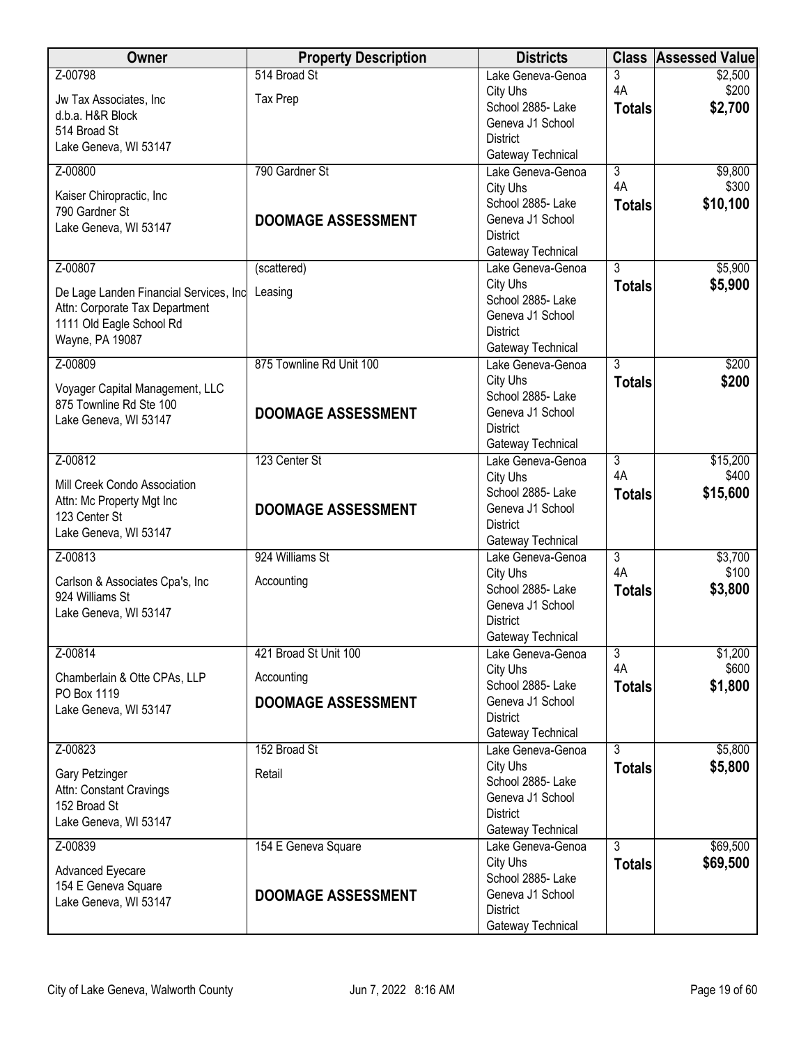| Owner | Property Description | Districts | Class | Assessed Value |
|---|---|---|---|---|
| Z-00798<br>Jw Tax Associates, Inc<br>d.b.a. H&R Block<br>514 Broad St<br>Lake Geneva, WI 53147 | 514 Broad St<br>Tax Prep | Lake Geneva-Genoa City Uhs<br>School 2885- Lake Geneva J1 School District<br>Gateway Technical | 3<br>4A<br>**Totals** | $2,500<br>$200<br>**$2,700** |
| Z-00800<br>Kaiser Chiropractic, Inc<br>790 Gardner St<br>Lake Geneva, WI 53147 | 790 Gardner St<br>**DOOMAGE ASSESSMENT** | Lake Geneva-Genoa City Uhs<br>School 2885- Lake Geneva J1 School District<br>Gateway Technical | 3<br>4A<br>**Totals** | $9,800<br>$300<br>**$10,100** |
| Z-00807<br>De Lage Landen Financial Services, Inc<br>Attn: Corporate Tax Department<br>1111 Old Eagle School Rd<br>Wayne, PA 19087 | (scattered)<br>Leasing | Lake Geneva-Genoa City Uhs<br>School 2885- Lake Geneva J1 School District<br>Gateway Technical | 3<br>**Totals** | $5,900<br>**$5,900** |
| Z-00809<br>Voyager Capital Management, LLC<br>875 Townline Rd Ste 100<br>Lake Geneva, WI 53147 | 875 Townline Rd Unit 100<br>**DOOMAGE ASSESSMENT** | Lake Geneva-Genoa City Uhs<br>School 2885- Lake Geneva J1 School District<br>Gateway Technical | 3<br>**Totals** | $200<br>**$200** |
| Z-00812<br>Mill Creek Condo Association<br>Attn: Mc Property Mgt Inc<br>123 Center St<br>Lake Geneva, WI 53147 | 123 Center St<br>**DOOMAGE ASSESSMENT** | Lake Geneva-Genoa City Uhs<br>School 2885- Lake Geneva J1 School District<br>Gateway Technical | 3<br>4A<br>**Totals** | $15,200<br>$400<br>**$15,600** |
| Z-00813<br>Carlson & Associates Cpa's, Inc<br>924 Williams St<br>Lake Geneva, WI 53147 | 924 Williams St<br>Accounting | Lake Geneva-Genoa City Uhs<br>School 2885- Lake Geneva J1 School District<br>Gateway Technical | 3<br>4A<br>**Totals** | $3,700<br>$100<br>**$3,800** |
| Z-00814<br>Chamberlain & Otte CPAs, LLP<br>PO Box 1119<br>Lake Geneva, WI 53147 | 421 Broad St Unit 100<br>Accounting<br>**DOOMAGE ASSESSMENT** | Lake Geneva-Genoa City Uhs<br>School 2885- Lake Geneva J1 School District<br>Gateway Technical | 3<br>4A<br>**Totals** | $1,200<br>$600<br>**$1,800** |
| Z-00823<br>Gary Petzinger<br>Attn: Constant Cravings<br>152 Broad St<br>Lake Geneva, WI 53147 | 152 Broad St<br>Retail | Lake Geneva-Genoa City Uhs<br>School 2885- Lake Geneva J1 School District<br>Gateway Technical | 3<br>**Totals** | $5,800<br>**$5,800** |
| Z-00839<br>Advanced Eyecare<br>154 E Geneva Square<br>Lake Geneva, WI 53147 | 154 E Geneva Square<br>**DOOMAGE ASSESSMENT** | Lake Geneva-Genoa City Uhs<br>School 2885- Lake Geneva J1 School District<br>Gateway Technical | 3<br>**Totals** | $69,500<br>**$69,500** |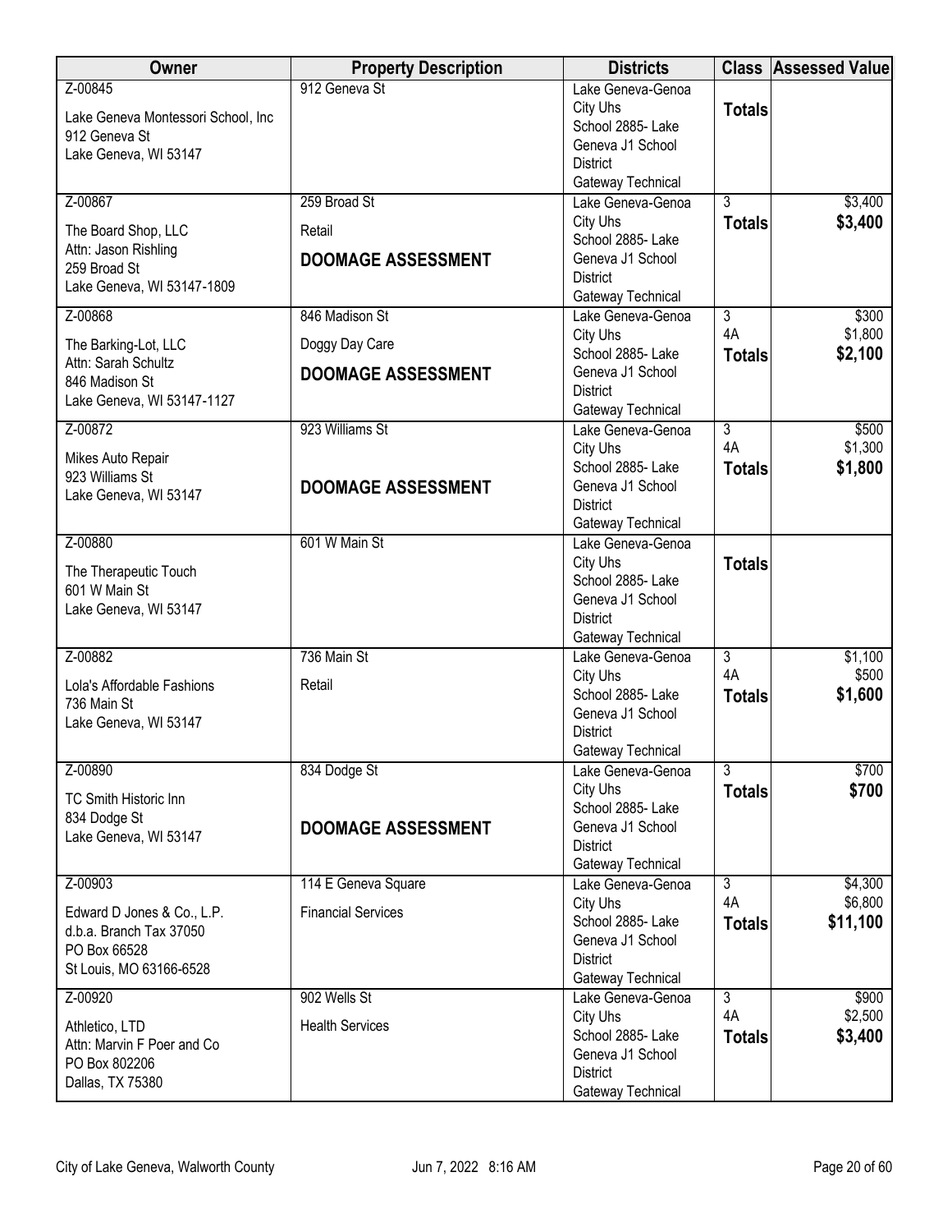| Owner | Property Description | Districts | Class | Assessed Value |
|---|---|---|---|---|
| Z-00845<br>Lake Geneva Montessori School, Inc<br>912 Geneva St<br>Lake Geneva, WI 53147 | 912 Geneva St | Lake Geneva-Genoa City Uhs<br>School 2885- Lake Geneva J1 School District<br>Gateway Technical | **Totals** | |
| Z-00867<br>The Board Shop, LLC<br>Attn: Jason Rishling<br>259 Broad St<br>Lake Geneva, WI 53147-1809 | 259 Broad St<br>Retail<br>**DOOMAGE ASSESSMENT** | Lake Geneva-Genoa City Uhs<br>School 2885- Lake Geneva J1 School District<br>Gateway Technical | 3<br>**Totals** | $3,400<br>**$3,400** |
| Z-00868<br>The Barking-Lot, LLC<br>Attn: Sarah Schultz<br>846 Madison St<br>Lake Geneva, WI 53147-1127 | 846 Madison St<br>Doggy Day Care<br>**DOOMAGE ASSESSMENT** | Lake Geneva-Genoa City Uhs<br>School 2885- Lake Geneva J1 School District<br>Gateway Technical | 3<br>4A<br>**Totals** | $300<br>$1,800<br>**$2,100** |
| Z-00872<br>Mikes Auto Repair<br>923 Williams St<br>Lake Geneva, WI 53147 | 923 Williams St<br>**DOOMAGE ASSESSMENT** | Lake Geneva-Genoa City Uhs<br>School 2885- Lake Geneva J1 School District<br>Gateway Technical | 3<br>4A<br>**Totals** | $500<br>$1,300<br>**$1,800** |
| Z-00880<br>The Therapeutic Touch<br>601 W Main St<br>Lake Geneva, WI 53147 | 601 W Main St | Lake Geneva-Genoa City Uhs<br>School 2885- Lake Geneva J1 School District<br>Gateway Technical | **Totals** | |
| Z-00882<br>Lola's Affordable Fashions<br>736 Main St<br>Lake Geneva, WI 53147 | 736 Main St<br>Retail | Lake Geneva-Genoa City Uhs<br>School 2885- Lake Geneva J1 School District<br>Gateway Technical | 3<br>4A<br>**Totals** | $1,100<br>$500<br>**$1,600** |
| Z-00890<br>TC Smith Historic Inn<br>834 Dodge St<br>Lake Geneva, WI 53147 | 834 Dodge St<br>**DOOMAGE ASSESSMENT** | Lake Geneva-Genoa City Uhs<br>School 2885- Lake Geneva J1 School District<br>Gateway Technical | 3<br>**Totals** | $700<br>**$700** |
| Z-00903<br>Edward D Jones & Co., L.P.<br>d.b.a. Branch Tax 37050<br>PO Box 66528<br>St Louis, MO 63166-6528 | 114 E Geneva Square<br>Financial Services | Lake Geneva-Genoa City Uhs<br>School 2885- Lake Geneva J1 School District<br>Gateway Technical | 3<br>4A<br>**Totals** | $4,300<br>$6,800<br>**$11,100** |
| Z-00920<br>Athletico, LTD<br>Attn: Marvin F Poer and Co<br>PO Box 802206<br>Dallas, TX 75380 | 902 Wells St<br>Health Services | Lake Geneva-Genoa City Uhs<br>School 2885- Lake Geneva J1 School District<br>Gateway Technical | 3<br>4A<br>**Totals** | $900<br>$2,500<br>**$3,400** |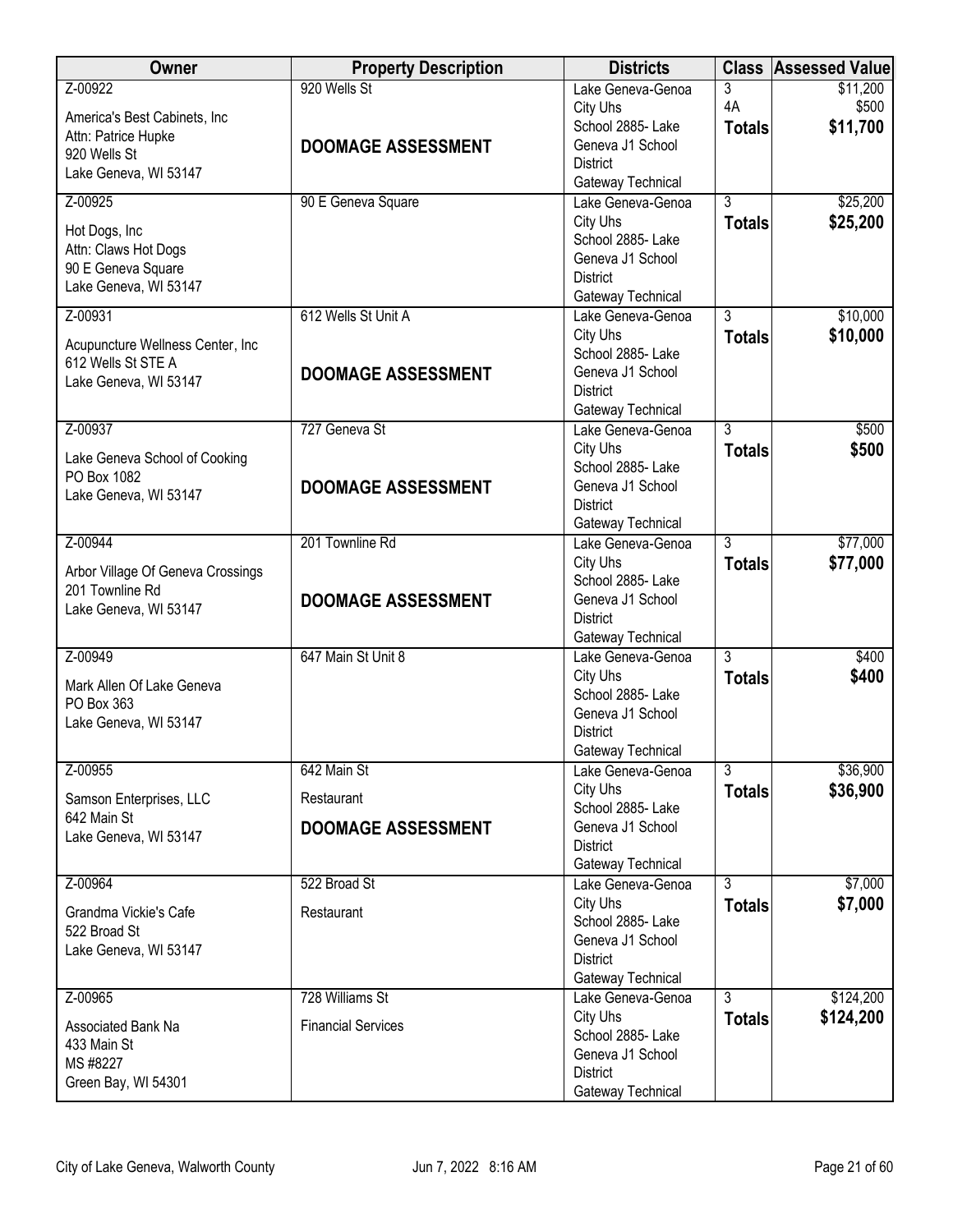| Owner | Property Description | Districts | Class | Assessed Value |
|---|---|---|---|---|
| Z-00922<br>America's Best Cabinets, Inc<br>Attn: Patrice Hupke<br>920 Wells St<br>Lake Geneva, WI 53147 | 920 Wells St<br>**DOOMAGE ASSESSMENT** | Lake Geneva-Genoa City Uhs<br>School 2885- Lake Geneva J1 School District<br>Gateway Technical | 3<br>4A<br>**Totals** | $11,200<br>$500<br>**$11,700** |
| Z-00925<br>Hot Dogs, Inc<br>Attn: Claws Hot Dogs<br>90 E Geneva Square<br>Lake Geneva, WI 53147 | 90 E Geneva Square | Lake Geneva-Genoa City Uhs<br>School 2885- Lake Geneva J1 School District<br>Gateway Technical | 3<br>**Totals** | $25,200<br>**$25,200** |
| Z-00931<br>Acupuncture Wellness Center, Inc<br>612 Wells St STE A<br>Lake Geneva, WI 53147 | 612 Wells St Unit A<br>**DOOMAGE ASSESSMENT** | Lake Geneva-Genoa City Uhs<br>School 2885- Lake Geneva J1 School District<br>Gateway Technical | 3<br>**Totals** | $10,000<br>**$10,000** |
| Z-00937<br>Lake Geneva School of Cooking<br>PO Box 1082<br>Lake Geneva, WI 53147 | 727 Geneva St<br>**DOOMAGE ASSESSMENT** | Lake Geneva-Genoa City Uhs<br>School 2885- Lake Geneva J1 School District<br>Gateway Technical | 3<br>**Totals** | $500<br>**$500** |
| Z-00944<br>Arbor Village Of Geneva Crossings<br>201 Townline Rd<br>Lake Geneva, WI 53147 | 201 Townline Rd<br>**DOOMAGE ASSESSMENT** | Lake Geneva-Genoa City Uhs<br>School 2885- Lake Geneva J1 School District<br>Gateway Technical | 3<br>**Totals** | $77,000<br>**$77,000** |
| Z-00949<br>Mark Allen Of Lake Geneva<br>PO Box 363<br>Lake Geneva, WI 53147 | 647 Main St Unit 8 | Lake Geneva-Genoa City Uhs<br>School 2885- Lake Geneva J1 School District<br>Gateway Technical | 3<br>**Totals** | $400<br>**$400** |
| Z-00955<br>Samson Enterprises, LLC<br>642 Main St<br>Lake Geneva, WI 53147 | 642 Main St<br>Restaurant<br>**DOOMAGE ASSESSMENT** | Lake Geneva-Genoa City Uhs<br>School 2885- Lake Geneva J1 School District<br>Gateway Technical | 3<br>**Totals** | $36,900<br>**$36,900** |
| Z-00964<br>Grandma Vickie's Cafe<br>522 Broad St<br>Lake Geneva, WI 53147 | 522 Broad St<br>Restaurant | Lake Geneva-Genoa City Uhs<br>School 2885- Lake Geneva J1 School District<br>Gateway Technical | 3<br>**Totals** | $7,000<br>**$7,000** |
| Z-00965<br>Associated Bank Na<br>433 Main St<br>MS #8227<br>Green Bay, WI 54301 | 728 Williams St<br>Financial Services | Lake Geneva-Genoa City Uhs<br>School 2885- Lake Geneva J1 School District<br>Gateway Technical | 3<br>**Totals** | $124,200<br>**$124,200** |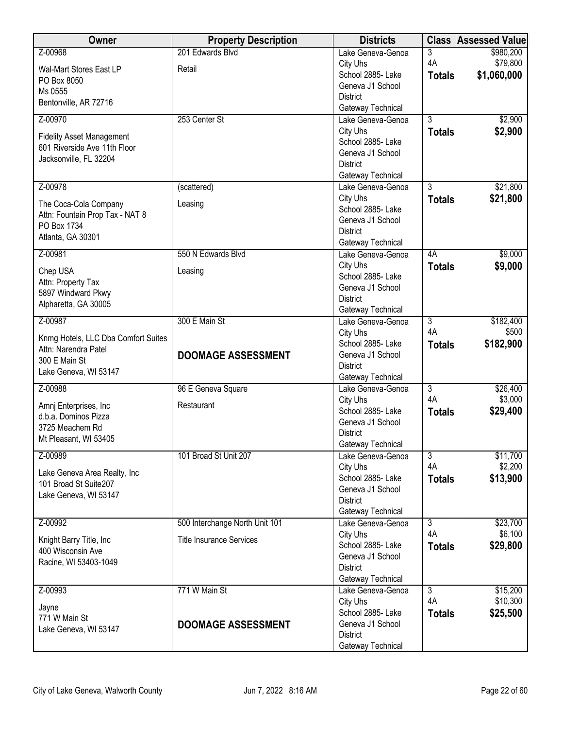| Owner | Property Description | Districts | Class | Assessed Value |
|---|---|---|---|---|
| Z-00968<br>Wal-Mart Stores East LP<br>PO Box 8050<br>Ms 0555<br>Bentonville, AR 72716 | 201 Edwards Blvd<br>Retail | Lake Geneva-Genoa City Uhs<br>School 2885- Lake Geneva J1 School District<br>Gateway Technical | 3<br>4A<br>**Totals** | $980,200<br>$79,800<br>**$1,060,000** |
| Z-00970<br>Fidelity Asset Management<br>601 Riverside Ave 11th Floor<br>Jacksonville, FL 32204 | 253 Center St | Lake Geneva-Genoa City Uhs<br>School 2885- Lake Geneva J1 School District<br>Gateway Technical | 3<br>**Totals** | $2,900<br>**$2,900** |
| Z-00978<br>The Coca-Cola Company<br>Attn: Fountain Prop Tax - NAT 8<br>PO Box 1734<br>Atlanta, GA 30301 | (scattered)<br>Leasing | Lake Geneva-Genoa City Uhs<br>School 2885- Lake Geneva J1 School District<br>Gateway Technical | 3<br>**Totals** | $21,800<br>**$21,800** |
| Z-00981<br>Chep USA<br>Attn: Property Tax<br>5897 Windward Pkwy<br>Alpharetta, GA 30005 | 550 N Edwards Blvd<br>Leasing | Lake Geneva-Genoa City Uhs<br>School 2885- Lake Geneva J1 School District<br>Gateway Technical | 4A<br>**Totals** | $9,000<br>**$9,000** |
| Z-00987<br>Knmg Hotels, LLC Dba Comfort Suites<br>Attn: Narendra Patel<br>300 E Main St<br>Lake Geneva, WI 53147 | 300 E Main St<br>**DOOMAGE ASSESSMENT** | Lake Geneva-Genoa City Uhs<br>School 2885- Lake Geneva J1 School District<br>Gateway Technical | 3<br>4A<br>**Totals** | $182,400<br>$500<br>**$182,900** |
| Z-00988<br>Amnj Enterprises, Inc<br>d.b.a. Dominos Pizza<br>3725 Meachem Rd<br>Mt Pleasant, WI 53405 | 96 E Geneva Square<br>Restaurant | Lake Geneva-Genoa City Uhs<br>School 2885- Lake Geneva J1 School District<br>Gateway Technical | 3<br>4A<br>**Totals** | $26,400<br>$3,000<br>**$29,400** |
| Z-00989<br>Lake Geneva Area Realty, Inc<br>101 Broad St Suite207<br>Lake Geneva, WI 53147 | 101 Broad St Unit 207 | Lake Geneva-Genoa City Uhs<br>School 2885- Lake Geneva J1 School District<br>Gateway Technical | 3<br>4A<br>**Totals** | $11,700<br>$2,200<br>**$13,900** |
| Z-00992<br>Knight Barry Title, Inc<br>400 Wisconsin Ave<br>Racine, WI 53403-1049 | 500 Interchange North Unit 101<br>Title Insurance Services | Lake Geneva-Genoa City Uhs<br>School 2885- Lake Geneva J1 School District<br>Gateway Technical | 3<br>4A<br>**Totals** | $23,700<br>$6,100<br>**$29,800** |
| Z-00993<br>Jayne<br>771 W Main St<br>Lake Geneva, WI 53147 | 771 W Main St<br>**DOOMAGE ASSESSMENT** | Lake Geneva-Genoa City Uhs<br>School 2885- Lake Geneva J1 School District<br>Gateway Technical | 3<br>4A<br>**Totals** | $15,200<br>$10,300<br>**$25,500** |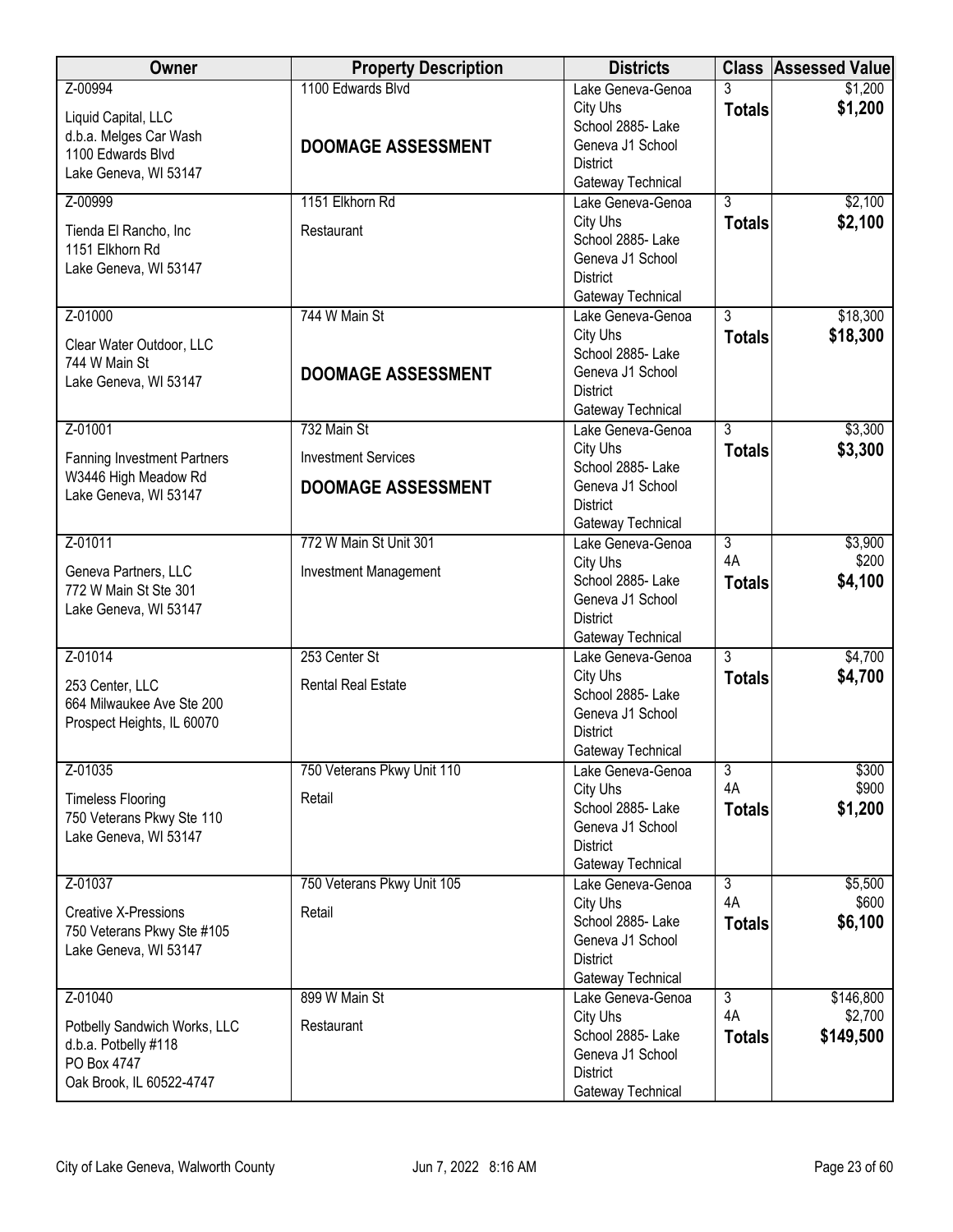| Owner | Property Description | Districts | Class | Assessed Value |
|---|---|---|---|---|
| Z-00994<br>Liquid Capital, LLC<br>d.b.a. Melges Car Wash<br>1100 Edwards Blvd<br>Lake Geneva, WI 53147 | 1100 Edwards Blvd<br>**DOOMAGE ASSESSMENT** | Lake Geneva-Genoa City Uhs<br>School 2885- Lake Geneva J1 School District<br>Gateway Technical | 3<br>**Totals** | $1,200<br>**$1,200** |
| Z-00999<br>Tienda El Rancho, Inc<br>1151 Elkhorn Rd<br>Lake Geneva, WI 53147 | 1151 Elkhorn Rd<br>Restaurant | Lake Geneva-Genoa City Uhs<br>School 2885- Lake Geneva J1 School District<br>Gateway Technical | 3<br>**Totals** | $2,100<br>**$2,100** |
| Z-01000<br>Clear Water Outdoor, LLC<br>744 W Main St<br>Lake Geneva, WI 53147 | 744 W Main St<br>**DOOMAGE ASSESSMENT** | Lake Geneva-Genoa City Uhs<br>School 2885- Lake Geneva J1 School District<br>Gateway Technical | 3<br>**Totals** | $18,300<br>**$18,300** |
| Z-01001<br>Fanning Investment Partners<br>W3446 High Meadow Rd<br>Lake Geneva, WI 53147 | 732 Main St<br>Investment Services<br>**DOOMAGE ASSESSMENT** | Lake Geneva-Genoa City Uhs<br>School 2885- Lake Geneva J1 School District<br>Gateway Technical | 3<br>**Totals** | $3,300<br>**$3,300** |
| Z-01011<br>Geneva Partners, LLC<br>772 W Main St Ste 301<br>Lake Geneva, WI 53147 | 772 W Main St Unit 301<br>Investment Management | Lake Geneva-Genoa City Uhs<br>School 2885- Lake Geneva J1 School District<br>Gateway Technical | 3<br>4A<br>**Totals** | $3,900<br>$200<br>**$4,100** |
| Z-01014<br>253 Center, LLC<br>664 Milwaukee Ave Ste 200<br>Prospect Heights, IL 60070 | 253 Center St<br>Rental Real Estate | Lake Geneva-Genoa City Uhs<br>School 2885- Lake Geneva J1 School District<br>Gateway Technical | 3<br>**Totals** | $4,700<br>**$4,700** |
| Z-01035<br>Timeless Flooring<br>750 Veterans Pkwy Ste 110<br>Lake Geneva, WI 53147 | 750 Veterans Pkwy Unit 110<br>Retail | Lake Geneva-Genoa City Uhs<br>School 2885- Lake Geneva J1 School District<br>Gateway Technical | 3<br>4A<br>**Totals** | $300<br>$900<br>**$1,200** |
| Z-01037<br>Creative X-Pressions<br>750 Veterans Pkwy Ste #105<br>Lake Geneva, WI 53147 | 750 Veterans Pkwy Unit 105<br>Retail | Lake Geneva-Genoa City Uhs<br>School 2885- Lake Geneva J1 School District<br>Gateway Technical | 3<br>4A<br>**Totals** | $5,500<br>$600<br>**$6,100** |
| Z-01040<br>Potbelly Sandwich Works, LLC<br>d.b.a. Potbelly #118<br>PO Box 4747<br>Oak Brook, IL 60522-4747 | 899 W Main St<br>Restaurant | Lake Geneva-Genoa City Uhs<br>School 2885- Lake Geneva J1 School District<br>Gateway Technical | 3<br>4A<br>**Totals** | $146,800<br>$2,700<br>**$149,500** |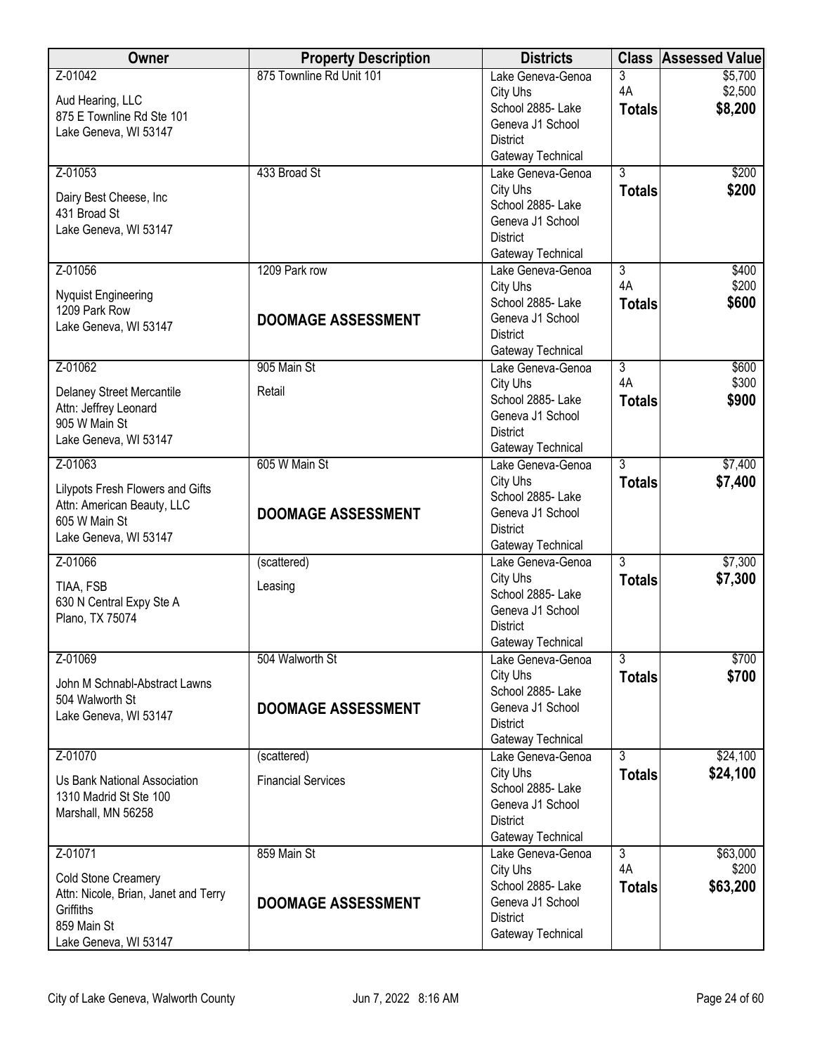| Owner | Property Description | Districts | Class | Assessed Value |
|---|---|---|---|---|
| Z-01042<br>Aud Hearing, LLC<br>875 E Townline Rd Ste 101<br>Lake Geneva, WI 53147 | 875 Townline Rd Unit 101 | Lake Geneva-Genoa City Uhs<br>School 2885- Lake Geneva J1 School District<br>Gateway Technical | 3<br>4A<br>**Totals** | $5,700<br>$2,500<br>**$8,200** |
| Z-01053<br>Dairy Best Cheese, Inc<br>431 Broad St<br>Lake Geneva, WI 53147 | 433 Broad St | Lake Geneva-Genoa City Uhs<br>School 2885- Lake Geneva J1 School District<br>Gateway Technical | 3<br>**Totals** | $200<br>**$200** |
| Z-01056<br>Nyquist Engineering<br>1209 Park Row<br>Lake Geneva, WI 53147 | 1209 Park row<br>**DOOMAGE ASSESSMENT** | Lake Geneva-Genoa City Uhs<br>School 2885- Lake Geneva J1 School District<br>Gateway Technical | 3<br>4A<br>**Totals** | $400<br>$200<br>**$600** |
| Z-01062<br>Delaney Street Mercantile<br>Attn: Jeffrey Leonard<br>905 W Main St<br>Lake Geneva, WI 53147 | 905 Main St<br>Retail | Lake Geneva-Genoa City Uhs<br>School 2885- Lake Geneva J1 School District<br>Gateway Technical | 3<br>4A<br>**Totals** | $600<br>$300<br>**$900** |
| Z-01063<br>Lilypots Fresh Flowers and Gifts<br>Attn: American Beauty, LLC<br>605 W Main St<br>Lake Geneva, WI 53147 | 605 W Main St<br>**DOOMAGE ASSESSMENT** | Lake Geneva-Genoa City Uhs<br>School 2885- Lake Geneva J1 School District<br>Gateway Technical | 3<br>**Totals** | $7,400<br>**$7,400** |
| Z-01066<br>TIAA, FSB<br>630 N Central Expy Ste A<br>Plano, TX 75074 | (scattered)<br>Leasing | Lake Geneva-Genoa City Uhs<br>School 2885- Lake Geneva J1 School District<br>Gateway Technical | 3<br>**Totals** | $7,300<br>**$7,300** |
| Z-01069<br>John M Schnabl-Abstract Lawns<br>504 Walworth St<br>Lake Geneva, WI 53147 | 504 Walworth St<br>**DOOMAGE ASSESSMENT** | Lake Geneva-Genoa City Uhs<br>School 2885- Lake Geneva J1 School District<br>Gateway Technical | 3<br>**Totals** | $700<br>**$700** |
| Z-01070<br>Us Bank National Association<br>1310 Madrid St Ste 100<br>Marshall, MN 56258 | (scattered)<br>Financial Services | Lake Geneva-Genoa City Uhs<br>School 2885- Lake Geneva J1 School District<br>Gateway Technical | 3<br>**Totals** | $24,100<br>**$24,100** |
| Z-01071<br>Cold Stone Creamery<br>Attn: Nicole, Brian, Janet and Terry Griffiths<br>859 Main St<br>Lake Geneva, WI 53147 | 859 Main St<br>**DOOMAGE ASSESSMENT** | Lake Geneva-Genoa City Uhs<br>School 2885- Lake Geneva J1 School District<br>Gateway Technical | 3<br>4A<br>**Totals** | $63,000<br>$200<br>**$63,200** |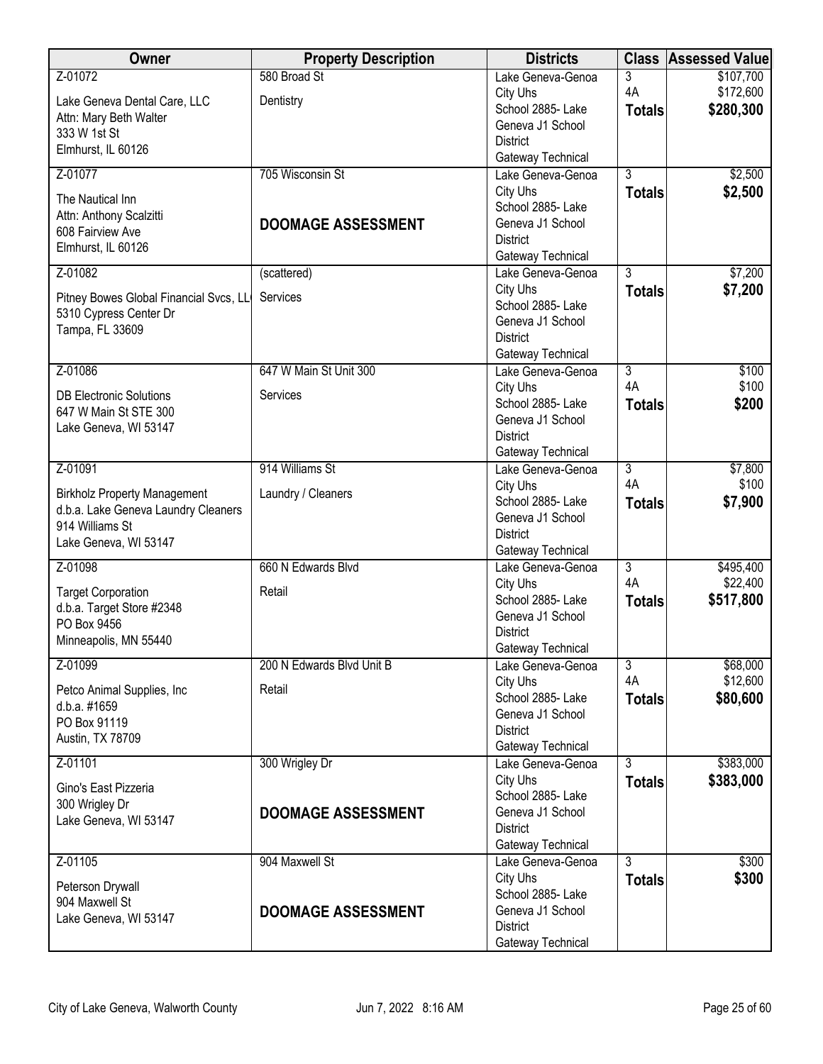| Owner | Property Description | Districts | Class | Assessed Value |
|---|---|---|---|---|
| Z-01072<br>Lake Geneva Dental Care, LLC<br>Attn: Mary Beth Walter<br>333 W 1st St<br>Elmhurst, IL 60126 | 580 Broad St<br>Dentistry | Lake Geneva-Genoa City Uhs<br>School 2885- Lake Geneva J1 School District<br>Gateway Technical | 3<br>4A<br>**Totals** | $107,700<br>$172,600<br>**$280,300** |
| Z-01077<br>The Nautical Inn<br>Attn: Anthony Scalzitti<br>608 Fairview Ave<br>Elmhurst, IL 60126 | 705 Wisconsin St<br>**DOOMAGE ASSESSMENT** | Lake Geneva-Genoa City Uhs<br>School 2885- Lake Geneva J1 School District<br>Gateway Technical | 3<br>**Totals** | $2,500<br>**$2,500** |
| Z-01082<br>Pitney Bowes Global Financial Svcs, LL<br>5310 Cypress Center Dr<br>Tampa, FL 33609 | (scattered)<br>Services | Lake Geneva-Genoa City Uhs<br>School 2885- Lake Geneva J1 School District<br>Gateway Technical | 3<br>**Totals** | $7,200<br>**$7,200** |
| Z-01086<br>DB Electronic Solutions<br>647 W Main St STE 300<br>Lake Geneva, WI 53147 | 647 W Main St Unit 300<br>Services | Lake Geneva-Genoa City Uhs<br>School 2885- Lake Geneva J1 School District<br>Gateway Technical | 3<br>4A<br>**Totals** | $100<br>$100<br>**$200** |
| Z-01091<br>Birkholz Property Management<br>d.b.a. Lake Geneva Laundry Cleaners<br>914 Williams St<br>Lake Geneva, WI 53147 | 914 Williams St<br>Laundry / Cleaners | Lake Geneva-Genoa City Uhs<br>School 2885- Lake Geneva J1 School District<br>Gateway Technical | 3<br>4A<br>**Totals** | $7,800<br>$100<br>**$7,900** |
| Z-01098<br>Target Corporation<br>d.b.a. Target Store #2348<br>PO Box 9456<br>Minneapolis, MN 55440 | 660 N Edwards Blvd<br>Retail | Lake Geneva-Genoa City Uhs<br>School 2885- Lake Geneva J1 School District<br>Gateway Technical | 3<br>4A<br>**Totals** | $495,400<br>$22,400<br>**$517,800** |
| Z-01099<br>Petco Animal Supplies, Inc<br>d.b.a. #1659<br>PO Box 91119<br>Austin, TX 78709 | 200 N Edwards Blvd Unit B<br>Retail | Lake Geneva-Genoa City Uhs<br>School 2885- Lake Geneva J1 School District<br>Gateway Technical | 3<br>4A<br>**Totals** | $68,000<br>$12,600<br>**$80,600** |
| Z-01101<br>Gino's East Pizzeria<br>300 Wrigley Dr<br>Lake Geneva, WI 53147 | 300 Wrigley Dr<br>**DOOMAGE ASSESSMENT** | Lake Geneva-Genoa City Uhs<br>School 2885- Lake Geneva J1 School District<br>Gateway Technical | 3<br>**Totals** | $383,000<br>**$383,000** |
| Z-01105<br>Peterson Drywall<br>904 Maxwell St<br>Lake Geneva, WI 53147 | 904 Maxwell St<br>**DOOMAGE ASSESSMENT** | Lake Geneva-Genoa City Uhs<br>School 2885- Lake Geneva J1 School District<br>Gateway Technical | 3<br>**Totals** | $300<br>**$300** |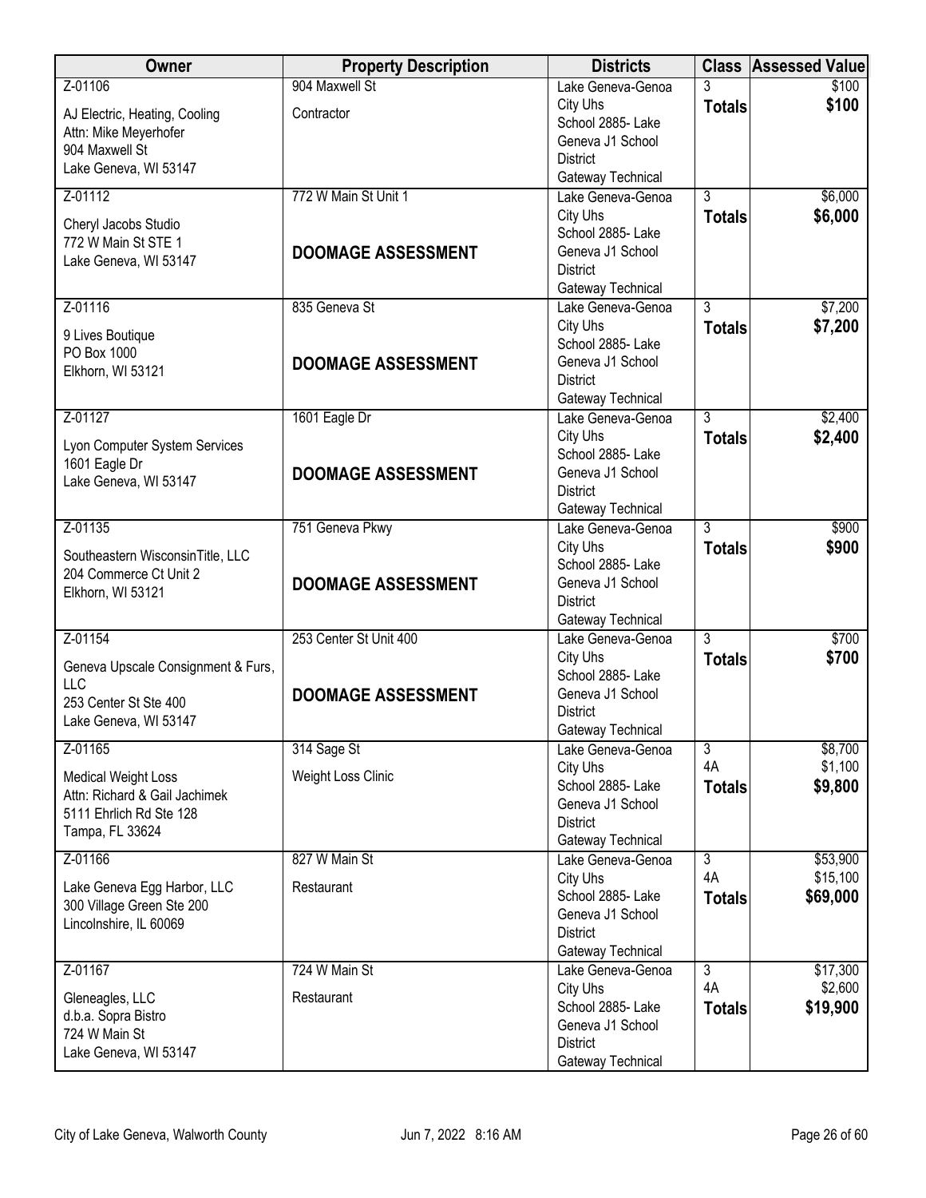| Owner | Property Description | Districts | Class | Assessed Value |
|---|---|---|---|---|
| Z-01106<br>AJ Electric, Heating, Cooling<br>Attn: Mike Meyerhofer<br>904 Maxwell St<br>Lake Geneva, WI 53147 | 904 Maxwell St<br>Contractor | Lake Geneva-Genoa City Uhs<br>School 2885- Lake Geneva J1 School District<br>Gateway Technical | 3<br>**Totals** | $100<br>**$100** |
| Z-01112<br>Cheryl Jacobs Studio<br>772 W Main St STE 1<br>Lake Geneva, WI 53147 | 772 W Main St Unit 1<br>**DOOMAGE ASSESSMENT** | Lake Geneva-Genoa City Uhs<br>School 2885- Lake Geneva J1 School District<br>Gateway Technical | 3<br>**Totals** | $6,000<br>**$6,000** |
| Z-01116<br>9 Lives Boutique<br>PO Box 1000<br>Elkhorn, WI 53121 | 835 Geneva St<br>**DOOMAGE ASSESSMENT** | Lake Geneva-Genoa City Uhs<br>School 2885- Lake Geneva J1 School District<br>Gateway Technical | 3<br>**Totals** | $7,200<br>**$7,200** |
| Z-01127<br>Lyon Computer System Services<br>1601 Eagle Dr<br>Lake Geneva, WI 53147 | 1601 Eagle Dr<br>**DOOMAGE ASSESSMENT** | Lake Geneva-Genoa City Uhs<br>School 2885- Lake Geneva J1 School District<br>Gateway Technical | 3<br>**Totals** | $2,400<br>**$2,400** |
| Z-01135<br>Southeastern WisconsinTitle, LLC<br>204 Commerce Ct Unit 2<br>Elkhorn, WI 53121 | 751 Geneva Pkwy<br>**DOOMAGE ASSESSMENT** | Lake Geneva-Genoa City Uhs<br>School 2885- Lake Geneva J1 School District<br>Gateway Technical | 3<br>**Totals** | $900<br>**$900** |
| Z-01154<br>Geneva Upscale Consignment & Furs, LLC<br>253 Center St Ste 400<br>Lake Geneva, WI 53147 | 253 Center St Unit 400<br>**DOOMAGE ASSESSMENT** | Lake Geneva-Genoa City Uhs<br>School 2885- Lake Geneva J1 School District<br>Gateway Technical | 3<br>**Totals** | $700<br>**$700** |
| Z-01165<br>Medical Weight Loss<br>Attn: Richard & Gail Jachimek<br>5111 Ehrlich Rd Ste 128<br>Tampa, FL 33624 | 314 Sage St<br>Weight Loss Clinic | Lake Geneva-Genoa City Uhs<br>School 2885- Lake Geneva J1 School District<br>Gateway Technical | 3<br>4A<br>**Totals** | $8,700<br>$1,100<br>**$9,800** |
| Z-01166<br>Lake Geneva Egg Harbor, LLC<br>300 Village Green Ste 200<br>Lincolnshire, IL 60069 | 827 W Main St<br>Restaurant | Lake Geneva-Genoa City Uhs<br>School 2885- Lake Geneva J1 School District<br>Gateway Technical | 3<br>4A<br>**Totals** | $53,900<br>$15,100<br>**$69,000** |
| Z-01167<br>Gleneagles, LLC<br>d.b.a. Sopra Bistro<br>724 W Main St<br>Lake Geneva, WI 53147 | 724 W Main St<br>Restaurant | Lake Geneva-Genoa City Uhs<br>School 2885- Lake Geneva J1 School District<br>Gateway Technical | 3<br>4A<br>**Totals** | $17,300<br>$2,600<br>**$19,900** |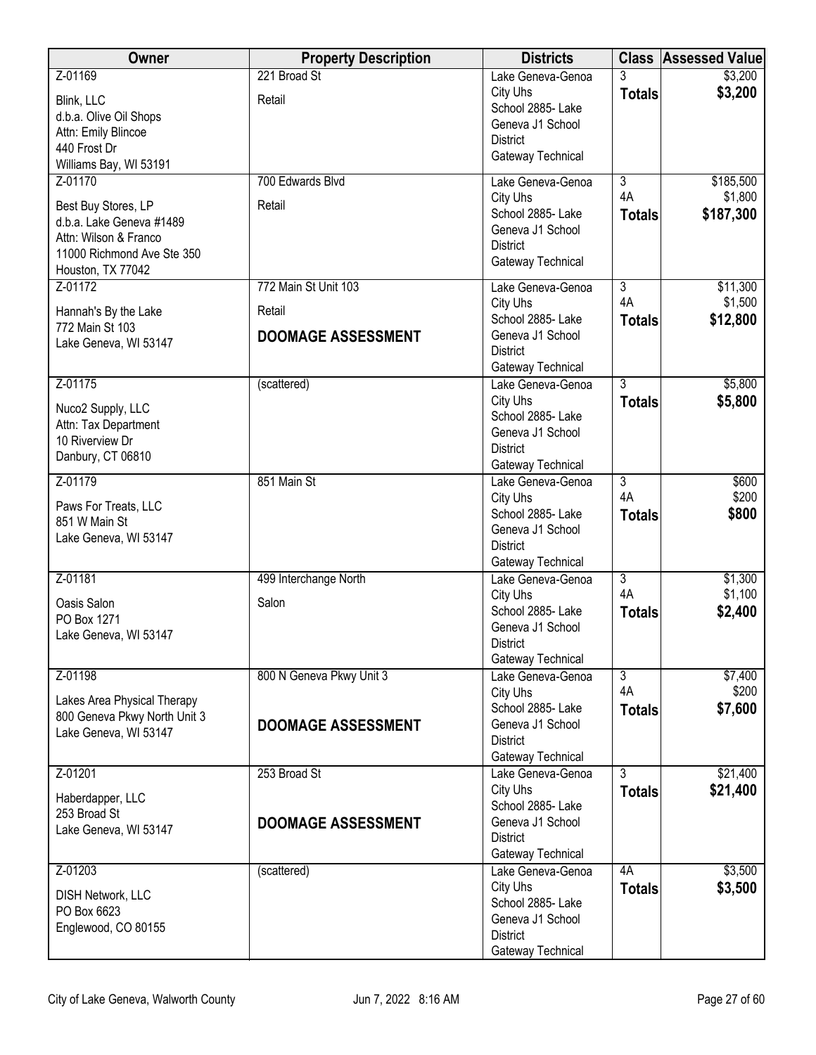| Owner | Property Description | Districts | Class | Assessed Value |
|---|---|---|---|---|
| Z-01169<br>Blink, LLC<br>d.b.a. Olive Oil Shops<br>Attn: Emily Blincoe<br>440 Frost Dr<br>Williams Bay, WI 53191 | 221 Broad St<br>Retail | Lake Geneva-Genoa City Uhs<br>School 2885- Lake Geneva J1 School District<br>Gateway Technical | 3<br>**Totals** | \$3,200<br>**\$3,200** |
| Z-01170<br>Best Buy Stores, LP<br>d.b.a. Lake Geneva #1489<br>Attn: Wilson & Franco<br>11000 Richmond Ave Ste 350<br>Houston, TX 77042 | 700 Edwards Blvd<br>Retail | Lake Geneva-Genoa City Uhs<br>School 2885- Lake Geneva J1 School District<br>Gateway Technical | 3<br>4A<br>**Totals** | \$185,500<br>\$1,800<br>**\$187,300** |
| Z-01172<br>Hannah's By the Lake<br>772 Main St 103<br>Lake Geneva, WI 53147 | 772 Main St Unit 103<br>Retail<br>**DOOMAGE ASSESSMENT** | Lake Geneva-Genoa City Uhs<br>School 2885- Lake Geneva J1 School District<br>Gateway Technical | 3<br>4A<br>**Totals** | \$11,300<br>\$1,500<br>**\$12,800** |
| Z-01175<br>Nuco2 Supply, LLC<br>Attn: Tax Department<br>10 Riverview Dr<br>Danbury, CT 06810 | (scattered) | Lake Geneva-Genoa City Uhs<br>School 2885- Lake Geneva J1 School District<br>Gateway Technical | 3<br>**Totals** | \$5,800<br>**\$5,800** |
| Z-01179<br>Paws For Treats, LLC<br>851 W Main St<br>Lake Geneva, WI 53147 | 851 Main St | Lake Geneva-Genoa City Uhs<br>School 2885- Lake Geneva J1 School District<br>Gateway Technical | 3<br>4A<br>**Totals** | \$600<br>\$200<br>**\$800** |
| Z-01181<br>Oasis Salon<br>PO Box 1271<br>Lake Geneva, WI 53147 | 499 Interchange North<br>Salon | Lake Geneva-Genoa City Uhs<br>School 2885- Lake Geneva J1 School District<br>Gateway Technical | 3<br>4A<br>**Totals** | \$1,300<br>\$1,100<br>**\$2,400** |
| Z-01198<br>Lakes Area Physical Therapy<br>800 Geneva Pkwy North Unit 3<br>Lake Geneva, WI 53147 | 800 N Geneva Pkwy Unit 3<br>**DOOMAGE ASSESSMENT** | Lake Geneva-Genoa City Uhs<br>School 2885- Lake Geneva J1 School District<br>Gateway Technical | 3<br>4A<br>**Totals** | \$7,400<br>\$200<br>**\$7,600** |
| Z-01201<br>Haberdapper, LLC<br>253 Broad St<br>Lake Geneva, WI 53147 | 253 Broad St<br>**DOOMAGE ASSESSMENT** | Lake Geneva-Genoa City Uhs<br>School 2885- Lake Geneva J1 School District<br>Gateway Technical | 3<br>**Totals** | \$21,400<br>**\$21,400** |
| Z-01203<br>DISH Network, LLC<br>PO Box 6623<br>Englewood, CO 80155 | (scattered) | Lake Geneva-Genoa City Uhs<br>School 2885- Lake Geneva J1 School District<br>Gateway Technical | 4A<br>**Totals** | \$3,500<br>**\$3,500** |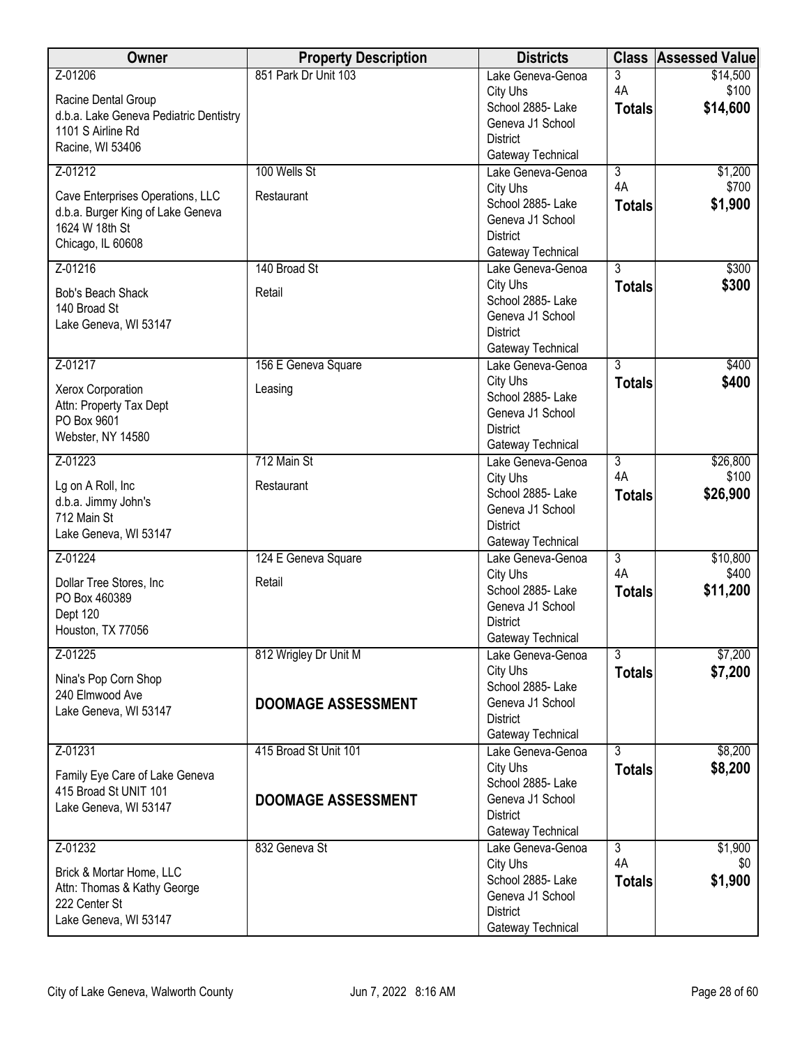| Owner | Property Description | Districts | Class | Assessed Value |
|---|---|---|---|---|
| Z-01206<br>Racine Dental Group<br>d.b.a. Lake Geneva Pediatric Dentistry<br>1101 S Airline Rd<br>Racine, WI 53406 | 851 Park Dr Unit 103 | Lake Geneva-Genoa City Uhs<br>School 2885- Lake Geneva J1 School District<br>Gateway Technical | 3<br>4A<br>**Totals** | $14,500<br>$100<br>**$14,600** |
| Z-01212<br>Cave Enterprises Operations, LLC<br>d.b.a. Burger King of Lake Geneva<br>1624 W 18th St<br>Chicago, IL 60608 | 100 Wells St<br>Restaurant | Lake Geneva-Genoa City Uhs<br>School 2885- Lake Geneva J1 School District<br>Gateway Technical | 3<br>4A<br>**Totals** | $1,200<br>$700<br>**$1,900** |
| Z-01216<br>Bob's Beach Shack<br>140 Broad St<br>Lake Geneva, WI 53147 | 140 Broad St<br>Retail | Lake Geneva-Genoa City Uhs<br>School 2885- Lake Geneva J1 School District<br>Gateway Technical | 3<br>**Totals** | $300<br>**$300** |
| Z-01217<br>Xerox Corporation<br>Attn: Property Tax Dept<br>PO Box 9601<br>Webster, NY 14580 | 156 E Geneva Square<br>Leasing | Lake Geneva-Genoa City Uhs<br>School 2885- Lake Geneva J1 School District<br>Gateway Technical | 3<br>**Totals** | $400<br>**$400** |
| Z-01223<br>Lg on A Roll, Inc<br>d.b.a. Jimmy John's<br>712 Main St<br>Lake Geneva, WI 53147 | 712 Main St<br>Restaurant | Lake Geneva-Genoa City Uhs<br>School 2885- Lake Geneva J1 School District<br>Gateway Technical | 3<br>4A<br>**Totals** | $26,800<br>$100<br>**$26,900** |
| Z-01224<br>Dollar Tree Stores, Inc<br>PO Box 460389<br>Dept 120<br>Houston, TX 77056 | 124 E Geneva Square<br>Retail | Lake Geneva-Genoa City Uhs<br>School 2885- Lake Geneva J1 School District<br>Gateway Technical | 3<br>4A<br>**Totals** | $10,800<br>$400<br>**$11,200** |
| Z-01225<br>Nina's Pop Corn Shop<br>240 Elmwood Ave<br>Lake Geneva, WI 53147 | 812 Wrigley Dr Unit M<br>**DOOMAGE ASSESSMENT** | Lake Geneva-Genoa City Uhs<br>School 2885- Lake Geneva J1 School District<br>Gateway Technical | 3<br>**Totals** | $7,200<br>**$7,200** |
| Z-01231<br>Family Eye Care of Lake Geneva<br>415 Broad St UNIT 101<br>Lake Geneva, WI 53147 | 415 Broad St Unit 101<br>**DOOMAGE ASSESSMENT** | Lake Geneva-Genoa City Uhs<br>School 2885- Lake Geneva J1 School District<br>Gateway Technical | 3<br>**Totals** | $8,200<br>**$8,200** |
| Z-01232<br>Brick & Mortar Home, LLC<br>Attn: Thomas & Kathy George<br>222 Center St<br>Lake Geneva, WI 53147 | 832 Geneva St | Lake Geneva-Genoa City Uhs<br>School 2885- Lake Geneva J1 School District<br>Gateway Technical | 3<br>4A<br>**Totals** | $1,900<br>$0<br>**$1,900** |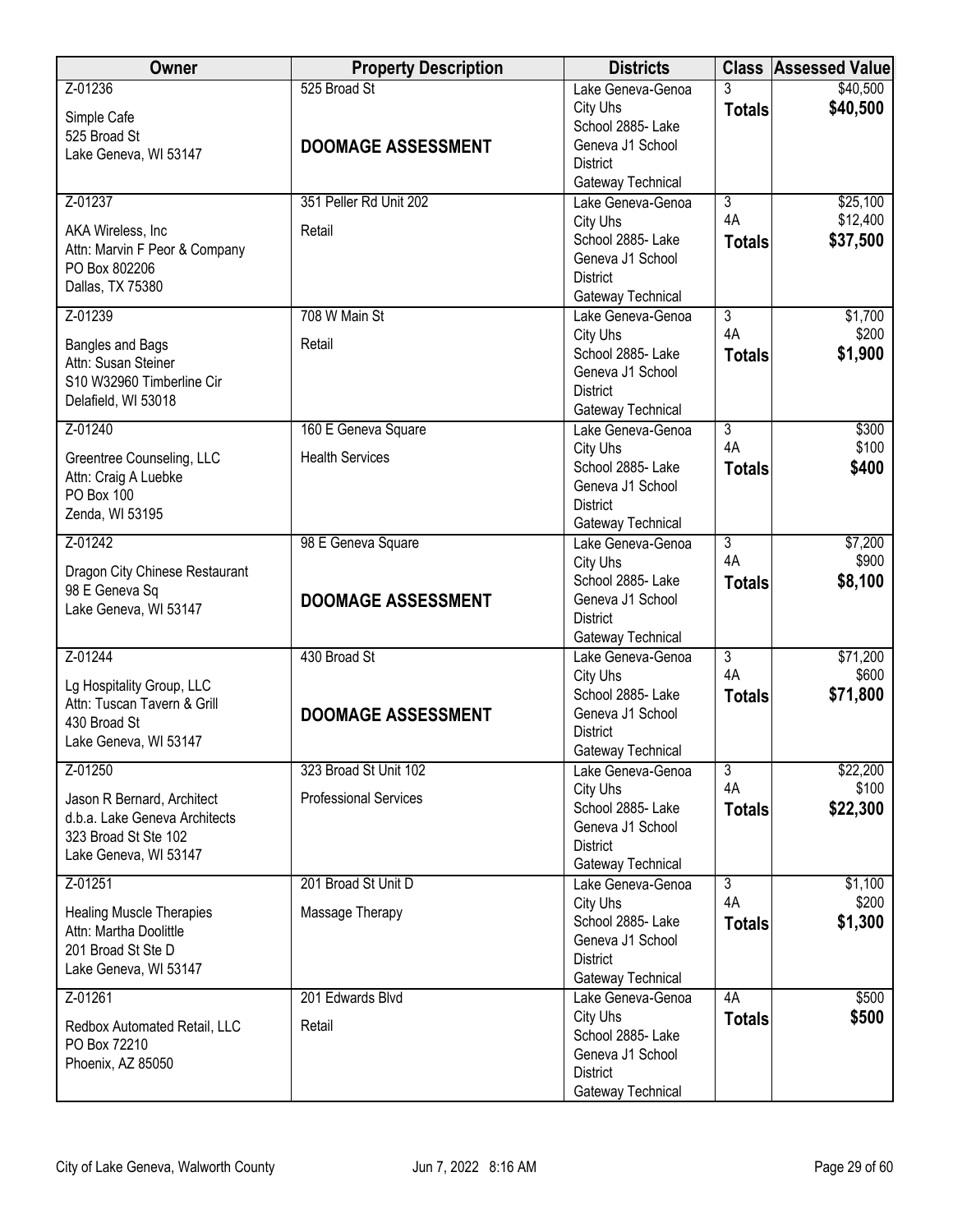| Owner | Property Description | Districts | Class | Assessed Value |
|---|---|---|---|---|
| Z-01236<br>Simple Cafe<br>525 Broad St<br>Lake Geneva, WI 53147 | 525 Broad St<br><br>**DOOMAGE ASSESSMENT** | Lake Geneva-Genoa City Uhs<br>School 2885- Lake Geneva J1 School District<br>Gateway Technical | 3<br>**Totals** | $40,500<br>**$40,500** |
| Z-01237<br>AKA Wireless, Inc<br>Attn: Marvin F Peor & Company<br>PO Box 802206<br>Dallas, TX 75380 | 351 Peller Rd Unit 202<br>Retail | Lake Geneva-Genoa City Uhs<br>School 2885- Lake Geneva J1 School District<br>Gateway Technical | 3<br>4A<br>**Totals** | $25,100<br>$12,400<br>**$37,500** |
| Z-01239<br>Bangles and Bags<br>Attn: Susan Steiner<br>S10 W32960 Timberline Cir<br>Delafield, WI 53018 | 708 W Main St<br>Retail | Lake Geneva-Genoa City Uhs<br>School 2885- Lake Geneva J1 School District<br>Gateway Technical | 3<br>4A<br>**Totals** | $1,700<br>$200<br>**$1,900** |
| Z-01240<br>Greentree Counseling, LLC<br>Attn: Craig A Luebke<br>PO Box 100<br>Zenda, WI 53195 | 160 E Geneva Square<br>Health Services | Lake Geneva-Genoa City Uhs<br>School 2885- Lake Geneva J1 School District<br>Gateway Technical | 3<br>4A<br>**Totals** | $300<br>$100<br>**$400** |
| Z-01242<br>Dragon City Chinese Restaurant<br>98 E Geneva Sq<br>Lake Geneva, WI 53147 | 98 E Geneva Square<br><br>**DOOMAGE ASSESSMENT** | Lake Geneva-Genoa City Uhs<br>School 2885- Lake Geneva J1 School District<br>Gateway Technical | 3<br>4A<br>**Totals** | $7,200<br>$900<br>**$8,100** |
| Z-01244<br>Lg Hospitality Group, LLC<br>Attn: Tuscan Tavern & Grill<br>430 Broad St<br>Lake Geneva, WI 53147 | 430 Broad St<br><br>**DOOMAGE ASSESSMENT** | Lake Geneva-Genoa City Uhs<br>School 2885- Lake Geneva J1 School District<br>Gateway Technical | 3<br>4A<br>**Totals** | $71,200<br>$600<br>**$71,800** |
| Z-01250<br>Jason R Bernard, Architect<br>d.b.a. Lake Geneva Architects<br>323 Broad St Ste 102<br>Lake Geneva, WI 53147 | 323 Broad St Unit 102<br>Professional Services | Lake Geneva-Genoa City Uhs<br>School 2885- Lake Geneva J1 School District<br>Gateway Technical | 3<br>4A<br>**Totals** | $22,200<br>$100<br>**$22,300** |
| Z-01251<br>Healing Muscle Therapies<br>Attn: Martha Doolittle<br>201 Broad St Ste D<br>Lake Geneva, WI 53147 | 201 Broad St Unit D<br>Massage Therapy | Lake Geneva-Genoa City Uhs<br>School 2885- Lake Geneva J1 School District<br>Gateway Technical | 3<br>4A<br>**Totals** | $1,100<br>$200<br>**$1,300** |
| Z-01261<br>Redbox Automated Retail, LLC<br>PO Box 72210<br>Phoenix, AZ 85050 | 201 Edwards Blvd<br>Retail | Lake Geneva-Genoa City Uhs<br>School 2885- Lake Geneva J1 School District<br>Gateway Technical | 4A<br>**Totals** | $500<br>**$500** |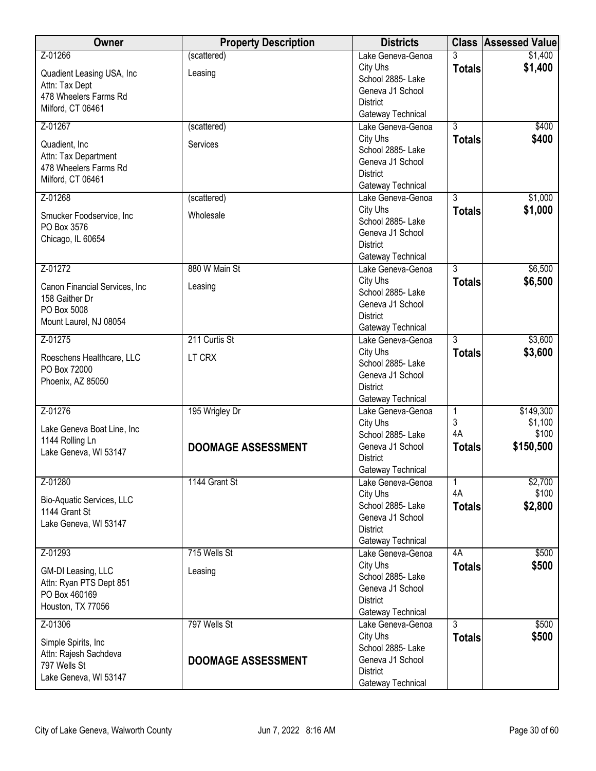| Owner | Property Description | Districts | Class | Assessed Value |
|---|---|---|---|---|
| Z-01266<br>Quadient Leasing USA, Inc<br>Attn: Tax Dept<br>478 Wheelers Farms Rd<br>Milford, CT 06461 | (scattered)<br>Leasing | Lake Geneva-Genoa City Uhs School 2885- Lake Geneva J1 School District<br>Gateway Technical | 3<br>**Totals** | $1,400<br>**$1,400** |
| Z-01267<br>Quadient, Inc<br>Attn: Tax Department<br>478 Wheelers Farms Rd<br>Milford, CT 06461 | (scattered)<br>Services | Lake Geneva-Genoa City Uhs School 2885- Lake Geneva J1 School District<br>Gateway Technical | 3<br>**Totals** | $400<br>**$400** |
| Z-01268<br>Smucker Foodservice, Inc<br>PO Box 3576<br>Chicago, IL 60654 | (scattered)<br>Wholesale | Lake Geneva-Genoa City Uhs School 2885- Lake Geneva J1 School District<br>Gateway Technical | 3<br>**Totals** | $1,000<br>**$1,000** |
| Z-01272<br>Canon Financial Services, Inc<br>158 Gaither Dr<br>PO Box 5008<br>Mount Laurel, NJ 08054 | 880 W Main St<br>Leasing | Lake Geneva-Genoa City Uhs School 2885- Lake Geneva J1 School District<br>Gateway Technical | 3<br>**Totals** | $6,500<br>**$6,500** |
| Z-01275<br>Roeschens Healthcare, LLC<br>PO Box 72000<br>Phoenix, AZ 85050 | 211 Curtis St<br>LT CRX | Lake Geneva-Genoa City Uhs School 2885- Lake Geneva J1 School District<br>Gateway Technical | 3<br>**Totals** | $3,600<br>**$3,600** |
| Z-01276<br>Lake Geneva Boat Line, Inc<br>1144 Rolling Ln<br>Lake Geneva, WI 53147 | 195 Wrigley Dr<br>**DOOMAGE ASSESSMENT** | Lake Geneva-Genoa City Uhs School 2885- Lake Geneva J1 School District<br>Gateway Technical | 1<br>3<br>4A<br>**Totals** | $149,300<br>$1,100<br>$100<br>**$150,500** |
| Z-01280<br>Bio-Aquatic Services, LLC<br>1144 Grant St<br>Lake Geneva, WI 53147 | 1144 Grant St | Lake Geneva-Genoa City Uhs School 2885- Lake Geneva J1 School District<br>Gateway Technical | 1<br>4A<br>**Totals** | $2,700<br>$100<br>**$2,800** |
| Z-01293<br>GM-DI Leasing, LLC<br>Attn: Ryan PTS Dept 851<br>PO Box 460169<br>Houston, TX 77056 | 715 Wells St<br>Leasing | Lake Geneva-Genoa City Uhs School 2885- Lake Geneva J1 School District<br>Gateway Technical | 4A<br>**Totals** | $500<br>**$500** |
| Z-01306<br>Simple Spirits, Inc<br>Attn: Rajesh Sachdeva<br>797 Wells St<br>Lake Geneva, WI 53147 | 797 Wells St<br>**DOOMAGE ASSESSMENT** | Lake Geneva-Genoa City Uhs School 2885- Lake Geneva J1 School District<br>Gateway Technical | 3<br>**Totals** | $500<br>**$500** |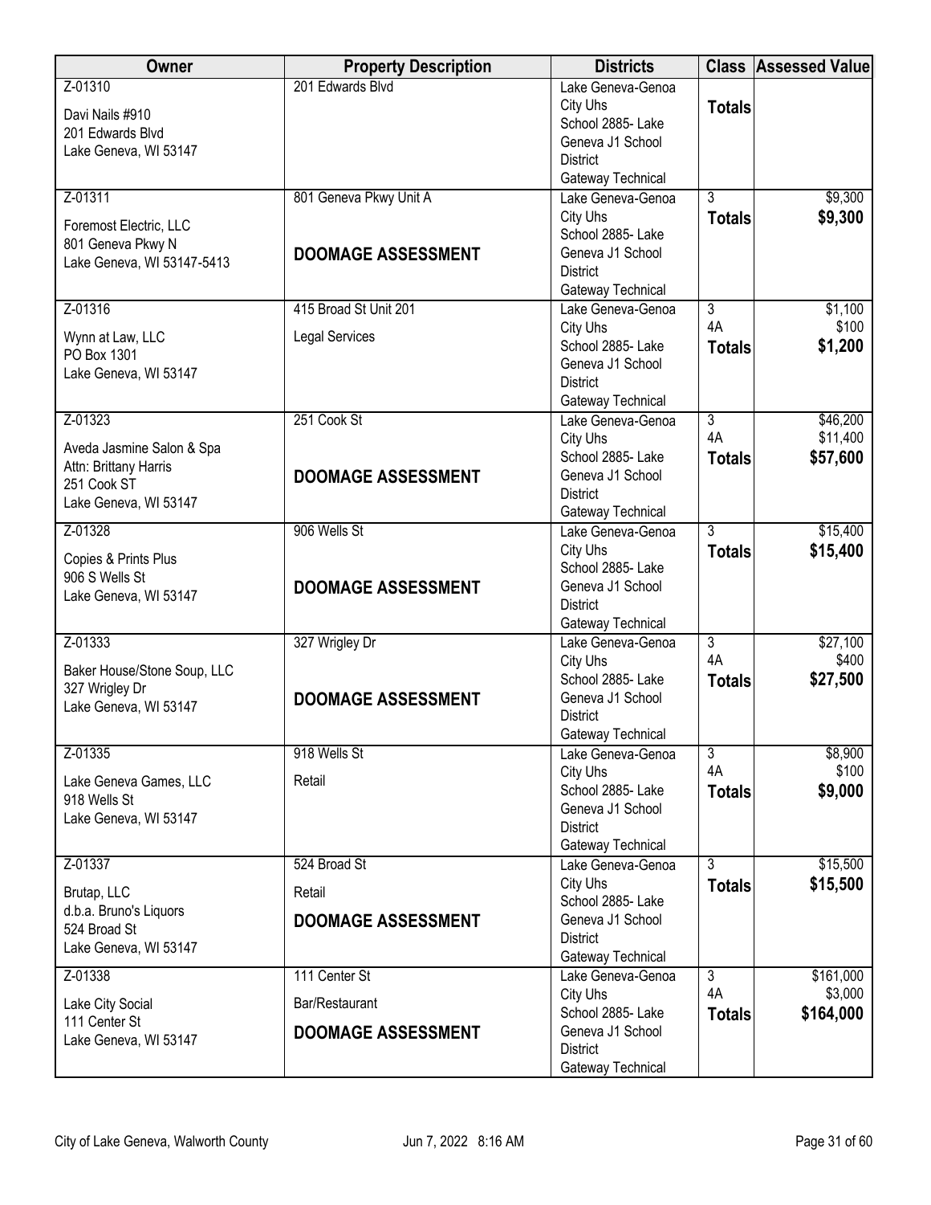| Owner | Property Description | Districts | Class | Assessed Value |
|---|---|---|---|---|
| Z-01310<br>Davi Nails #910<br>201 Edwards Blvd<br>Lake Geneva, WI 53147 | 201 Edwards Blvd | Lake Geneva-Genoa City Uhs<br>School 2885- Lake Geneva J1 School District<br>Gateway Technical | **Totals** | |
| Z-01311<br>Foremost Electric, LLC<br>801 Geneva Pkwy N<br>Lake Geneva, WI 53147-5413 | 801 Geneva Pkwy Unit A<br>**DOOMAGE ASSESSMENT** | Lake Geneva-Genoa City Uhs<br>School 2885- Lake Geneva J1 School District<br>Gateway Technical | 3<br>**Totals** | \$9,300<br>**\$9,300** |
| Z-01316<br>Wynn at Law, LLC<br>PO Box 1301<br>Lake Geneva, WI 53147 | 415 Broad St Unit 201<br>Legal Services | Lake Geneva-Genoa City Uhs<br>School 2885- Lake Geneva J1 School District<br>Gateway Technical | 3<br>4A<br>**Totals** | \$1,100<br>\$100<br>**\$1,200** |
| Z-01323<br>Aveda Jasmine Salon & Spa<br>Attn: Brittany Harris<br>251 Cook ST<br>Lake Geneva, WI 53147 | 251 Cook St<br>**DOOMAGE ASSESSMENT** | Lake Geneva-Genoa City Uhs<br>School 2885- Lake Geneva J1 School District<br>Gateway Technical | 3<br>4A<br>**Totals** | \$46,200<br>\$11,400<br>**\$57,600** |
| Z-01328<br>Copies & Prints Plus<br>906 S Wells St<br>Lake Geneva, WI 53147 | 906 Wells St<br>**DOOMAGE ASSESSMENT** | Lake Geneva-Genoa City Uhs<br>School 2885- Lake Geneva J1 School District<br>Gateway Technical | 3<br>**Totals** | \$15,400<br>**\$15,400** |
| Z-01333<br>Baker House/Stone Soup, LLC<br>327 Wrigley Dr<br>Lake Geneva, WI 53147 | 327 Wrigley Dr<br>**DOOMAGE ASSESSMENT** | Lake Geneva-Genoa City Uhs<br>School 2885- Lake Geneva J1 School District<br>Gateway Technical | 3<br>4A<br>**Totals** | \$27,100<br>\$400<br>**\$27,500** |
| Z-01335<br>Lake Geneva Games, LLC<br>918 Wells St<br>Lake Geneva, WI 53147 | 918 Wells St<br>Retail | Lake Geneva-Genoa City Uhs<br>School 2885- Lake Geneva J1 School District<br>Gateway Technical | 3<br>4A<br>**Totals** | \$8,900<br>\$100<br>**\$9,000** |
| Z-01337<br>Brutap, LLC<br>d.b.a. Bruno's Liquors<br>524 Broad St<br>Lake Geneva, WI 53147 | 524 Broad St<br>Retail<br>**DOOMAGE ASSESSMENT** | Lake Geneva-Genoa City Uhs<br>School 2885- Lake Geneva J1 School District<br>Gateway Technical | 3<br>**Totals** | \$15,500<br>**\$15,500** |
| Z-01338<br>Lake City Social<br>111 Center St<br>Lake Geneva, WI 53147 | 111 Center St<br>Bar/Restaurant<br>**DOOMAGE ASSESSMENT** | Lake Geneva-Genoa City Uhs<br>School 2885- Lake Geneva J1 School District<br>Gateway Technical | 3<br>4A<br>**Totals** | \$161,000<br>\$3,000<br>**\$164,000** |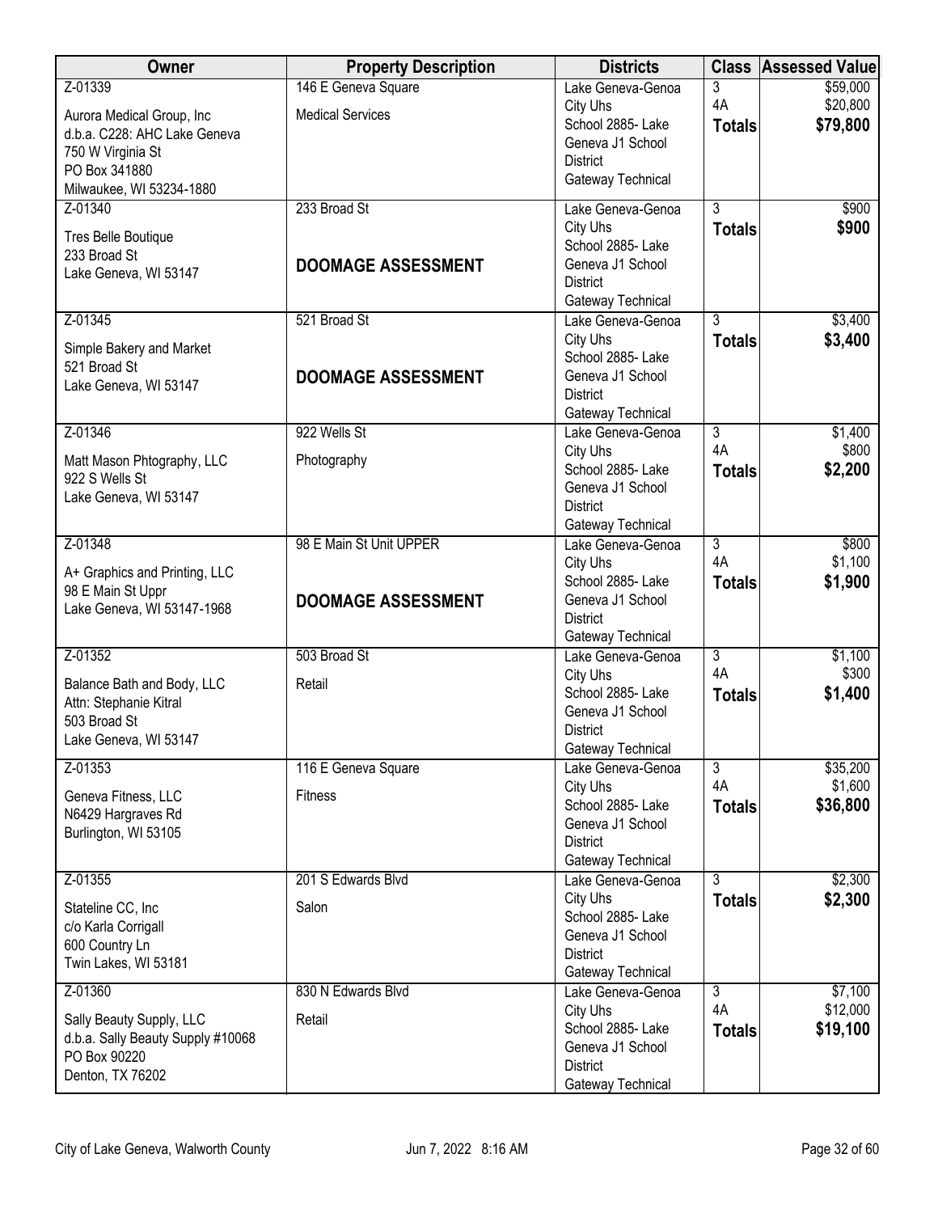| Owner | Property Description | Districts | Class | Assessed Value |
|---|---|---|---|---|
| Z-01339<br>Aurora Medical Group, Inc<br>d.b.a. C228: AHC Lake Geneva<br>750 W Virginia St<br>PO Box 341880<br>Milwaukee, WI 53234-1880 | 146 E Geneva Square<br>Medical Services | Lake Geneva-Genoa City Uhs School 2885- Lake Geneva J1 School District<br>Gateway Technical | 3<br>4A<br>**Totals** | $59,000<br>$20,800<br>**$79,800** |
| Z-01340<br>Tres Belle Boutique<br>233 Broad St<br>Lake Geneva, WI 53147 | 233 Broad St<br>**DOOMAGE ASSESSMENT** | Lake Geneva-Genoa City Uhs School 2885- Lake Geneva J1 School District<br>Gateway Technical | 3<br>**Totals** | $900<br>**$900** |
| Z-01345<br>Simple Bakery and Market<br>521 Broad St<br>Lake Geneva, WI 53147 | 521 Broad St<br>**DOOMAGE ASSESSMENT** | Lake Geneva-Genoa City Uhs School 2885- Lake Geneva J1 School District<br>Gateway Technical | 3<br>**Totals** | $3,400<br>**$3,400** |
| Z-01346<br>Matt Mason Phtography, LLC<br>922 S Wells St<br>Lake Geneva, WI 53147 | 922 Wells St<br>Photography | Lake Geneva-Genoa City Uhs School 2885- Lake Geneva J1 School District<br>Gateway Technical | 3<br>4A<br>**Totals** | $1,400<br>$800<br>**$2,200** |
| Z-01348<br>A+ Graphics and Printing, LLC<br>98 E Main St Uppr<br>Lake Geneva, WI 53147-1968 | 98 E Main St Unit UPPER<br>**DOOMAGE ASSESSMENT** | Lake Geneva-Genoa City Uhs School 2885- Lake Geneva J1 School District<br>Gateway Technical | 3<br>4A<br>**Totals** | $800<br>$1,100<br>**$1,900** |
| Z-01352<br>Balance Bath and Body, LLC<br>Attn: Stephanie Kitral<br>503 Broad St<br>Lake Geneva, WI 53147 | 503 Broad St<br>Retail | Lake Geneva-Genoa City Uhs School 2885- Lake Geneva J1 School District<br>Gateway Technical | 3<br>4A<br>**Totals** | $1,100<br>$300<br>**$1,400** |
| Z-01353<br>Geneva Fitness, LLC<br>N6429 Hargraves Rd<br>Burlington, WI 53105 | 116 E Geneva Square<br>Fitness | Lake Geneva-Genoa City Uhs School 2885- Lake Geneva J1 School District<br>Gateway Technical | 3<br>4A<br>**Totals** | $35,200<br>$1,600<br>**$36,800** |
| Z-01355<br>Stateline CC, Inc<br>c/o Karla Corrigall<br>600 Country Ln<br>Twin Lakes, WI 53181 | 201 S Edwards Blvd<br>Salon | Lake Geneva-Genoa City Uhs School 2885- Lake Geneva J1 School District<br>Gateway Technical | 3<br>**Totals** | $2,300<br>**$2,300** |
| Z-01360<br>Sally Beauty Supply, LLC<br>d.b.a. Sally Beauty Supply #10068<br>PO Box 90220<br>Denton, TX 76202 | 830 N Edwards Blvd<br>Retail | Lake Geneva-Genoa City Uhs School 2885- Lake Geneva J1 School District<br>Gateway Technical | 3<br>4A<br>**Totals** | $7,100<br>$12,000<br>**$19,100** |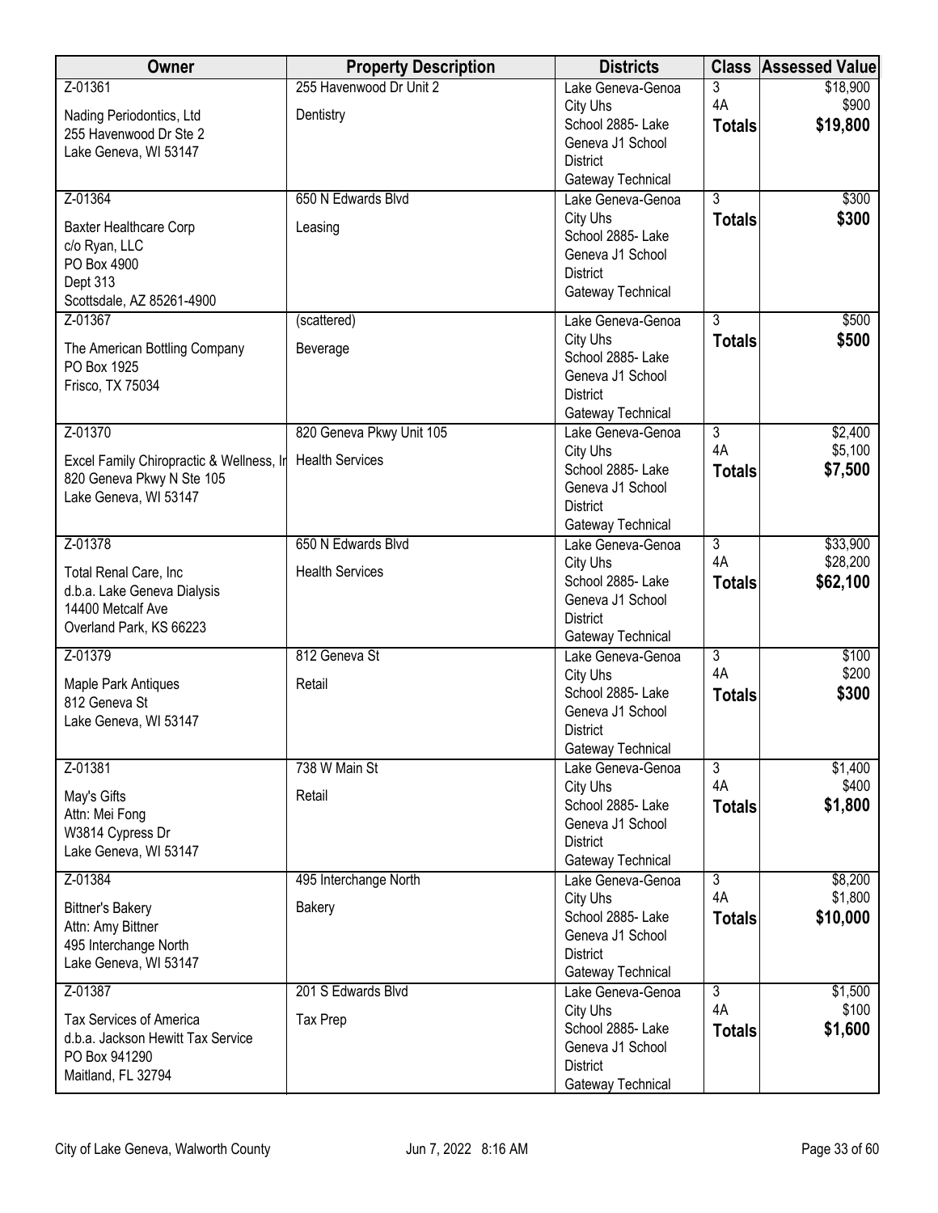| Owner | Property Description | Districts | Class | Assessed Value |
|---|---|---|---|---|
| Z-01361<br>Nading Periodontics, Ltd<br>255 Havenwood Dr Ste 2<br>Lake Geneva, WI 53147 | 255 Havenwood Dr Unit 2<br>Dentistry | Lake Geneva-Genoa City Uhs<br>School 2885- Lake Geneva J1 School District<br>Gateway Technical | 3<br>4A<br>**Totals** | $18,900<br>$900<br>**$19,800** |
| Z-01364<br>Baxter Healthcare Corp<br>c/o Ryan, LLC<br>PO Box 4900<br>Dept 313<br>Scottsdale, AZ 85261-4900 | 650 N Edwards Blvd<br>Leasing | Lake Geneva-Genoa City Uhs<br>School 2885- Lake Geneva J1 School District<br>Gateway Technical | 3<br>**Totals** | $300<br>**$300** |
| Z-01367<br>The American Bottling Company<br>PO Box 1925<br>Frisco, TX 75034 | (scattered)<br>Beverage | Lake Geneva-Genoa City Uhs<br>School 2885- Lake Geneva J1 School District<br>Gateway Technical | 3<br>**Totals** | $500<br>**$500** |
| Z-01370<br>Excel Family Chiropractic & Wellness, Ir<br>820 Geneva Pkwy N Ste 105<br>Lake Geneva, WI 53147 | 820 Geneva Pkwy Unit 105<br>Health Services | Lake Geneva-Genoa City Uhs<br>School 2885- Lake Geneva J1 School District<br>Gateway Technical | 3<br>4A<br>**Totals** | $2,400<br>$5,100<br>**$7,500** |
| Z-01378<br>Total Renal Care, Inc<br>d.b.a. Lake Geneva Dialysis<br>14400 Metcalf Ave<br>Overland Park, KS 66223 | 650 N Edwards Blvd<br>Health Services | Lake Geneva-Genoa City Uhs<br>School 2885- Lake Geneva J1 School District<br>Gateway Technical | 3<br>4A<br>**Totals** | $33,900<br>$28,200<br>**$62,100** |
| Z-01379<br>Maple Park Antiques<br>812 Geneva St<br>Lake Geneva, WI 53147 | 812 Geneva St<br>Retail | Lake Geneva-Genoa City Uhs<br>School 2885- Lake Geneva J1 School District<br>Gateway Technical | 3<br>4A<br>**Totals** | $100<br>$200<br>**$300** |
| Z-01381<br>May's Gifts<br>Attn: Mei Fong<br>W3814 Cypress Dr<br>Lake Geneva, WI 53147 | 738 W Main St<br>Retail | Lake Geneva-Genoa City Uhs<br>School 2885- Lake Geneva J1 School District<br>Gateway Technical | 3<br>4A<br>**Totals** | $1,400<br>$400<br>**$1,800** |
| Z-01384<br>Bittner's Bakery<br>Attn: Amy Bittner<br>495 Interchange North<br>Lake Geneva, WI 53147 | 495 Interchange North<br>Bakery | Lake Geneva-Genoa City Uhs<br>School 2885- Lake Geneva J1 School District<br>Gateway Technical | 3<br>4A<br>**Totals** | $8,200<br>$1,800<br>**$10,000** |
| Z-01387<br>Tax Services of America<br>d.b.a. Jackson Hewitt Tax Service<br>PO Box 941290<br>Maitland, FL 32794 | 201 S Edwards Blvd<br>Tax Prep | Lake Geneva-Genoa City Uhs<br>School 2885- Lake Geneva J1 School District<br>Gateway Technical | 3<br>4A<br>**Totals** | $1,500<br>$100<br>**$1,600** |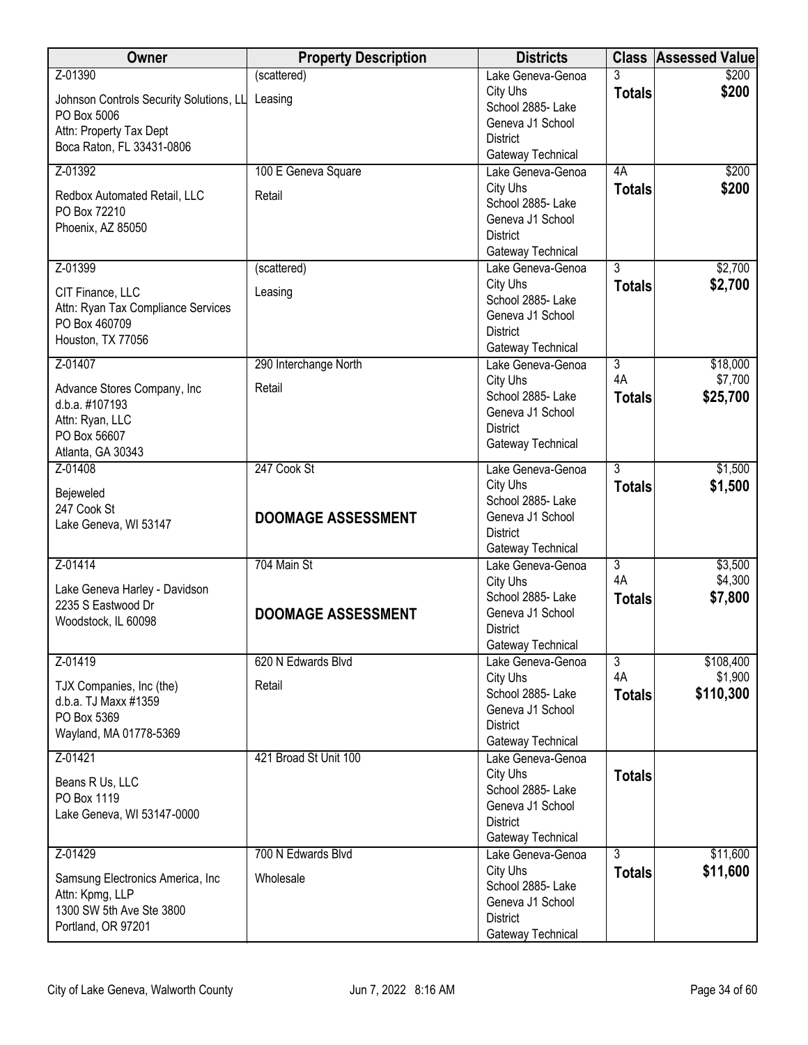| Owner | Property Description | Districts | Class | Assessed Value |
| --- | --- | --- | --- | --- |
| Z-01390<br>Johnson Controls Security Solutions, LL<br>PO Box 5006<br>Attn: Property Tax Dept<br>Boca Raton, FL 33431-0806 | (scattered)<br>Leasing | Lake Geneva-Genoa City Uhs School 2885- Lake Geneva J1 School District<br>Gateway Technical | 3<br>**Totals** | $200<br>**$200** |
| Z-01392<br>Redbox Automated Retail, LLC<br>PO Box 72210<br>Phoenix, AZ 85050 | 100 E Geneva Square<br>Retail | Lake Geneva-Genoa City Uhs School 2885- Lake Geneva J1 School District<br>Gateway Technical | 4A<br>**Totals** | $200<br>**$200** |
| Z-01399<br>CIT Finance, LLC<br>Attn: Ryan Tax Compliance Services<br>PO Box 460709<br>Houston, TX 77056 | (scattered)<br>Leasing | Lake Geneva-Genoa City Uhs School 2885- Lake Geneva J1 School District<br>Gateway Technical | 3<br>**Totals** | $2,700<br>**$2,700** |
| Z-01407<br>Advance Stores Company, Inc<br>d.b.a. #107193<br>Attn: Ryan, LLC<br>PO Box 56607<br>Atlanta, GA 30343 | 290 Interchange North<br>Retail | Lake Geneva-Genoa City Uhs School 2885- Lake Geneva J1 School District<br>Gateway Technical | 3<br>4A<br>**Totals** | $18,000<br>$7,700<br>**$25,700** |
| Z-01408<br>Bejeweled<br>247 Cook St<br>Lake Geneva, WI 53147 | 247 Cook St<br>**DOOMAGE ASSESSMENT** | Lake Geneva-Genoa City Uhs School 2885- Lake Geneva J1 School District<br>Gateway Technical | 3<br>**Totals** | $1,500<br>**$1,500** |
| Z-01414<br>Lake Geneva Harley - Davidson<br>2235 S Eastwood Dr<br>Woodstock, IL 60098 | 704 Main St<br>**DOOMAGE ASSESSMENT** | Lake Geneva-Genoa City Uhs School 2885- Lake Geneva J1 School District<br>Gateway Technical | 3<br>4A<br>**Totals** | $3,500<br>$4,300<br>**$7,800** |
| Z-01419<br>TJX Companies, Inc (the)<br>d.b.a. TJ Maxx #1359<br>PO Box 5369<br>Wayland, MA 01778-5369 | 620 N Edwards Blvd<br>Retail | Lake Geneva-Genoa City Uhs School 2885- Lake Geneva J1 School District<br>Gateway Technical | 3<br>4A<br>**Totals** | $108,400<br>$1,900<br>**$110,300** |
| Z-01421<br>Beans R Us, LLC<br>PO Box 1119<br>Lake Geneva, WI 53147-0000 | 421 Broad St Unit 100 | Lake Geneva-Genoa City Uhs School 2885- Lake Geneva J1 School District<br>Gateway Technical | **Totals** | |
| Z-01429<br>Samsung Electronics America, Inc<br>Attn: Kpmg, LLP<br>1300 SW 5th Ave Ste 3800<br>Portland, OR 97201 | 700 N Edwards Blvd<br>Wholesale | Lake Geneva-Genoa City Uhs School 2885- Lake Geneva J1 School District<br>Gateway Technical | 3<br>**Totals** | $11,600<br>**$11,600** |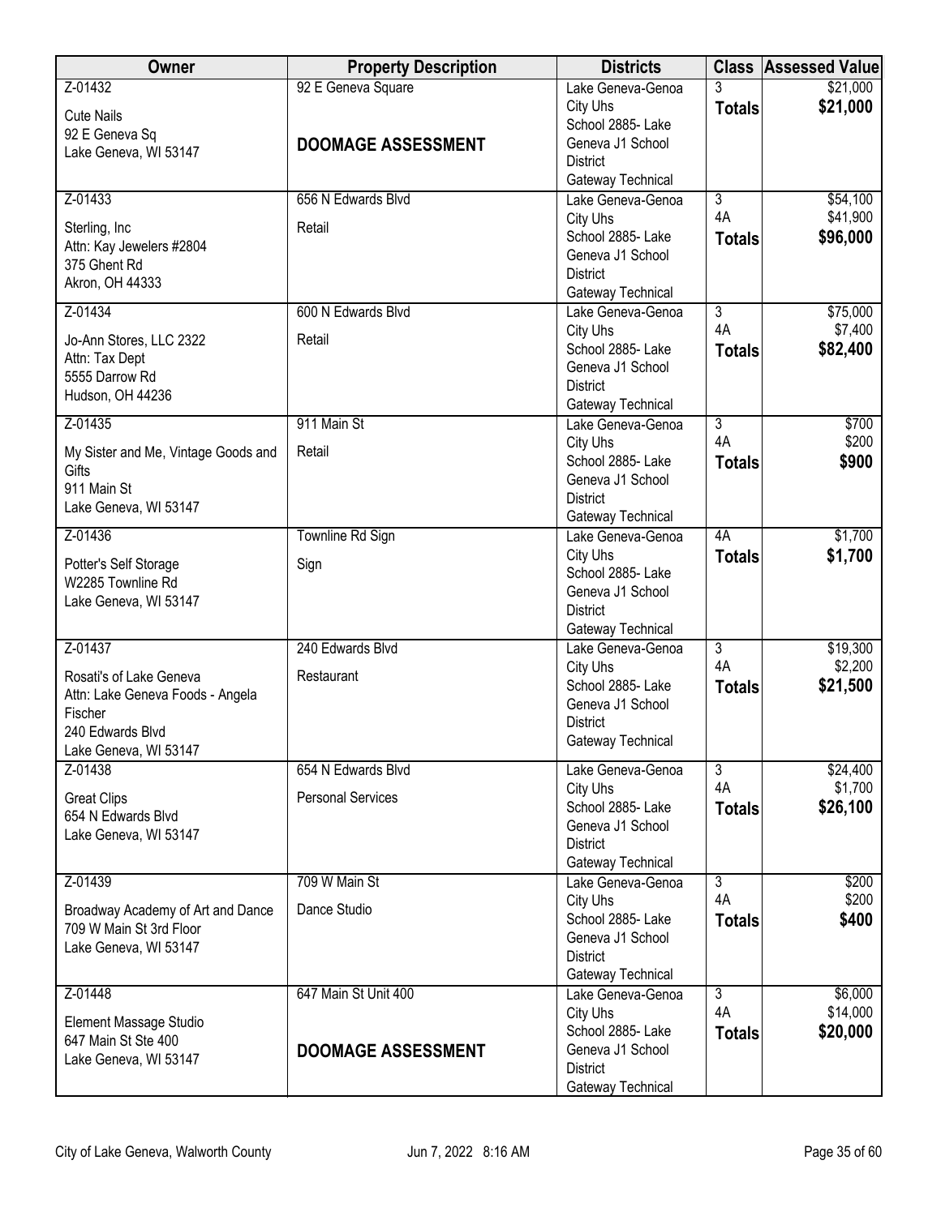| Owner | Property Description | Districts | Class | Assessed Value |
|---|---|---|---|---|
| Z-01432<br>Cute Nails<br>92 E Geneva Sq<br>Lake Geneva, WI 53147 | 92 E Geneva Square<br>**DOOMAGE ASSESSMENT** | Lake Geneva-Genoa City Uhs<br>School 2885- Lake Geneva J1 School District<br>Gateway Technical | 3<br>**Totals** | $21,000<br>**$21,000** |
| Z-01433<br>Sterling, Inc<br>Attn: Kay Jewelers #2804<br>375 Ghent Rd<br>Akron, OH 44333 | 656 N Edwards Blvd<br>Retail | Lake Geneva-Genoa City Uhs<br>School 2885- Lake Geneva J1 School District<br>Gateway Technical | 3<br>4A<br>**Totals** | $54,100<br>$41,900<br>**$96,000** |
| Z-01434<br>Jo-Ann Stores, LLC 2322<br>Attn: Tax Dept<br>5555 Darrow Rd<br>Hudson, OH 44236 | 600 N Edwards Blvd<br>Retail | Lake Geneva-Genoa City Uhs<br>School 2885- Lake Geneva J1 School District<br>Gateway Technical | 3<br>4A<br>**Totals** | $75,000<br>$7,400<br>**$82,400** |
| Z-01435<br>My Sister and Me, Vintage Goods and Gifts<br>911 Main St<br>Lake Geneva, WI 53147 | 911 Main St<br>Retail | Lake Geneva-Genoa City Uhs<br>School 2885- Lake Geneva J1 School District<br>Gateway Technical | 3<br>4A<br>**Totals** | $700<br>$200<br>**$900** |
| Z-01436<br>Potter's Self Storage<br>W2285 Townline Rd<br>Lake Geneva, WI 53147 | Townline Rd Sign<br>Sign | Lake Geneva-Genoa City Uhs<br>School 2885- Lake Geneva J1 School District<br>Gateway Technical | 4A<br>**Totals** | $1,700<br>**$1,700** |
| Z-01437<br>Rosati's of Lake Geneva<br>Attn: Lake Geneva Foods - Angela Fischer<br>240 Edwards Blvd<br>Lake Geneva, WI 53147 | 240 Edwards Blvd<br>Restaurant | Lake Geneva-Genoa City Uhs<br>School 2885- Lake Geneva J1 School District<br>Gateway Technical | 3<br>4A<br>**Totals** | $19,300<br>$2,200<br>**$21,500** |
| Z-01438<br>Great Clips<br>654 N Edwards Blvd<br>Lake Geneva, WI 53147 | 654 N Edwards Blvd<br>Personal Services | Lake Geneva-Genoa City Uhs<br>School 2885- Lake Geneva J1 School District<br>Gateway Technical | 3<br>4A<br>**Totals** | $24,400<br>$1,700<br>**$26,100** |
| Z-01439<br>Broadway Academy of Art and Dance<br>709 W Main St 3rd Floor<br>Lake Geneva, WI 53147 | 709 W Main St<br>Dance Studio | Lake Geneva-Genoa City Uhs<br>School 2885- Lake Geneva J1 School District<br>Gateway Technical | 3<br>4A<br>**Totals** | $200<br>$200<br>**$400** |
| Z-01448<br>Element Massage Studio<br>647 Main St Ste 400<br>Lake Geneva, WI 53147 | 647 Main St Unit 400<br>**DOOMAGE ASSESSMENT** | Lake Geneva-Genoa City Uhs<br>School 2885- Lake Geneva J1 School District<br>Gateway Technical | 3<br>4A<br>**Totals** | $6,000<br>$14,000<br>**$20,000** |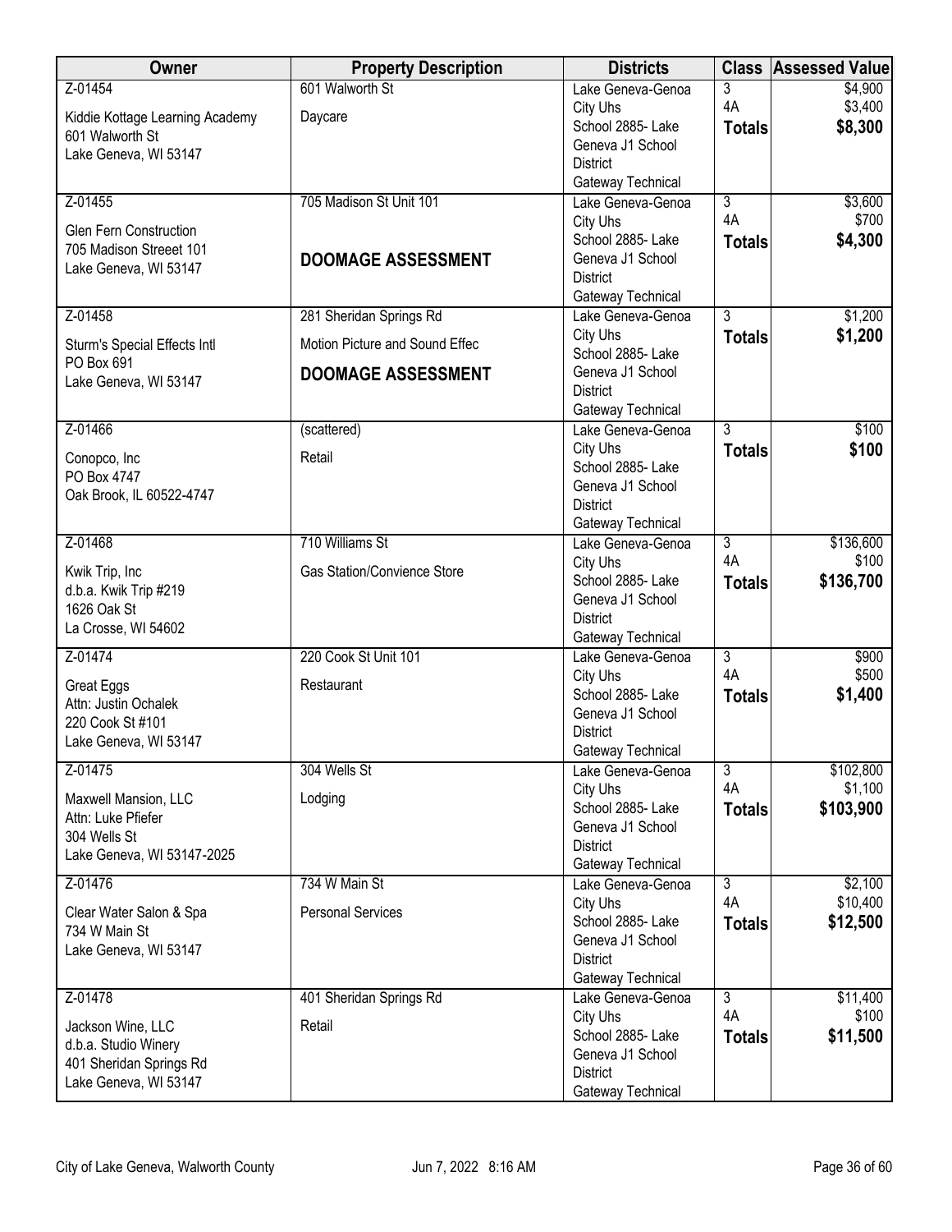| Owner | Property Description | Districts | Class | Assessed Value |
|---|---|---|---|---|
| Z-01454<br>Kiddie Kottage Learning Academy<br>601 Walworth St<br>Lake Geneva, WI 53147 | 601 Walworth St<br>Daycare | Lake Geneva-Genoa City Uhs<br>School 2885- Lake Geneva J1 School District<br>Gateway Technical | 3<br>4A<br>**Totals** | $4,900<br>$3,400<br>**$8,300** |
| Z-01455<br>Glen Fern Construction<br>705 Madison Streeet 101<br>Lake Geneva, WI 53147 | 705 Madison St Unit 101<br>**DOOMAGE ASSESSMENT** | Lake Geneva-Genoa City Uhs<br>School 2885- Lake Geneva J1 School District<br>Gateway Technical | 3<br>4A<br>**Totals** | $3,600<br>$700<br>**$4,300** |
| Z-01458<br>Sturm's Special Effects Intl<br>PO Box 691<br>Lake Geneva, WI 53147 | 281 Sheridan Springs Rd<br>Motion Picture and Sound Effec<br>**DOOMAGE ASSESSMENT** | Lake Geneva-Genoa City Uhs<br>School 2885- Lake Geneva J1 School District<br>Gateway Technical | 3<br>**Totals** | $1,200<br>**$1,200** |
| Z-01466<br>Conopco, Inc<br>PO Box 4747<br>Oak Brook, IL 60522-4747 | (scattered)<br>Retail | Lake Geneva-Genoa City Uhs<br>School 2885- Lake Geneva J1 School District<br>Gateway Technical | 3<br>**Totals** | $100<br>**$100** |
| Z-01468<br>Kwik Trip, Inc<br>d.b.a. Kwik Trip #219<br>1626 Oak St<br>La Crosse, WI 54602 | 710 Williams St<br>Gas Station/Convience Store | Lake Geneva-Genoa City Uhs<br>School 2885- Lake Geneva J1 School District<br>Gateway Technical | 3<br>4A<br>**Totals** | $136,600<br>$100<br>**$136,700** |
| Z-01474<br>Great Eggs<br>Attn: Justin Ochalek<br>220 Cook St #101<br>Lake Geneva, WI 53147 | 220 Cook St Unit 101<br>Restaurant | Lake Geneva-Genoa City Uhs<br>School 2885- Lake Geneva J1 School District<br>Gateway Technical | 3<br>4A<br>**Totals** | $900<br>$500<br>**$1,400** |
| Z-01475<br>Maxwell Mansion, LLC<br>Attn: Luke Pfiefer<br>304 Wells St<br>Lake Geneva, WI 53147-2025 | 304 Wells St<br>Lodging | Lake Geneva-Genoa City Uhs<br>School 2885- Lake Geneva J1 School District<br>Gateway Technical | 3<br>4A<br>**Totals** | $102,800<br>$1,100<br>**$103,900** |
| Z-01476<br>Clear Water Salon & Spa<br>734 W Main St<br>Lake Geneva, WI 53147 | 734 W Main St<br>Personal Services | Lake Geneva-Genoa City Uhs<br>School 2885- Lake Geneva J1 School District<br>Gateway Technical | 3<br>4A<br>**Totals** | $2,100<br>$10,400<br>**$12,500** |
| Z-01478<br>Jackson Wine, LLC<br>d.b.a. Studio Winery<br>401 Sheridan Springs Rd<br>Lake Geneva, WI 53147 | 401 Sheridan Springs Rd<br>Retail | Lake Geneva-Genoa City Uhs<br>School 2885- Lake Geneva J1 School District<br>Gateway Technical | 3<br>4A<br>**Totals** | $11,400<br>$100<br>**$11,500** |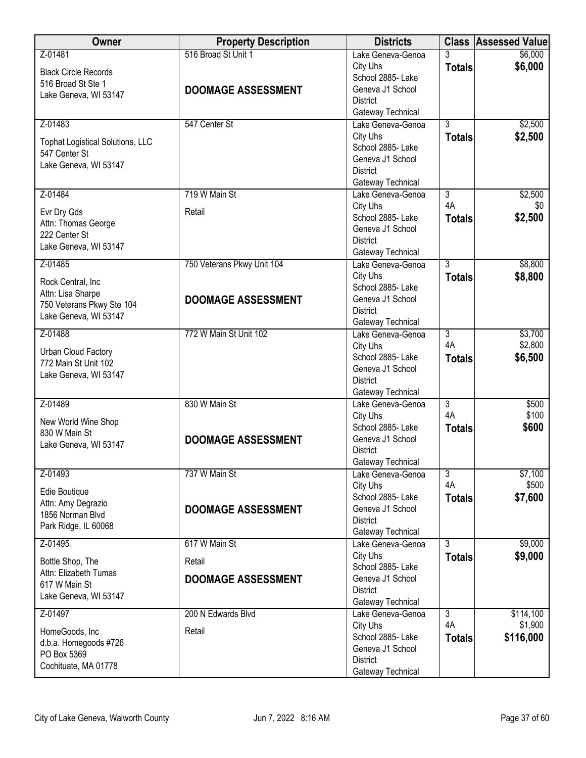| Owner | Property Description | Districts | Class | Assessed Value |
|---|---|---|---|---|
| Z-01481<br>Black Circle Records<br>516 Broad St Ste 1<br>Lake Geneva, WI 53147 | 516 Broad St Unit 1<br>**DOOMAGE ASSESSMENT** | Lake Geneva-Genoa City Uhs<br>School 2885- Lake Geneva J1 School District<br>Gateway Technical | 3<br>**Totals** | $6,000<br>**$6,000** |
| Z-01483<br>Tophat Logistical Solutions, LLC<br>547 Center St<br>Lake Geneva, WI 53147 | 547 Center St | Lake Geneva-Genoa City Uhs<br>School 2885- Lake Geneva J1 School District<br>Gateway Technical | 3<br>**Totals** | $2,500<br>**$2,500** |
| Z-01484<br>Evr Dry Gds<br>Attn: Thomas George<br>222 Center St<br>Lake Geneva, WI 53147 | 719 W Main St<br>Retail | Lake Geneva-Genoa City Uhs<br>School 2885- Lake Geneva J1 School District<br>Gateway Technical | 3<br>4A<br>**Totals** | $2,500<br>$0<br>**$2,500** |
| Z-01485<br>Rock Central, Inc<br>Attn: Lisa Sharpe<br>750 Veterans Pkwy Ste 104<br>Lake Geneva, WI 53147 | 750 Veterans Pkwy Unit 104<br>**DOOMAGE ASSESSMENT** | Lake Geneva-Genoa City Uhs<br>School 2885- Lake Geneva J1 School District<br>Gateway Technical | 3<br>**Totals** | $8,800<br>**$8,800** |
| Z-01488<br>Urban Cloud Factory<br>772 Main St Unit 102<br>Lake Geneva, WI 53147 | 772 W Main St Unit 102 | Lake Geneva-Genoa City Uhs<br>School 2885- Lake Geneva J1 School District<br>Gateway Technical | 3<br>4A<br>**Totals** | $3,700<br>$2,800<br>**$6,500** |
| Z-01489<br>New World Wine Shop<br>830 W Main St<br>Lake Geneva, WI 53147 | 830 W Main St<br>**DOOMAGE ASSESSMENT** | Lake Geneva-Genoa City Uhs<br>School 2885- Lake Geneva J1 School District<br>Gateway Technical | 3<br>4A<br>**Totals** | $500<br>$100<br>**$600** |
| Z-01493<br>Edie Boutique<br>Attn: Amy Degrazio<br>1856 Norman Blvd<br>Park Ridge, IL 60068 | 737 W Main St<br>**DOOMAGE ASSESSMENT** | Lake Geneva-Genoa City Uhs<br>School 2885- Lake Geneva J1 School District<br>Gateway Technical | 3<br>4A<br>**Totals** | $7,100<br>$500<br>**$7,600** |
| Z-01495<br>Bottle Shop, The<br>Attn: Elizabeth Tumas<br>617 W Main St<br>Lake Geneva, WI 53147 | 617 W Main St<br>Retail<br>**DOOMAGE ASSESSMENT** | Lake Geneva-Genoa City Uhs<br>School 2885- Lake Geneva J1 School District<br>Gateway Technical | 3<br>**Totals** | $9,000<br>**$9,000** |
| Z-01497<br>HomeGoods, Inc<br>d.b.a. Homegoods #726<br>PO Box 5369<br>Cochituate, MA 01778 | 200 N Edwards Blvd<br>Retail | Lake Geneva-Genoa City Uhs<br>School 2885- Lake Geneva J1 School District<br>Gateway Technical | 3<br>4A<br>**Totals** | $114,100<br>$1,900<br>**$116,000** |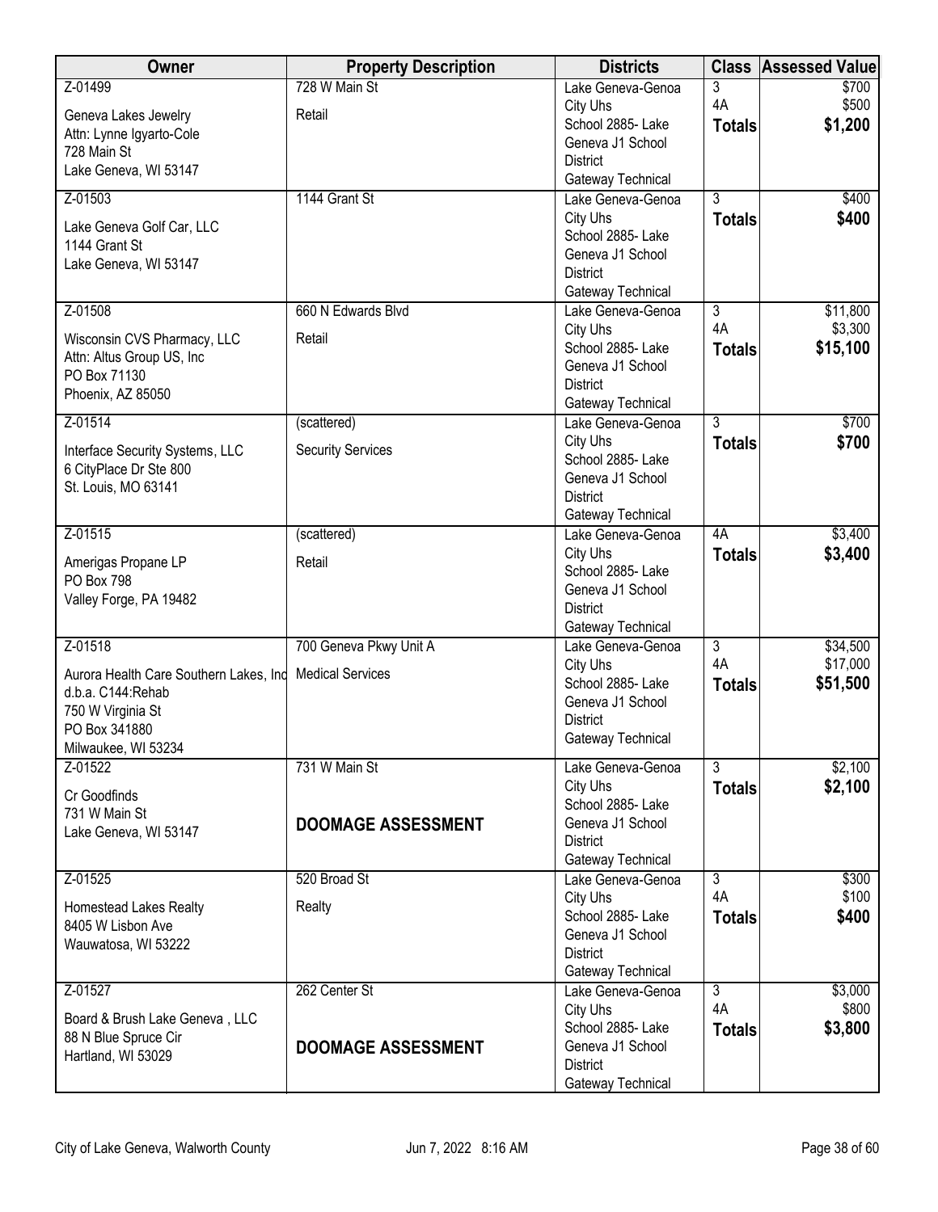| Owner | Property Description | Districts | Class | Assessed Value |
|---|---|---|---|---|
| Z-01499<br>Geneva Lakes Jewelry<br>Attn: Lynne Igyarto-Cole<br>728 Main St<br>Lake Geneva, WI 53147 | 728 W Main St<br>Retail | Lake Geneva-Genoa City Uhs<br>School 2885- Lake Geneva J1 School District<br>Gateway Technical | 3<br>4A<br>**Totals** | $700<br>$500<br>**$1,200** |
| Z-01503<br>Lake Geneva Golf Car, LLC<br>1144 Grant St<br>Lake Geneva, WI 53147 | 1144 Grant St | Lake Geneva-Genoa City Uhs<br>School 2885- Lake Geneva J1 School District<br>Gateway Technical | 3<br>**Totals** | $400<br>**$400** |
| Z-01508<br>Wisconsin CVS Pharmacy, LLC<br>Attn: Altus Group US, Inc<br>PO Box 71130<br>Phoenix, AZ 85050 | 660 N Edwards Blvd<br>Retail | Lake Geneva-Genoa City Uhs<br>School 2885- Lake Geneva J1 School District<br>Gateway Technical | 3<br>4A<br>**Totals** | $11,800<br>$3,300<br>**$15,100** |
| Z-01514<br>Interface Security Systems, LLC<br>6 CityPlace Dr Ste 800<br>St. Louis, MO 63141 | (scattered)<br>Security Services | Lake Geneva-Genoa City Uhs<br>School 2885- Lake Geneva J1 School District<br>Gateway Technical | 3<br>**Totals** | $700<br>**$700** |
| Z-01515<br>Amerigas Propane LP<br>PO Box 798<br>Valley Forge, PA 19482 | (scattered)<br>Retail | Lake Geneva-Genoa City Uhs<br>School 2885- Lake Geneva J1 School District<br>Gateway Technical | 4A<br>**Totals** | $3,400<br>**$3,400** |
| Z-01518<br>Aurora Health Care Southern Lakes, Inc<br>d.b.a. C144:Rehab<br>750 W Virginia St<br>PO Box 341880<br>Milwaukee, WI 53234 | 700 Geneva Pkwy Unit A<br>Medical Services | Lake Geneva-Genoa City Uhs<br>School 2885- Lake Geneva J1 School District<br>Gateway Technical | 3<br>4A<br>**Totals** | $34,500<br>$17,000<br>**$51,500** |
| Z-01522<br>Cr Goodfinds<br>731 W Main St<br>Lake Geneva, WI 53147 | 731 W Main St<br>**DOOMAGE ASSESSMENT** | Lake Geneva-Genoa City Uhs<br>School 2885- Lake Geneva J1 School District<br>Gateway Technical | 3<br>**Totals** | $2,100<br>**$2,100** |
| Z-01525<br>Homestead Lakes Realty<br>8405 W Lisbon Ave<br>Wauwatosa, WI 53222 | 520 Broad St<br>Realty | Lake Geneva-Genoa City Uhs<br>School 2885- Lake Geneva J1 School District<br>Gateway Technical | 3<br>4A<br>**Totals** | $300<br>$100<br>**$400** |
| Z-01527<br>Board & Brush Lake Geneva , LLC<br>88 N Blue Spruce Cir<br>Hartland, WI 53029 | 262 Center St<br>**DOOMAGE ASSESSMENT** | Lake Geneva-Genoa City Uhs<br>School 2885- Lake Geneva J1 School District<br>Gateway Technical | 3<br>4A<br>**Totals** | $3,000<br>$800<br>**$3,800** |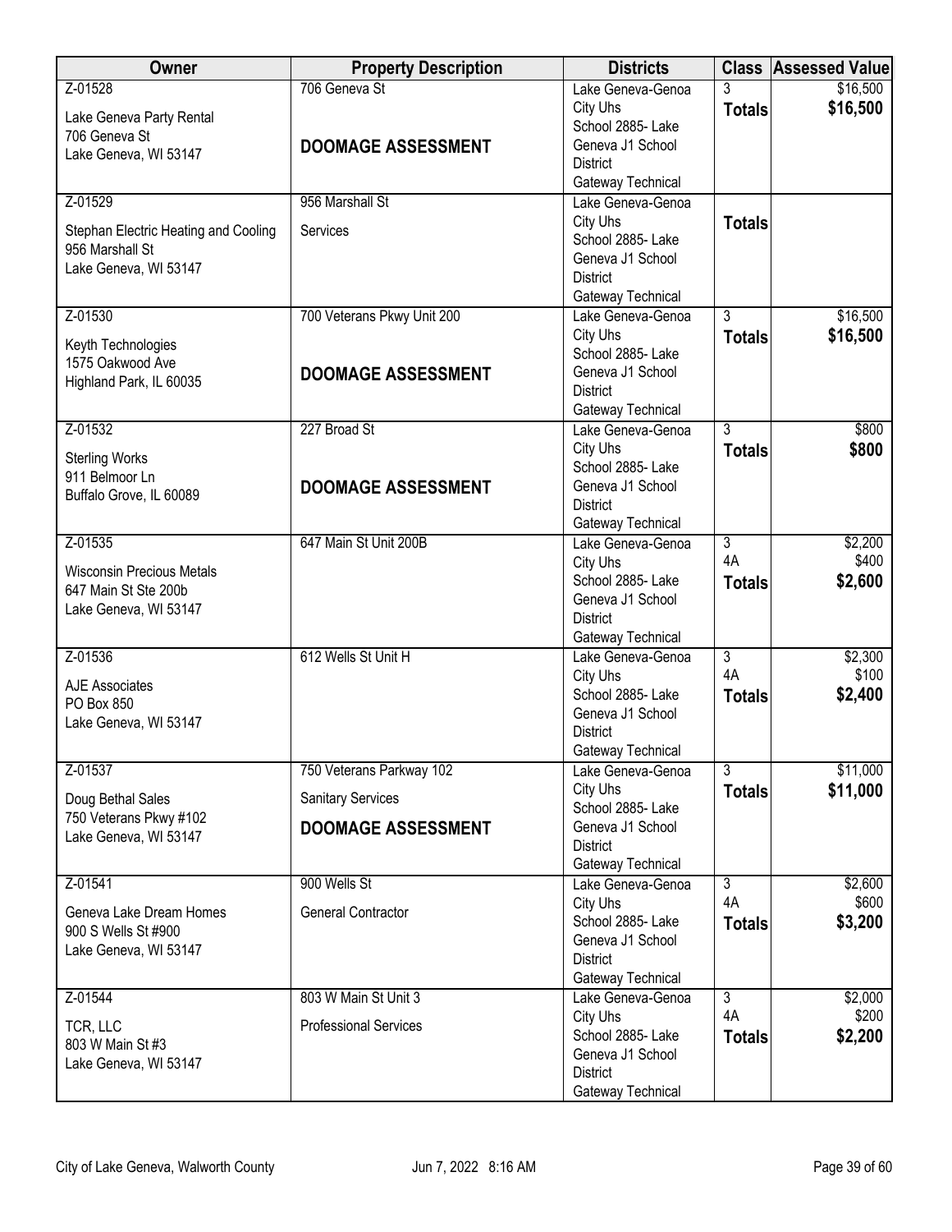| Owner | Property Description | Districts | Class | Assessed Value |
|---|---|---|---|---|
| Z-01528<br>Lake Geneva Party Rental<br>706 Geneva St<br>Lake Geneva, WI 53147 | 706 Geneva St<br>**DOOMAGE ASSESSMENT** | Lake Geneva-Genoa City Uhs<br>School 2885- Lake Geneva J1 School District<br>Gateway Technical | 3<br>**Totals** | $16,500<br>**$16,500** |
| Z-01529<br>Stephan Electric Heating and Cooling<br>956 Marshall St<br>Lake Geneva, WI 53147 | 956 Marshall St<br>Services | Lake Geneva-Genoa City Uhs<br>School 2885- Lake Geneva J1 School District<br>Gateway Technical | **Totals** | |
| Z-01530<br>Keyth Technologies<br>1575 Oakwood Ave<br>Highland Park, IL 60035 | 700 Veterans Pkwy Unit 200<br>**DOOMAGE ASSESSMENT** | Lake Geneva-Genoa City Uhs<br>School 2885- Lake Geneva J1 School District<br>Gateway Technical | 3<br>**Totals** | $16,500<br>**$16,500** |
| Z-01532<br>Sterling Works<br>911 Belmoor Ln<br>Buffalo Grove, IL 60089 | 227 Broad St<br>**DOOMAGE ASSESSMENT** | Lake Geneva-Genoa City Uhs<br>School 2885- Lake Geneva J1 School District<br>Gateway Technical | 3<br>**Totals** | $800<br>**$800** |
| Z-01535<br>Wisconsin Precious Metals<br>647 Main St Ste 200b<br>Lake Geneva, WI 53147 | 647 Main St Unit 200B | Lake Geneva-Genoa City Uhs<br>School 2885- Lake Geneva J1 School District<br>Gateway Technical | 3<br>4A<br>**Totals** | $2,200<br>$400<br>**$2,600** |
| Z-01536<br>AJE Associates<br>PO Box 850<br>Lake Geneva, WI 53147 | 612 Wells St Unit H | Lake Geneva-Genoa City Uhs<br>School 2885- Lake Geneva J1 School District<br>Gateway Technical | 3<br>4A<br>**Totals** | $2,300<br>$100<br>**$2,400** |
| Z-01537<br>Doug Bethal Sales<br>750 Veterans Pkwy #102<br>Lake Geneva, WI 53147 | 750 Veterans Parkway 102<br>Sanitary Services<br>**DOOMAGE ASSESSMENT** | Lake Geneva-Genoa City Uhs<br>School 2885- Lake Geneva J1 School District<br>Gateway Technical | 3<br>**Totals** | $11,000<br>**$11,000** |
| Z-01541<br>Geneva Lake Dream Homes<br>900 S Wells St #900<br>Lake Geneva, WI 53147 | 900 Wells St<br>General Contractor | Lake Geneva-Genoa City Uhs<br>School 2885- Lake Geneva J1 School District<br>Gateway Technical | 3<br>4A<br>**Totals** | $2,600<br>$600<br>**$3,200** |
| Z-01544<br>TCR, LLC<br>803 W Main St #3<br>Lake Geneva, WI 53147 | 803 W Main St Unit 3<br>Professional Services | Lake Geneva-Genoa City Uhs<br>School 2885- Lake Geneva J1 School District<br>Gateway Technical | 3<br>4A<br>**Totals** | $2,000<br>$200<br>**$2,200** |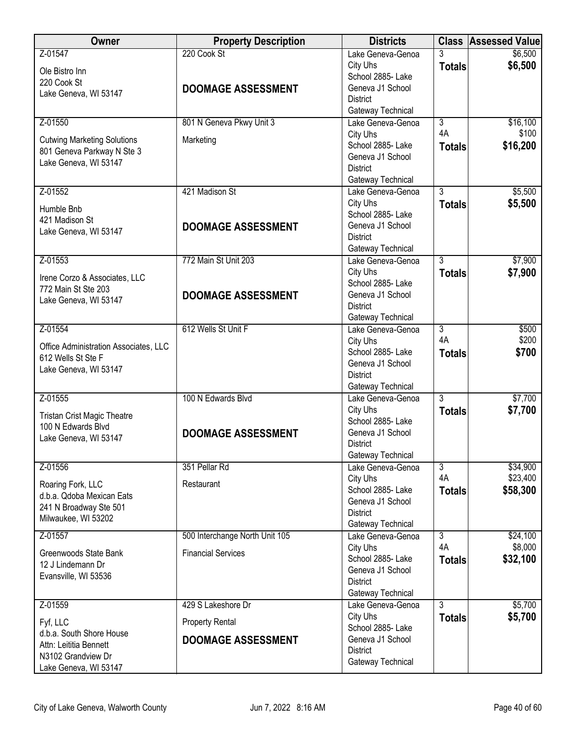| Owner | Property Description | Districts | Class | Assessed Value |
|---|---|---|---|---|
| Z-01547<br>Ole Bistro Inn<br>220 Cook St<br>Lake Geneva, WI 53147 | 220 Cook St<br>**DOOMAGE ASSESSMENT** | Lake Geneva-Genoa City Uhs<br>School 2885- Lake Geneva J1 School District<br>Gateway Technical | 3<br>**Totals** | $6,500<br>**$6,500** |
| Z-01550<br>Cutwing Marketing Solutions<br>801 Geneva Parkway N Ste 3<br>Lake Geneva, WI 53147 | 801 N Geneva Pkwy Unit 3<br>Marketing | Lake Geneva-Genoa City Uhs<br>School 2885- Lake Geneva J1 School District<br>Gateway Technical | 3<br>4A<br>**Totals** | $16,100<br>$100<br>**$16,200** |
| Z-01552<br>Humble Bnb<br>421 Madison St<br>Lake Geneva, WI 53147 | 421 Madison St<br>**DOOMAGE ASSESSMENT** | Lake Geneva-Genoa City Uhs<br>School 2885- Lake Geneva J1 School District<br>Gateway Technical | 3<br>**Totals** | $5,500<br>**$5,500** |
| Z-01553<br>Irene Corzo & Associates, LLC<br>772 Main St Ste 203<br>Lake Geneva, WI 53147 | 772 Main St Unit 203<br>**DOOMAGE ASSESSMENT** | Lake Geneva-Genoa City Uhs<br>School 2885- Lake Geneva J1 School District<br>Gateway Technical | 3<br>**Totals** | $7,900<br>**$7,900** |
| Z-01554<br>Office Administration Associates, LLC<br>612 Wells St Ste F<br>Lake Geneva, WI 53147 | 612 Wells St Unit F | Lake Geneva-Genoa City Uhs<br>School 2885- Lake Geneva J1 School District<br>Gateway Technical | 3<br>4A<br>**Totals** | $500<br>$200<br>**$700** |
| Z-01555<br>Tristan Crist Magic Theatre<br>100 N Edwards Blvd<br>Lake Geneva, WI 53147 | 100 N Edwards Blvd<br>**DOOMAGE ASSESSMENT** | Lake Geneva-Genoa City Uhs<br>School 2885- Lake Geneva J1 School District<br>Gateway Technical | 3<br>**Totals** | $7,700<br>**$7,700** |
| Z-01556<br>Roaring Fork, LLC<br>d.b.a. Qdoba Mexican Eats<br>241 N Broadway Ste 501<br>Milwaukee, WI 53202 | 351 Pellar Rd<br>Restaurant | Lake Geneva-Genoa City Uhs<br>School 2885- Lake Geneva J1 School District<br>Gateway Technical | 3<br>4A<br>**Totals** | $34,900<br>$23,400<br>**$58,300** |
| Z-01557<br>Greenwoods State Bank<br>12 J Lindemann Dr<br>Evansville, WI 53536 | 500 Interchange North Unit 105<br>Financial Services | Lake Geneva-Genoa City Uhs<br>School 2885- Lake Geneva J1 School District<br>Gateway Technical | 3<br>4A<br>**Totals** | $24,100<br>$8,000<br>**$32,100** |
| Z-01559<br>Fyf, LLC<br>d.b.a. South Shore House<br>Attn: Leititia Bennett<br>N3102 Grandview Dr<br>Lake Geneva, WI 53147 | 429 S Lakeshore Dr<br>Property Rental<br>**DOOMAGE ASSESSMENT** | Lake Geneva-Genoa City Uhs<br>School 2885- Lake Geneva J1 School District<br>Gateway Technical | 3<br>**Totals** | $5,700<br>**$5,700** |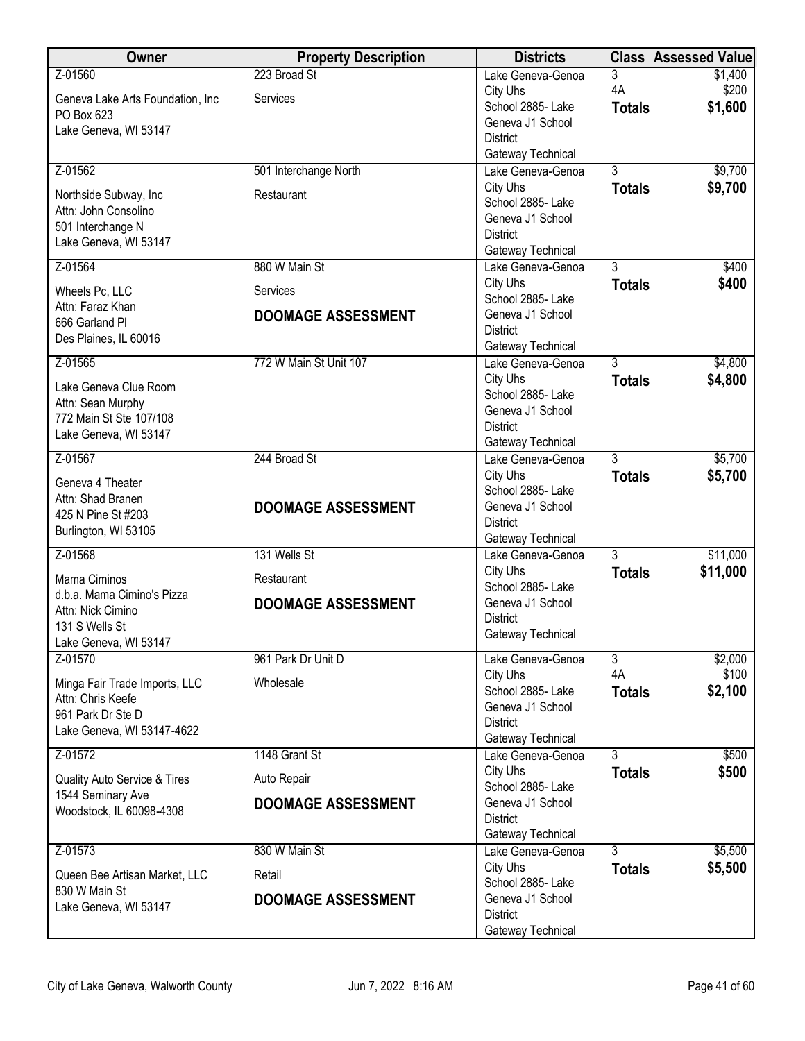| Owner | Property Description | Districts | Class | Assessed Value |
|---|---|---|---|---|
| Z-01560<br>Geneva Lake Arts Foundation, Inc<br>PO Box 623<br>Lake Geneva, WI 53147 | 223 Broad St<br>Services | Lake Geneva-Genoa City Uhs<br>School 2885- Lake Geneva J1 School District<br>Gateway Technical | 3<br>4A<br>**Totals** | $1,400<br>$200<br>**$1,600** |
| Z-01562<br>Northside Subway, Inc<br>Attn: John Consolino<br>501 Interchange N<br>Lake Geneva, WI 53147 | 501 Interchange North<br>Restaurant | Lake Geneva-Genoa City Uhs<br>School 2885- Lake Geneva J1 School District<br>Gateway Technical | 3<br>**Totals** | $9,700<br>**$9,700** |
| Z-01564<br>Wheels Pc, LLC<br>Attn: Faraz Khan<br>666 Garland Pl<br>Des Plaines, IL 60016 | 880 W Main St<br>Services<br>**DOOMAGE ASSESSMENT** | Lake Geneva-Genoa City Uhs<br>School 2885- Lake Geneva J1 School District<br>Gateway Technical | 3<br>**Totals** | $400<br>**$400** |
| Z-01565<br>Lake Geneva Clue Room<br>Attn: Sean Murphy<br>772 Main St Ste 107/108<br>Lake Geneva, WI 53147 | 772 W Main St Unit 107 | Lake Geneva-Genoa City Uhs<br>School 2885- Lake Geneva J1 School District<br>Gateway Technical | 3<br>**Totals** | $4,800<br>**$4,800** |
| Z-01567<br>Geneva 4 Theater<br>Attn: Shad Branen<br>425 N Pine St #203<br>Burlington, WI 53105 | 244 Broad St<br>**DOOMAGE ASSESSMENT** | Lake Geneva-Genoa City Uhs<br>School 2885- Lake Geneva J1 School District<br>Gateway Technical | 3<br>**Totals** | $5,700<br>**$5,700** |
| Z-01568<br>Mama Ciminos<br>d.b.a. Mama Cimino's Pizza<br>Attn: Nick Cimino<br>131 S Wells St<br>Lake Geneva, WI 53147 | 131 Wells St<br>Restaurant<br>**DOOMAGE ASSESSMENT** | Lake Geneva-Genoa City Uhs<br>School 2885- Lake Geneva J1 School District<br>Gateway Technical | 3<br>**Totals** | $11,000<br>**$11,000** |
| Z-01570<br>Minga Fair Trade Imports, LLC<br>Attn: Chris Keefe<br>961 Park Dr Ste D<br>Lake Geneva, WI 53147-4622 | 961 Park Dr Unit D<br>Wholesale | Lake Geneva-Genoa City Uhs<br>School 2885- Lake Geneva J1 School District<br>Gateway Technical | 3<br>4A<br>**Totals** | $2,000<br>$100<br>**$2,100** |
| Z-01572<br>Quality Auto Service & Tires<br>1544 Seminary Ave<br>Woodstock, IL 60098-4308 | 1148 Grant St<br>Auto Repair<br>**DOOMAGE ASSESSMENT** | Lake Geneva-Genoa City Uhs<br>School 2885- Lake Geneva J1 School District<br>Gateway Technical | 3<br>**Totals** | $500<br>**$500** |
| Z-01573<br>Queen Bee Artisan Market, LLC<br>830 W Main St<br>Lake Geneva, WI 53147 | 830 W Main St<br>Retail<br>**DOOMAGE ASSESSMENT** | Lake Geneva-Genoa City Uhs<br>School 2885- Lake Geneva J1 School District<br>Gateway Technical | 3<br>**Totals** | $5,500<br>**$5,500** |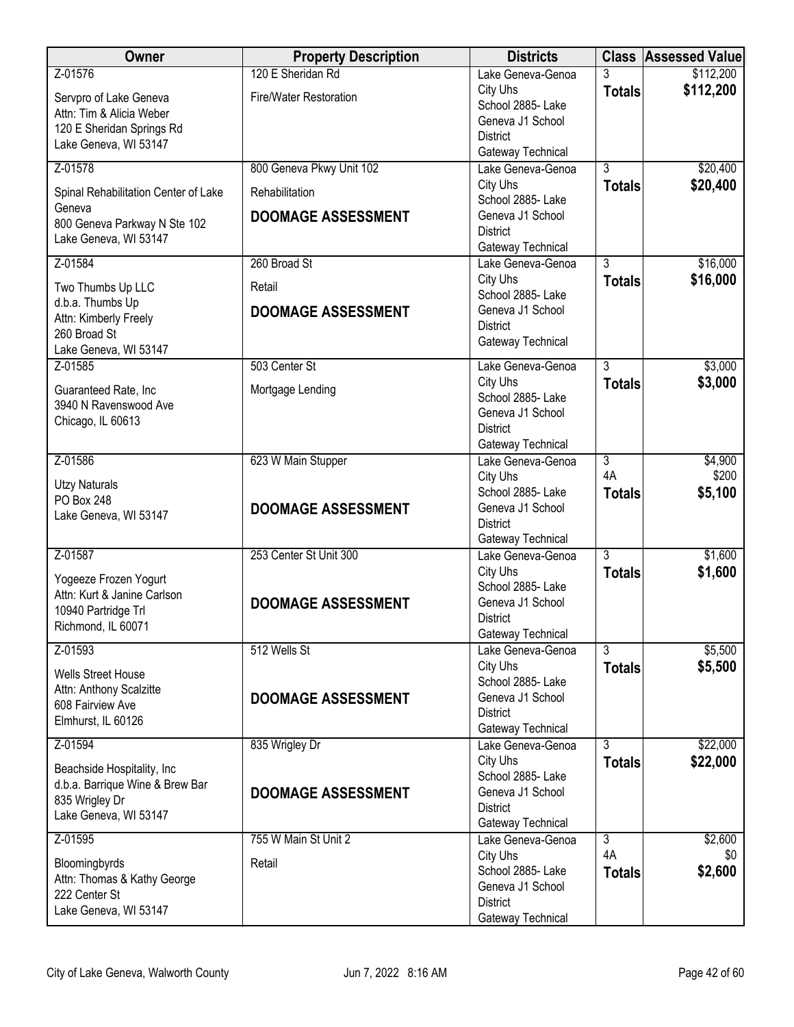| Owner | Property Description | Districts | Class | Assessed Value |
|---|---|---|---|---|
| Z-01576<br>Servpro of Lake Geneva<br>Attn: Tim & Alicia Weber<br>120 E Sheridan Springs Rd<br>Lake Geneva, WI 53147 | 120 E Sheridan Rd<br>Fire/Water Restoration | Lake Geneva-Genoa City Uhs<br>School 2885- Lake Geneva J1 School District<br>Gateway Technical | 3<br>**Totals** | \$112,200<br>**\$112,200** |
| Z-01578<br>Spinal Rehabilitation Center of Lake Geneva<br>800 Geneva Parkway N Ste 102<br>Lake Geneva, WI 53147 | 800 Geneva Pkwy Unit 102<br>Rehabilitation<br>**DOOMAGE ASSESSMENT** | Lake Geneva-Genoa City Uhs<br>School 2885- Lake Geneva J1 School District<br>Gateway Technical | 3<br>**Totals** | \$20,400<br>**\$20,400** |
| Z-01584<br>Two Thumbs Up LLC<br>d.b.a. Thumbs Up<br>Attn: Kimberly Freely<br>260 Broad St<br>Lake Geneva, WI 53147 | 260 Broad St<br>Retail<br>**DOOMAGE ASSESSMENT** | Lake Geneva-Genoa City Uhs<br>School 2885- Lake Geneva J1 School District<br>Gateway Technical | 3<br>**Totals** | \$16,000<br>**\$16,000** |
| Z-01585<br>Guaranteed Rate, Inc<br>3940 N Ravenswood Ave<br>Chicago, IL 60613 | 503 Center St<br>Mortgage Lending | Lake Geneva-Genoa City Uhs<br>School 2885- Lake Geneva J1 School District<br>Gateway Technical | 3<br>**Totals** | \$3,000<br>**\$3,000** |
| Z-01586<br>Utzy Naturals<br>PO Box 248<br>Lake Geneva, WI 53147 | 623 W Main Stupper<br>**DOOMAGE ASSESSMENT** | Lake Geneva-Genoa City Uhs<br>School 2885- Lake Geneva J1 School District<br>Gateway Technical | 3<br>4A<br>**Totals** | \$4,900<br>\$200<br>**\$5,100** |
| Z-01587<br>Yogeeze Frozen Yogurt<br>Attn: Kurt & Janine Carlson<br>10940 Partridge Trl<br>Richmond, IL 60071 | 253 Center St Unit 300<br>**DOOMAGE ASSESSMENT** | Lake Geneva-Genoa City Uhs<br>School 2885- Lake Geneva J1 School District<br>Gateway Technical | 3<br>**Totals** | \$1,600<br>**\$1,600** |
| Z-01593<br>Wells Street House<br>Attn: Anthony Scalzitte<br>608 Fairview Ave<br>Elmhurst, IL 60126 | 512 Wells St<br>**DOOMAGE ASSESSMENT** | Lake Geneva-Genoa City Uhs<br>School 2885- Lake Geneva J1 School District<br>Gateway Technical | 3<br>**Totals** | \$5,500<br>**\$5,500** |
| Z-01594<br>Beachside Hospitality, Inc<br>d.b.a. Barrique Wine & Brew Bar<br>835 Wrigley Dr<br>Lake Geneva, WI 53147 | 835 Wrigley Dr<br>**DOOMAGE ASSESSMENT** | Lake Geneva-Genoa City Uhs<br>School 2885- Lake Geneva J1 School District<br>Gateway Technical | 3<br>**Totals** | \$22,000<br>**\$22,000** |
| Z-01595<br>Bloomingbyrds<br>Attn: Thomas & Kathy George<br>222 Center St<br>Lake Geneva, WI 53147 | 755 W Main St Unit 2<br>Retail | Lake Geneva-Genoa City Uhs<br>School 2885- Lake Geneva J1 School District<br>Gateway Technical | 3<br>4A<br>**Totals** | \$2,600<br>\$0<br>**\$2,600** |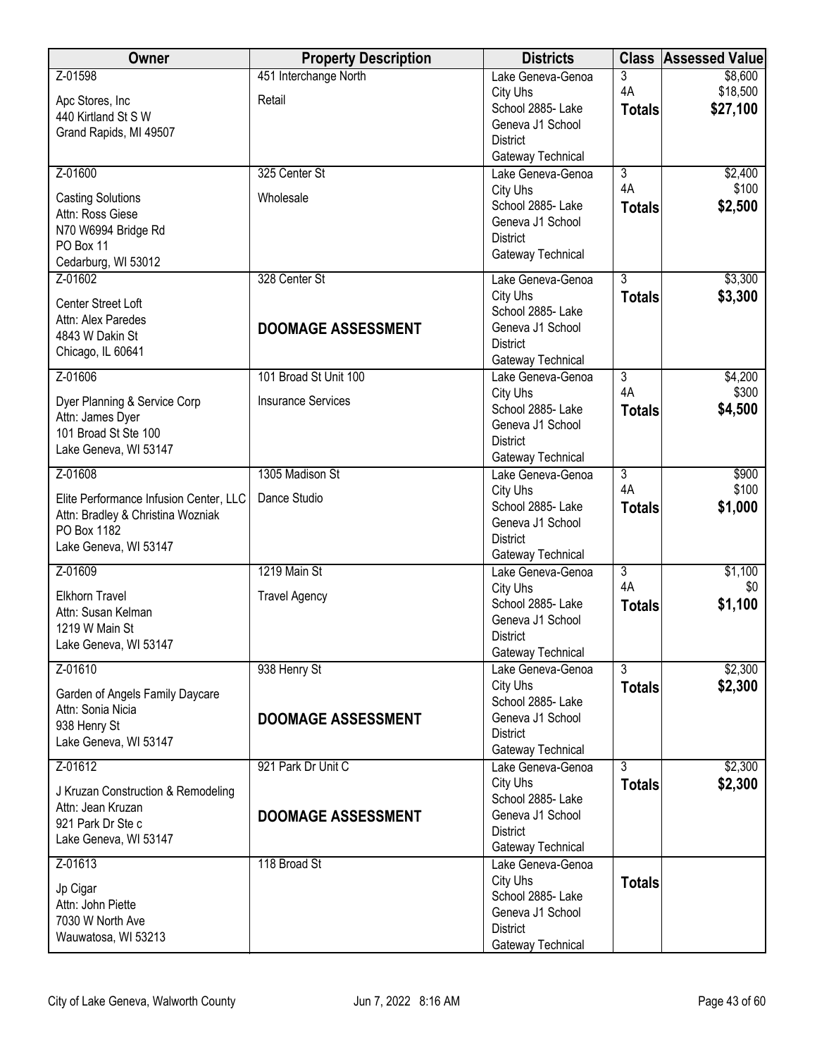| Owner | Property Description | Districts | Class | Assessed Value |
|---|---|---|---|---|
| Z-01598<br>Apc Stores, Inc<br>440 Kirtland St S W<br>Grand Rapids, MI 49507 | 451 Interchange North<br>Retail | Lake Geneva-Genoa City Uhs<br>School 2885- Lake Geneva J1 School District<br>Gateway Technical | 3<br>4A<br>**Totals** | $8,600<br>$18,500<br>**$27,100** |
| Z-01600<br>Casting Solutions<br>Attn: Ross Giese<br>N70 W6994 Bridge Rd<br>PO Box 11<br>Cedarburg, WI 53012 | 325 Center St<br>Wholesale | Lake Geneva-Genoa City Uhs<br>School 2885- Lake Geneva J1 School District<br>Gateway Technical | 3<br>4A<br>**Totals** | $2,400<br>$100<br>**$2,500** |
| Z-01602<br>Center Street Loft<br>Attn: Alex Paredes<br>4843 W Dakin St<br>Chicago, IL 60641 | 328 Center St<br>**DOOMAGE ASSESSMENT** | Lake Geneva-Genoa City Uhs<br>School 2885- Lake Geneva J1 School District<br>Gateway Technical | 3<br>**Totals** | $3,300<br>**$3,300** |
| Z-01606<br>Dyer Planning & Service Corp<br>Attn: James Dyer<br>101 Broad St Ste 100<br>Lake Geneva, WI 53147 | 101 Broad St Unit 100<br>Insurance Services | Lake Geneva-Genoa City Uhs<br>School 2885- Lake Geneva J1 School District<br>Gateway Technical | 3<br>4A<br>**Totals** | $4,200<br>$300<br>**$4,500** |
| Z-01608<br>Elite Performance Infusion Center, LLC<br>Attn: Bradley & Christina Wozniak<br>PO Box 1182<br>Lake Geneva, WI 53147 | 1305 Madison St<br>Dance Studio | Lake Geneva-Genoa City Uhs<br>School 2885- Lake Geneva J1 School District<br>Gateway Technical | 3<br>4A<br>**Totals** | $900<br>$100<br>**$1,000** |
| Z-01609<br>Elkhorn Travel<br>Attn: Susan Kelman<br>1219 W Main St<br>Lake Geneva, WI 53147 | 1219 Main St<br>Travel Agency | Lake Geneva-Genoa City Uhs<br>School 2885- Lake Geneva J1 School District<br>Gateway Technical | 3<br>4A<br>**Totals** | $1,100<br>$0<br>**$1,100** |
| Z-01610<br>Garden of Angels Family Daycare<br>Attn: Sonia Nicia<br>938 Henry St<br>Lake Geneva, WI 53147 | 938 Henry St<br>**DOOMAGE ASSESSMENT** | Lake Geneva-Genoa City Uhs<br>School 2885- Lake Geneva J1 School District<br>Gateway Technical | 3<br>**Totals** | $2,300<br>**$2,300** |
| Z-01612<br>J Kruzan Construction & Remodeling<br>Attn: Jean Kruzan<br>921 Park Dr Ste c<br>Lake Geneva, WI 53147 | 921 Park Dr Unit C<br>**DOOMAGE ASSESSMENT** | Lake Geneva-Genoa City Uhs<br>School 2885- Lake Geneva J1 School District<br>Gateway Technical | 3<br>**Totals** | $2,300<br>**$2,300** |
| Z-01613<br>Jp Cigar<br>Attn: John Piette<br>7030 W North Ave<br>Wauwatosa, WI 53213 | 118 Broad St | Lake Geneva-Genoa City Uhs<br>School 2885- Lake Geneva J1 School District<br>Gateway Technical | **Totals** | |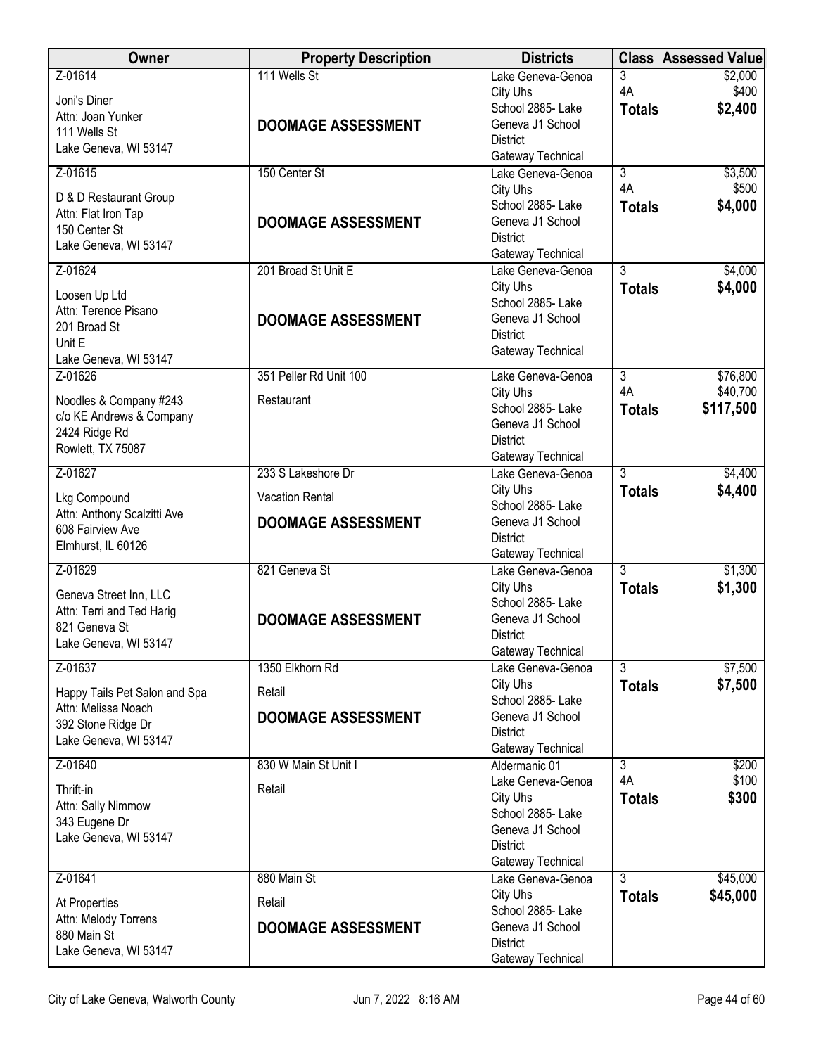| Owner | Property Description | Districts | Class | Assessed Value |
|---|---|---|---|---|
| Z-01614<br>Joni's Diner<br>Attn: Joan Yunker<br>111 Wells St<br>Lake Geneva, WI 53147 | 111 Wells St<br><br>**DOOMAGE ASSESSMENT** | Lake Geneva-Genoa City Uhs<br>School 2885- Lake Geneva J1 School District<br>Gateway Technical | 3<br>4A<br>**Totals** | $2,000<br>$400<br>**$2,400** |
| Z-01615<br>D & D Restaurant Group<br>Attn: Flat Iron Tap<br>150 Center St<br>Lake Geneva, WI 53147 | 150 Center St<br><br>**DOOMAGE ASSESSMENT** | Lake Geneva-Genoa City Uhs<br>School 2885- Lake Geneva J1 School District<br>Gateway Technical | 3<br>4A<br>**Totals** | $3,500<br>$500<br>**$4,000** |
| Z-01624<br>Loosen Up Ltd<br>Attn: Terence Pisano<br>201 Broad St<br>Unit E<br>Lake Geneva, WI 53147 | 201 Broad St Unit E<br><br>**DOOMAGE ASSESSMENT** | Lake Geneva-Genoa City Uhs<br>School 2885- Lake Geneva J1 School District<br>Gateway Technical | 3<br>**Totals** | $4,000<br>**$4,000** |
| Z-01626<br>Noodles & Company #243<br>c/o KE Andrews & Company<br>2424 Ridge Rd<br>Rowlett, TX 75087 | 351 Peller Rd Unit 100<br>Restaurant | Lake Geneva-Genoa City Uhs<br>School 2885- Lake Geneva J1 School District<br>Gateway Technical | 3<br>4A<br>**Totals** | $76,800<br>$40,700<br>**$117,500** |
| Z-01627<br>Lkg Compound<br>Attn: Anthony Scalzitti Ave<br>608 Fairview Ave<br>Elmhurst, IL 60126 | 233 S Lakeshore Dr<br>Vacation Rental<br>**DOOMAGE ASSESSMENT** | Lake Geneva-Genoa City Uhs<br>School 2885- Lake Geneva J1 School District<br>Gateway Technical | 3<br>**Totals** | $4,400<br>**$4,400** |
| Z-01629<br>Geneva Street Inn, LLC<br>Attn: Terri and Ted Harig<br>821 Geneva St<br>Lake Geneva, WI 53147 | 821 Geneva St<br><br>**DOOMAGE ASSESSMENT** | Lake Geneva-Genoa City Uhs<br>School 2885- Lake Geneva J1 School District<br>Gateway Technical | 3<br>**Totals** | $1,300<br>**$1,300** |
| Z-01637<br>Happy Tails Pet Salon and Spa<br>Attn: Melissa Noach<br>392 Stone Ridge Dr<br>Lake Geneva, WI 53147 | 1350 Elkhorn Rd<br>Retail<br>**DOOMAGE ASSESSMENT** | Lake Geneva-Genoa City Uhs<br>School 2885- Lake Geneva J1 School District<br>Gateway Technical | 3<br>**Totals** | $7,500<br>**$7,500** |
| Z-01640<br>Thrift-in<br>Attn: Sally Nimmow<br>343 Eugene Dr<br>Lake Geneva, WI 53147 | 830 W Main St Unit I<br>Retail | Aldermanic 01<br>Lake Geneva-Genoa City Uhs<br>School 2885- Lake Geneva J1 School District<br>Gateway Technical | 3<br>4A<br>**Totals** | $200<br>$100<br>**$300** |
| Z-01641<br>At Properties<br>Attn: Melody Torrens<br>880 Main St<br>Lake Geneva, WI 53147 | 880 Main St<br>Retail<br>**DOOMAGE ASSESSMENT** | Lake Geneva-Genoa City Uhs<br>School 2885- Lake Geneva J1 School District<br>Gateway Technical | 3<br>**Totals** | $45,000<br>**$45,000** |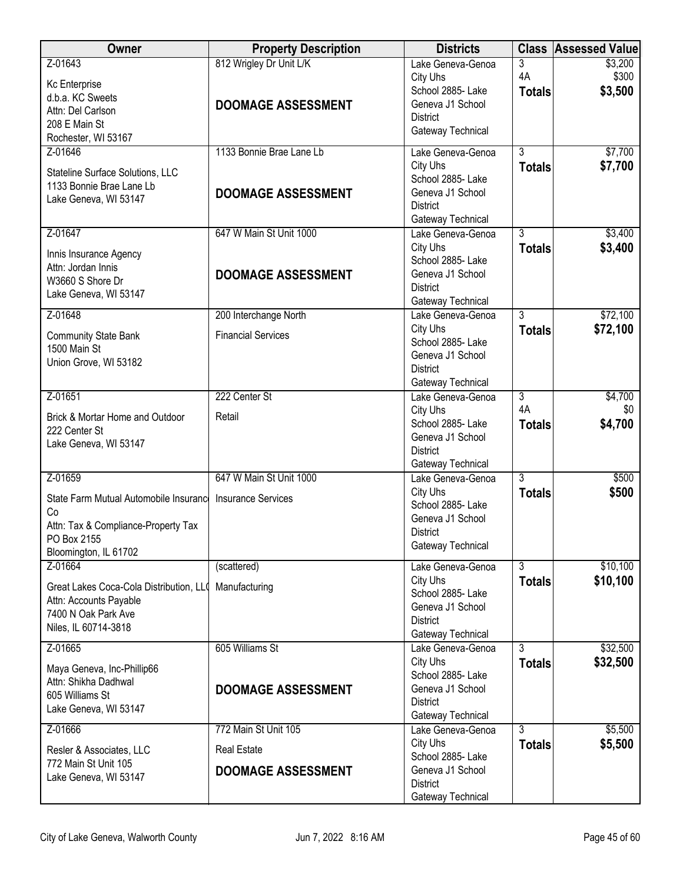| Owner | Property Description | Districts | Class | Assessed Value |
| --- | --- | --- | --- | --- |
| Z-01643<br>Kc Enterprise<br>d.b.a. KC Sweets<br>Attn: Del Carlson<br>208 E Main St<br>Rochester, WI 53167 | 812 Wrigley Dr Unit L/K<br>**DOOMAGE ASSESSMENT** | Lake Geneva-Genoa City Uhs<br>School 2885- Lake Geneva J1 School District<br>Gateway Technical | 3<br>4A<br>**Totals** | \$3,200<br>\$300<br>**\$3,500** |
| Z-01646<br>Stateline Surface Solutions, LLC<br>1133 Bonnie Brae Lane Lb<br>Lake Geneva, WI 53147 | 1133 Bonnie Brae Lane Lb<br>**DOOMAGE ASSESSMENT** | Lake Geneva-Genoa City Uhs<br>School 2885- Lake Geneva J1 School District<br>Gateway Technical | 3<br>**Totals** | \$7,700<br>**\$7,700** |
| Z-01647<br>Innis Insurance Agency<br>Attn: Jordan Innis<br>W3660 S Shore Dr<br>Lake Geneva, WI 53147 | 647 W Main St Unit 1000<br>**DOOMAGE ASSESSMENT** | Lake Geneva-Genoa City Uhs<br>School 2885- Lake Geneva J1 School District<br>Gateway Technical | 3<br>**Totals** | \$3,400<br>**\$3,400** |
| Z-01648<br>Community State Bank<br>1500 Main St<br>Union Grove, WI 53182 | 200 Interchange North<br>Financial Services | Lake Geneva-Genoa City Uhs<br>School 2885- Lake Geneva J1 School District<br>Gateway Technical | 3<br>**Totals** | \$72,100<br>**\$72,100** |
| Z-01651<br>Brick & Mortar Home and Outdoor<br>222 Center St<br>Lake Geneva, WI 53147 | 222 Center St<br>Retail | Lake Geneva-Genoa City Uhs<br>School 2885- Lake Geneva J1 School District<br>Gateway Technical | 3<br>4A<br>**Totals** | \$4,700<br>\$0<br>**\$4,700** |
| Z-01659<br>State Farm Mutual Automobile Insurance Co<br>Attn: Tax & Compliance-Property Tax<br>PO Box 2155<br>Bloomington, IL 61702 | 647 W Main St Unit 1000<br>Insurance Services | Lake Geneva-Genoa City Uhs<br>School 2885- Lake Geneva J1 School District<br>Gateway Technical | 3<br>**Totals** | \$500<br>**\$500** |
| Z-01664<br>Great Lakes Coca-Cola Distribution, LLC<br>Attn: Accounts Payable<br>7400 N Oak Park Ave<br>Niles, IL 60714-3818 | (scattered)<br>Manufacturing | Lake Geneva-Genoa City Uhs<br>School 2885- Lake Geneva J1 School District<br>Gateway Technical | 3<br>**Totals** | \$10,100<br>**\$10,100** |
| Z-01665<br>Maya Geneva, Inc-Phillip66<br>Attn: Shikha Dadhwal<br>605 Williams St<br>Lake Geneva, WI 53147 | 605 Williams St<br>**DOOMAGE ASSESSMENT** | Lake Geneva-Genoa City Uhs<br>School 2885- Lake Geneva J1 School District<br>Gateway Technical | 3<br>**Totals** | \$32,500<br>**\$32,500** |
| Z-01666<br>Resler & Associates, LLC<br>772 Main St Unit 105<br>Lake Geneva, WI 53147 | 772 Main St Unit 105<br>Real Estate<br>**DOOMAGE ASSESSMENT** | Lake Geneva-Genoa City Uhs<br>School 2885- Lake Geneva J1 School District<br>Gateway Technical | 3<br>**Totals** | \$5,500<br>**\$5,500** |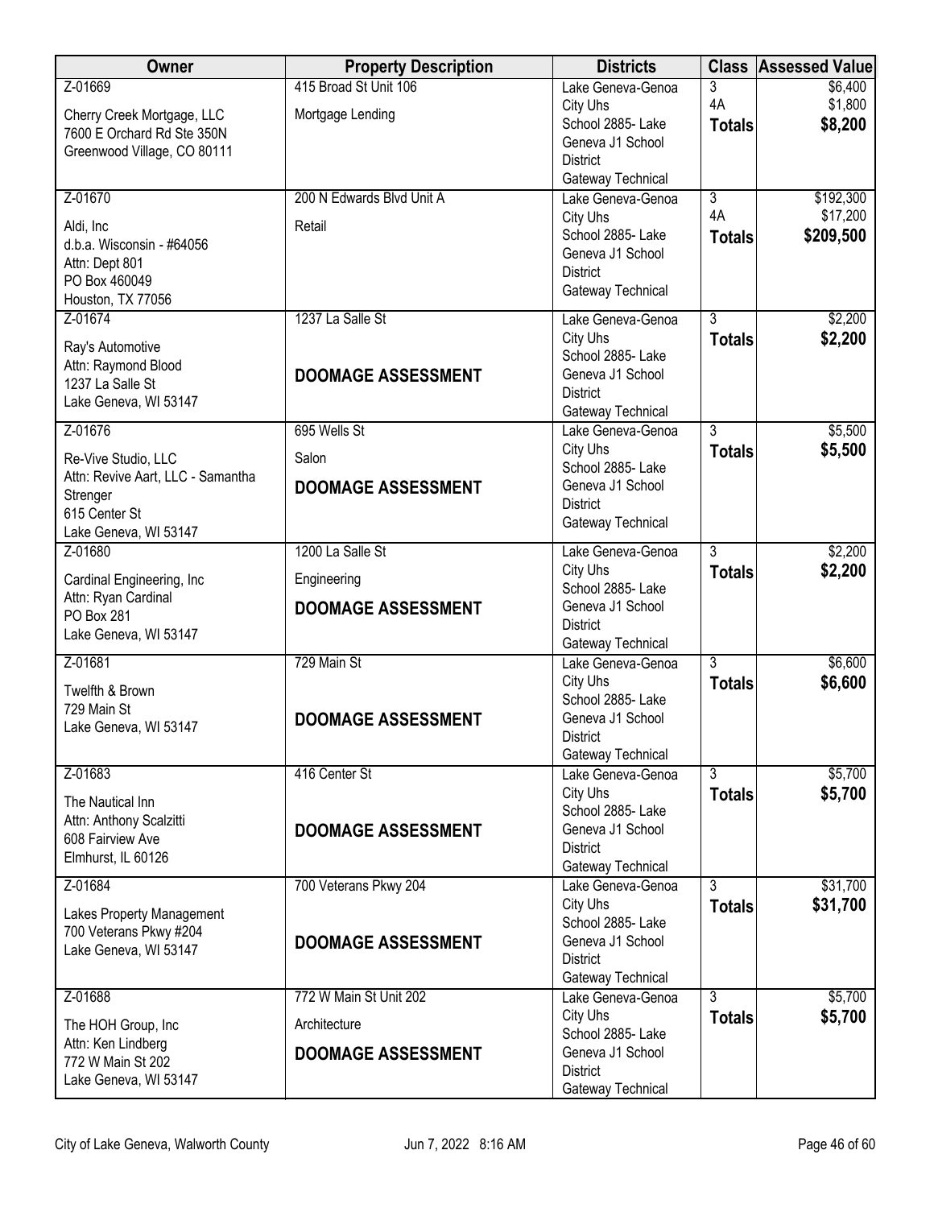| Owner | Property Description | Districts | Class | Assessed Value |
|---|---|---|---|---|
| Z-01669<br>Cherry Creek Mortgage, LLC<br>7600 E Orchard Rd Ste 350N<br>Greenwood Village, CO 80111 | 415 Broad St Unit 106<br>Mortgage Lending | Lake Geneva-Genoa City Uhs<br>School 2885- Lake Geneva J1 School District<br>Gateway Technical | 3<br>4A<br>**Totals** | $6,400<br>$1,800<br>**$8,200** |
| Z-01670<br>Aldi, Inc<br>d.b.a. Wisconsin - #64056<br>Attn: Dept 801<br>PO Box 460049<br>Houston, TX 77056 | 200 N Edwards Blvd Unit A<br>Retail | Lake Geneva-Genoa City Uhs<br>School 2885- Lake Geneva J1 School District<br>Gateway Technical | 3<br>4A<br>**Totals** | $192,300<br>$17,200<br>**$209,500** |
| Z-01674<br>Ray's Automotive<br>Attn: Raymond Blood<br>1237 La Salle St<br>Lake Geneva, WI 53147 | 1237 La Salle St<br>**DOOMAGE ASSESSMENT** | Lake Geneva-Genoa City Uhs<br>School 2885- Lake Geneva J1 School District<br>Gateway Technical | 3<br>**Totals** | $2,200<br>**$2,200** |
| Z-01676<br>Re-Vive Studio, LLC<br>Attn: Revive Aart, LLC - Samantha Strenger<br>615 Center St<br>Lake Geneva, WI 53147 | 695 Wells St<br>Salon<br>**DOOMAGE ASSESSMENT** | Lake Geneva-Genoa City Uhs<br>School 2885- Lake Geneva J1 School District<br>Gateway Technical | 3<br>**Totals** | $5,500<br>**$5,500** |
| Z-01680<br>Cardinal Engineering, Inc<br>Attn: Ryan Cardinal<br>PO Box 281<br>Lake Geneva, WI 53147 | 1200 La Salle St<br>Engineering<br>**DOOMAGE ASSESSMENT** | Lake Geneva-Genoa City Uhs<br>School 2885- Lake Geneva J1 School District<br>Gateway Technical | 3<br>**Totals** | $2,200<br>**$2,200** |
| Z-01681<br>Twelfth & Brown<br>729 Main St<br>Lake Geneva, WI 53147 | 729 Main St<br>**DOOMAGE ASSESSMENT** | Lake Geneva-Genoa City Uhs<br>School 2885- Lake Geneva J1 School District<br>Gateway Technical | 3<br>**Totals** | $6,600<br>**$6,600** |
| Z-01683<br>The Nautical Inn<br>Attn: Anthony Scalzitti<br>608 Fairview Ave<br>Elmhurst, IL 60126 | 416 Center St<br>**DOOMAGE ASSESSMENT** | Lake Geneva-Genoa City Uhs<br>School 2885- Lake Geneva J1 School District<br>Gateway Technical | 3<br>**Totals** | $5,700<br>**$5,700** |
| Z-01684<br>Lakes Property Management<br>700 Veterans Pkwy #204<br>Lake Geneva, WI 53147 | 700 Veterans Pkwy 204<br>**DOOMAGE ASSESSMENT** | Lake Geneva-Genoa City Uhs<br>School 2885- Lake Geneva J1 School District<br>Gateway Technical | 3<br>**Totals** | $31,700<br>**$31,700** |
| Z-01688<br>The HOH Group, Inc<br>Attn: Ken Lindberg<br>772 W Main St 202<br>Lake Geneva, WI 53147 | 772 W Main St Unit 202<br>Architecture<br>**DOOMAGE ASSESSMENT** | Lake Geneva-Genoa City Uhs<br>School 2885- Lake Geneva J1 School District<br>Gateway Technical | 3<br>**Totals** | $5,700<br>**$5,700** |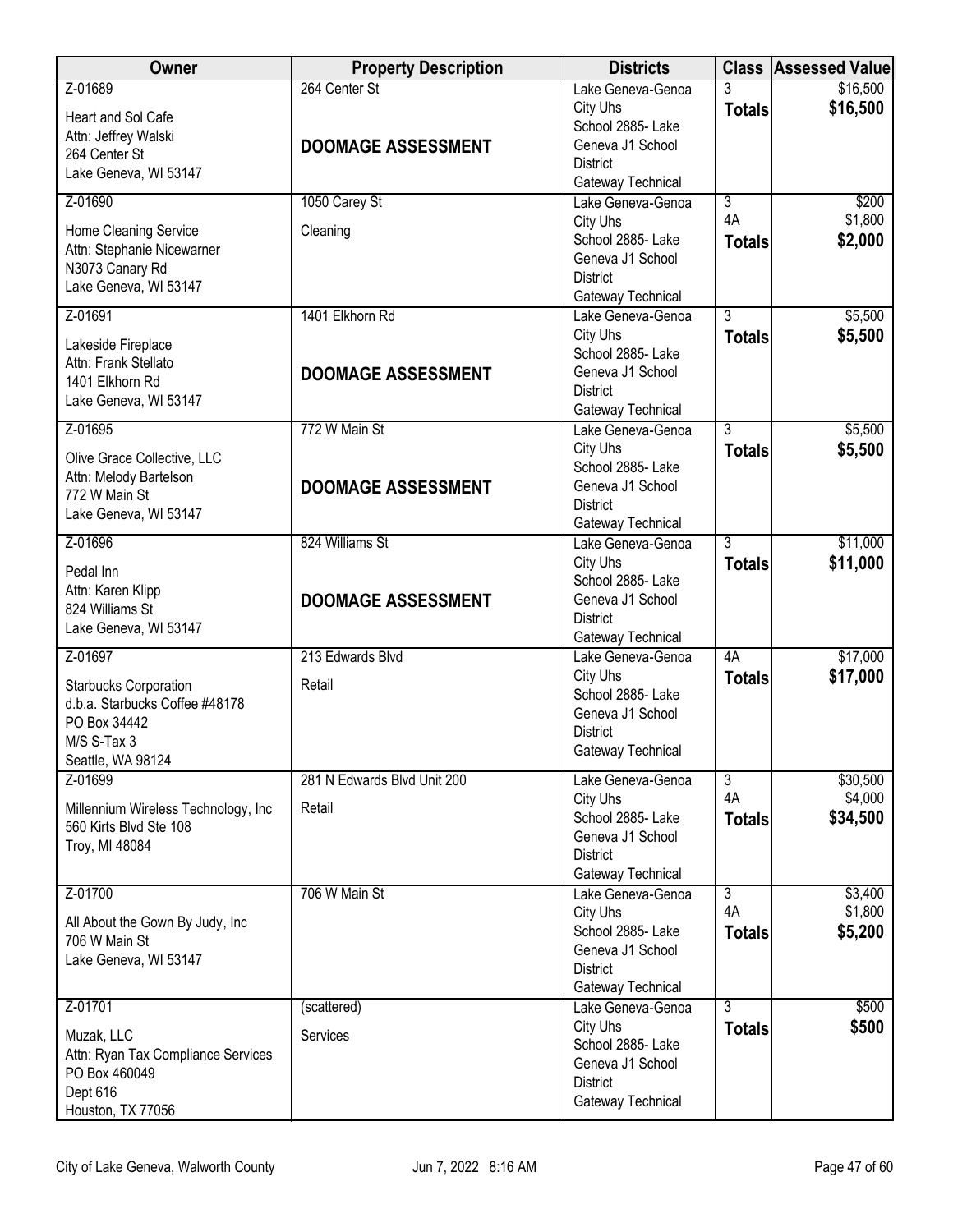| Owner | Property Description | Districts | Class | Assessed Value |
|---|---|---|---|---|
| Z-01689<br>Heart and Sol Cafe<br>Attn: Jeffrey Walski<br>264 Center St<br>Lake Geneva, WI 53147 | 264 Center St<br>**DOOMAGE ASSESSMENT** | Lake Geneva-Genoa City Uhs<br>School 2885- Lake Geneva J1 School District<br>Gateway Technical | 3<br>**Totals** | $16,500<br>**$16,500** |
| Z-01690<br>Home Cleaning Service<br>Attn: Stephanie Nicewarner<br>N3073 Canary Rd<br>Lake Geneva, WI 53147 | 1050 Carey St<br>Cleaning | Lake Geneva-Genoa City Uhs<br>School 2885- Lake Geneva J1 School District<br>Gateway Technical | 3<br>4A<br>**Totals** | $200<br>$1,800<br>**$2,000** |
| Z-01691<br>Lakeside Fireplace<br>Attn: Frank Stellato<br>1401 Elkhorn Rd<br>Lake Geneva, WI 53147 | 1401 Elkhorn Rd<br>**DOOMAGE ASSESSMENT** | Lake Geneva-Genoa City Uhs<br>School 2885- Lake Geneva J1 School District<br>Gateway Technical | 3<br>**Totals** | $5,500<br>**$5,500** |
| Z-01695<br>Olive Grace Collective, LLC<br>Attn: Melody Bartelson<br>772 W Main St<br>Lake Geneva, WI 53147 | 772 W Main St<br>**DOOMAGE ASSESSMENT** | Lake Geneva-Genoa City Uhs<br>School 2885- Lake Geneva J1 School District<br>Gateway Technical | 3<br>**Totals** | $5,500<br>**$5,500** |
| Z-01696<br>Pedal Inn<br>Attn: Karen Klipp<br>824 Williams St<br>Lake Geneva, WI 53147 | 824 Williams St<br>**DOOMAGE ASSESSMENT** | Lake Geneva-Genoa City Uhs<br>School 2885- Lake Geneva J1 School District<br>Gateway Technical | 3<br>**Totals** | $11,000<br>**$11,000** |
| Z-01697<br>Starbucks Corporation<br>d.b.a. Starbucks Coffee #48178<br>PO Box 34442<br>M/S S-Tax 3<br>Seattle, WA 98124 | 213 Edwards Blvd<br>Retail | Lake Geneva-Genoa City Uhs<br>School 2885- Lake Geneva J1 School District<br>Gateway Technical | 4A<br>**Totals** | $17,000<br>**$17,000** |
| Z-01699<br>Millennium Wireless Technology, Inc<br>560 Kirts Blvd Ste 108<br>Troy, MI 48084 | 281 N Edwards Blvd Unit 200<br>Retail | Lake Geneva-Genoa City Uhs<br>School 2885- Lake Geneva J1 School District<br>Gateway Technical | 3<br>4A<br>**Totals** | $30,500<br>$4,000<br>**$34,500** |
| Z-01700<br>All About the Gown By Judy, Inc<br>706 W Main St<br>Lake Geneva, WI 53147 | 706 W Main St | Lake Geneva-Genoa City Uhs<br>School 2885- Lake Geneva J1 School District<br>Gateway Technical | 3<br>4A<br>**Totals** | $3,400<br>$1,800<br>**$5,200** |
| Z-01701<br>Muzak, LLC<br>Attn: Ryan Tax Compliance Services<br>PO Box 460049<br>Dept 616<br>Houston, TX 77056 | (scattered)<br>Services | Lake Geneva-Genoa City Uhs<br>School 2885- Lake Geneva J1 School District<br>Gateway Technical | 3<br>**Totals** | $500<br>**$500** |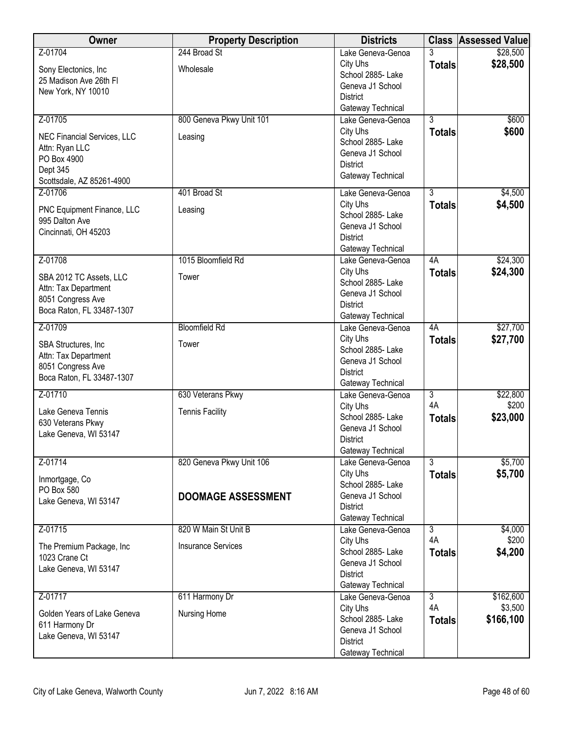| Owner | Property Description | Districts | Class | Assessed Value |
|---|---|---|---|---|
| Z-01704<br>Sony Electonics, Inc<br>25 Madison Ave 26th Fl<br>New York, NY 10010 | 244 Broad St<br>Wholesale | Lake Geneva-Genoa City Uhs<br>School 2885- Lake Geneva J1 School District<br>Gateway Technical | 3<br>**Totals** | $28,500<br>**$28,500** |
| Z-01705<br>NEC Financial Services, LLC<br>Attn: Ryan LLC<br>PO Box 4900<br>Dept 345<br>Scottsdale, AZ 85261-4900 | 800 Geneva Pkwy Unit 101<br>Leasing | Lake Geneva-Genoa City Uhs<br>School 2885- Lake Geneva J1 School District<br>Gateway Technical | 3<br>**Totals** | $600<br>**$600** |
| Z-01706<br>PNC Equipment Finance, LLC<br>995 Dalton Ave<br>Cincinnati, OH 45203 | 401 Broad St<br>Leasing | Lake Geneva-Genoa City Uhs<br>School 2885- Lake Geneva J1 School District<br>Gateway Technical | 3<br>**Totals** | $4,500<br>**$4,500** |
| Z-01708<br>SBA 2012 TC Assets, LLC<br>Attn: Tax Department<br>8051 Congress Ave<br>Boca Raton, FL 33487-1307 | 1015 Bloomfield Rd<br>Tower | Lake Geneva-Genoa City Uhs<br>School 2885- Lake Geneva J1 School District<br>Gateway Technical | 4A<br>**Totals** | $24,300<br>**$24,300** |
| Z-01709<br>SBA Structures, Inc<br>Attn: Tax Department<br>8051 Congress Ave<br>Boca Raton, FL 33487-1307 | Bloomfield Rd<br>Tower | Lake Geneva-Genoa City Uhs<br>School 2885- Lake Geneva J1 School District<br>Gateway Technical | 4A<br>**Totals** | $27,700<br>**$27,700** |
| Z-01710<br>Lake Geneva Tennis<br>630 Veterans Pkwy<br>Lake Geneva, WI 53147 | 630 Veterans Pkwy<br>Tennis Facility | Lake Geneva-Genoa City Uhs<br>School 2885- Lake Geneva J1 School District<br>Gateway Technical | 3<br>4A<br>**Totals** | $22,800<br>$200<br>**$23,000** |
| Z-01714<br>Inmortgage, Co<br>PO Box 580<br>Lake Geneva, WI 53147 | 820 Geneva Pkwy Unit 106<br>**DOOMAGE ASSESSMENT** | Lake Geneva-Genoa City Uhs<br>School 2885- Lake Geneva J1 School District<br>Gateway Technical | 3<br>**Totals** | $5,700<br>**$5,700** |
| Z-01715<br>The Premium Package, Inc<br>1023 Crane Ct<br>Lake Geneva, WI 53147 | 820 W Main St Unit B<br>Insurance Services | Lake Geneva-Genoa City Uhs<br>School 2885- Lake Geneva J1 School District<br>Gateway Technical | 3<br>4A<br>**Totals** | $4,000<br>$200<br>**$4,200** |
| Z-01717<br>Golden Years of Lake Geneva<br>611 Harmony Dr<br>Lake Geneva, WI 53147 | 611 Harmony Dr<br>Nursing Home | Lake Geneva-Genoa City Uhs<br>School 2885- Lake Geneva J1 School District<br>Gateway Technical | 3<br>4A<br>**Totals** | $162,600<br>$3,500<br>**$166,100** |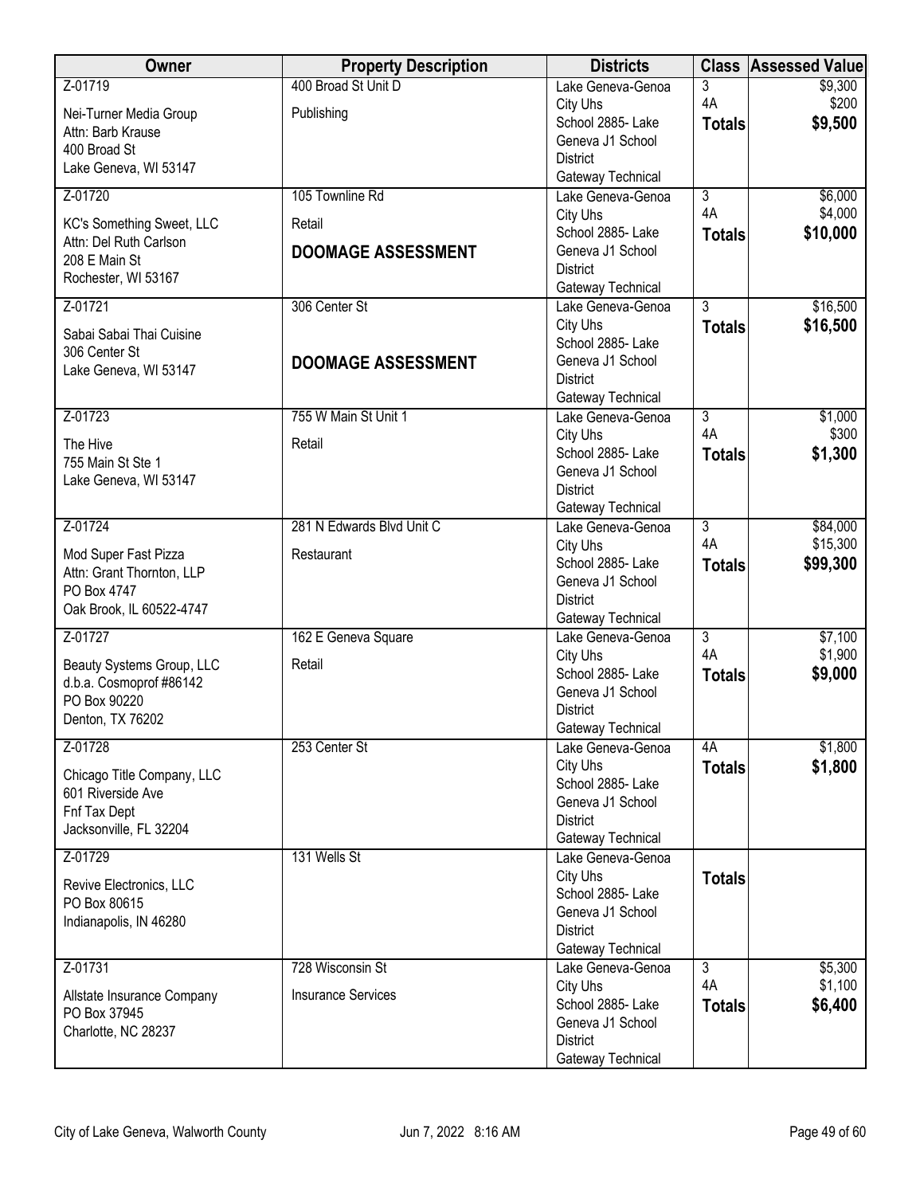| Owner | Property Description | Districts | Class | Assessed Value |
|---|---|---|---|---|
| Z-01719<br>Nei-Turner Media Group<br>Attn: Barb Krause<br>400 Broad St<br>Lake Geneva, WI 53147 | 400 Broad St Unit D<br>Publishing | Lake Geneva-Genoa City Uhs<br>School 2885- Lake Geneva J1 School District<br>Gateway Technical | 3<br>4A<br>**Totals** | \$9,300<br>\$200<br>**\$9,500** |
| Z-01720<br>KC's Something Sweet, LLC<br>Attn: Del Ruth Carlson<br>208 E Main St<br>Rochester, WI 53167 | 105 Townline Rd<br>Retail<br>**DOOMAGE ASSESSMENT** | Lake Geneva-Genoa City Uhs<br>School 2885- Lake Geneva J1 School District<br>Gateway Technical | 3<br>4A<br>**Totals** | \$6,000<br>\$4,000<br>**\$10,000** |
| Z-01721<br>Sabai Sabai Thai Cuisine<br>306 Center St<br>Lake Geneva, WI 53147 | 306 Center St<br>**DOOMAGE ASSESSMENT** | Lake Geneva-Genoa City Uhs<br>School 2885- Lake Geneva J1 School District<br>Gateway Technical | 3<br>**Totals** | \$16,500<br>**\$16,500** |
| Z-01723<br>The Hive<br>755 Main St Ste 1<br>Lake Geneva, WI 53147 | 755 W Main St Unit 1<br>Retail | Lake Geneva-Genoa City Uhs<br>School 2885- Lake Geneva J1 School District<br>Gateway Technical | 3<br>4A<br>**Totals** | \$1,000<br>\$300<br>**\$1,300** |
| Z-01724<br>Mod Super Fast Pizza<br>Attn: Grant Thornton, LLP<br>PO Box 4747<br>Oak Brook, IL 60522-4747 | 281 N Edwards Blvd Unit C<br>Restaurant | Lake Geneva-Genoa City Uhs<br>School 2885- Lake Geneva J1 School District<br>Gateway Technical | 3<br>4A<br>**Totals** | \$84,000<br>\$15,300<br>**\$99,300** |
| Z-01727<br>Beauty Systems Group, LLC<br>d.b.a. Cosmoprof #86142<br>PO Box 90220<br>Denton, TX 76202 | 162 E Geneva Square<br>Retail | Lake Geneva-Genoa City Uhs<br>School 2885- Lake Geneva J1 School District<br>Gateway Technical | 3<br>4A<br>**Totals** | \$7,100<br>\$1,900<br>**\$9,000** |
| Z-01728<br>Chicago Title Company, LLC<br>601 Riverside Ave<br>Fnf Tax Dept<br>Jacksonville, FL 32204 | 253 Center St | Lake Geneva-Genoa City Uhs<br>School 2885- Lake Geneva J1 School District<br>Gateway Technical | 4A<br>**Totals** | \$1,800<br>**\$1,800** |
| Z-01729<br>Revive Electronics, LLC<br>PO Box 80615<br>Indianapolis, IN 46280 | 131 Wells St | Lake Geneva-Genoa City Uhs<br>School 2885- Lake Geneva J1 School District<br>Gateway Technical | **Totals** | |
| Z-01731<br>Allstate Insurance Company<br>PO Box 37945<br>Charlotte, NC 28237 | 728 Wisconsin St<br>Insurance Services | Lake Geneva-Genoa City Uhs<br>School 2885- Lake Geneva J1 School District<br>Gateway Technical | 3<br>4A<br>**Totals** | \$5,300<br>\$1,100<br>**\$6,400** |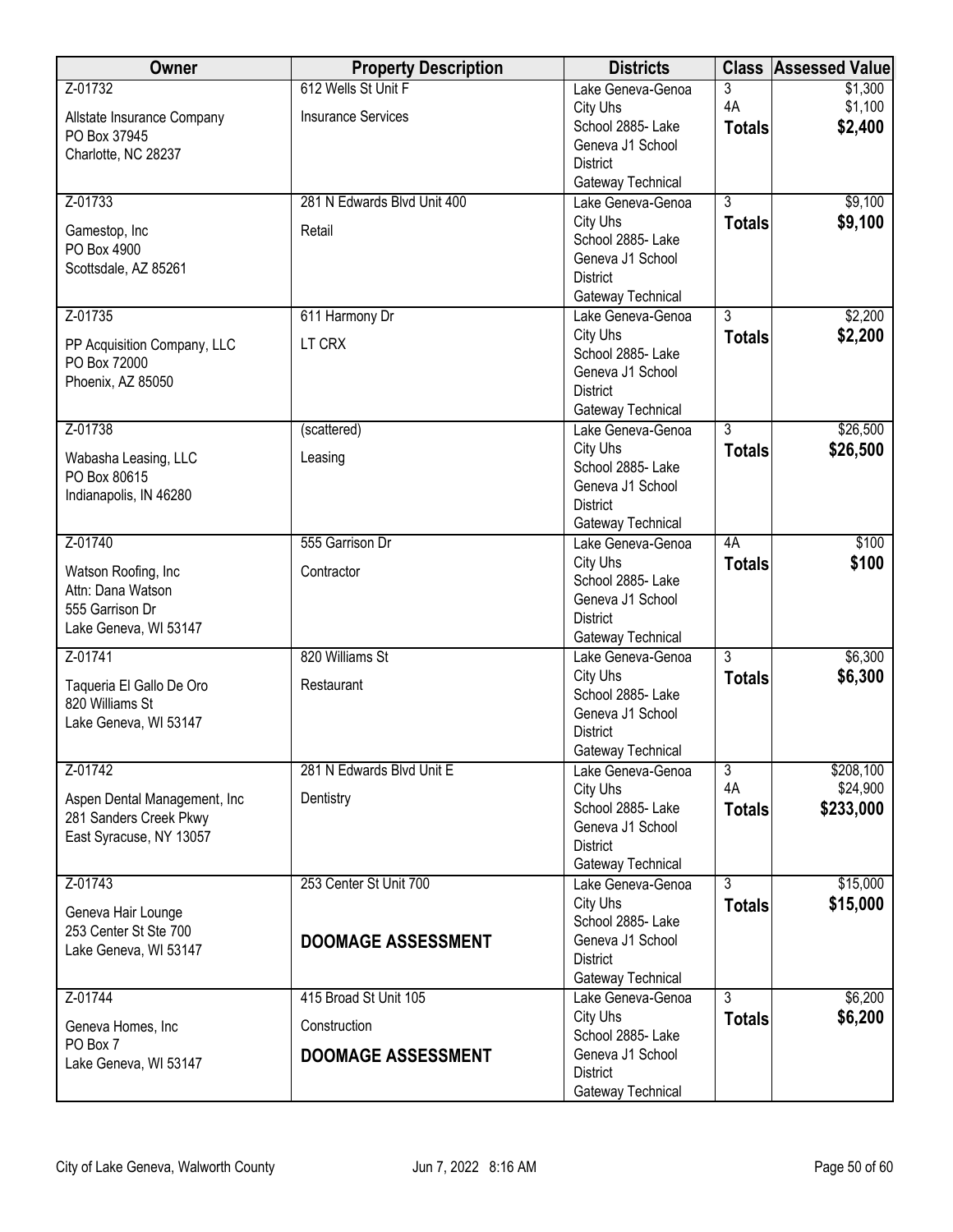| Owner | Property Description | Districts | Class | Assessed Value |
|---|---|---|---|---|
| Z-01732<br>Allstate Insurance Company<br>PO Box 37945<br>Charlotte, NC 28237 | 612 Wells St Unit F<br>Insurance Services | Lake Geneva-Genoa City Uhs<br>School 2885- Lake Geneva J1 School District<br>Gateway Technical | 3<br>4A<br>**Totals** | $1,300<br>$1,100<br>**$2,400** |
| Z-01733<br>Gamestop, Inc<br>PO Box 4900<br>Scottsdale, AZ 85261 | 281 N Edwards Blvd Unit 400<br>Retail | Lake Geneva-Genoa City Uhs<br>School 2885- Lake Geneva J1 School District<br>Gateway Technical | 3<br>**Totals** | $9,100<br>**$9,100** |
| Z-01735<br>PP Acquisition Company, LLC<br>PO Box 72000<br>Phoenix, AZ 85050 | 611 Harmony Dr<br>LT CRX | Lake Geneva-Genoa City Uhs<br>School 2885- Lake Geneva J1 School District<br>Gateway Technical | 3<br>**Totals** | $2,200<br>**$2,200** |
| Z-01738<br>Wabasha Leasing, LLC<br>PO Box 80615<br>Indianapolis, IN 46280 | (scattered)<br>Leasing | Lake Geneva-Genoa City Uhs<br>School 2885- Lake Geneva J1 School District<br>Gateway Technical | 3<br>**Totals** | $26,500<br>**$26,500** |
| Z-01740<br>Watson Roofing, Inc<br>Attn: Dana Watson<br>555 Garrison Dr<br>Lake Geneva, WI 53147 | 555 Garrison Dr<br>Contractor | Lake Geneva-Genoa City Uhs<br>School 2885- Lake Geneva J1 School District<br>Gateway Technical | 4A<br>**Totals** | $100<br>**$100** |
| Z-01741<br>Taqueria El Gallo De Oro<br>820 Williams St<br>Lake Geneva, WI 53147 | 820 Williams St<br>Restaurant | Lake Geneva-Genoa City Uhs<br>School 2885- Lake Geneva J1 School District<br>Gateway Technical | 3<br>**Totals** | $6,300<br>**$6,300** |
| Z-01742<br>Aspen Dental Management, Inc<br>281 Sanders Creek Pkwy<br>East Syracuse, NY 13057 | 281 N Edwards Blvd Unit E<br>Dentistry | Lake Geneva-Genoa City Uhs<br>School 2885- Lake Geneva J1 School District<br>Gateway Technical | 3<br>4A<br>**Totals** | $208,100<br>$24,900<br>**$233,000** |
| Z-01743<br>Geneva Hair Lounge<br>253 Center St Ste 700<br>Lake Geneva, WI 53147 | 253 Center St Unit 700<br>**DOOMAGE ASSESSMENT** | Lake Geneva-Genoa City Uhs<br>School 2885- Lake Geneva J1 School District<br>Gateway Technical | 3<br>**Totals** | $15,000<br>**$15,000** |
| Z-01744<br>Geneva Homes, Inc<br>PO Box 7<br>Lake Geneva, WI 53147 | 415 Broad St Unit 105<br>Construction<br>**DOOMAGE ASSESSMENT** | Lake Geneva-Genoa City Uhs<br>School 2885- Lake Geneva J1 School District<br>Gateway Technical | 3<br>**Totals** | $6,200<br>**$6,200** |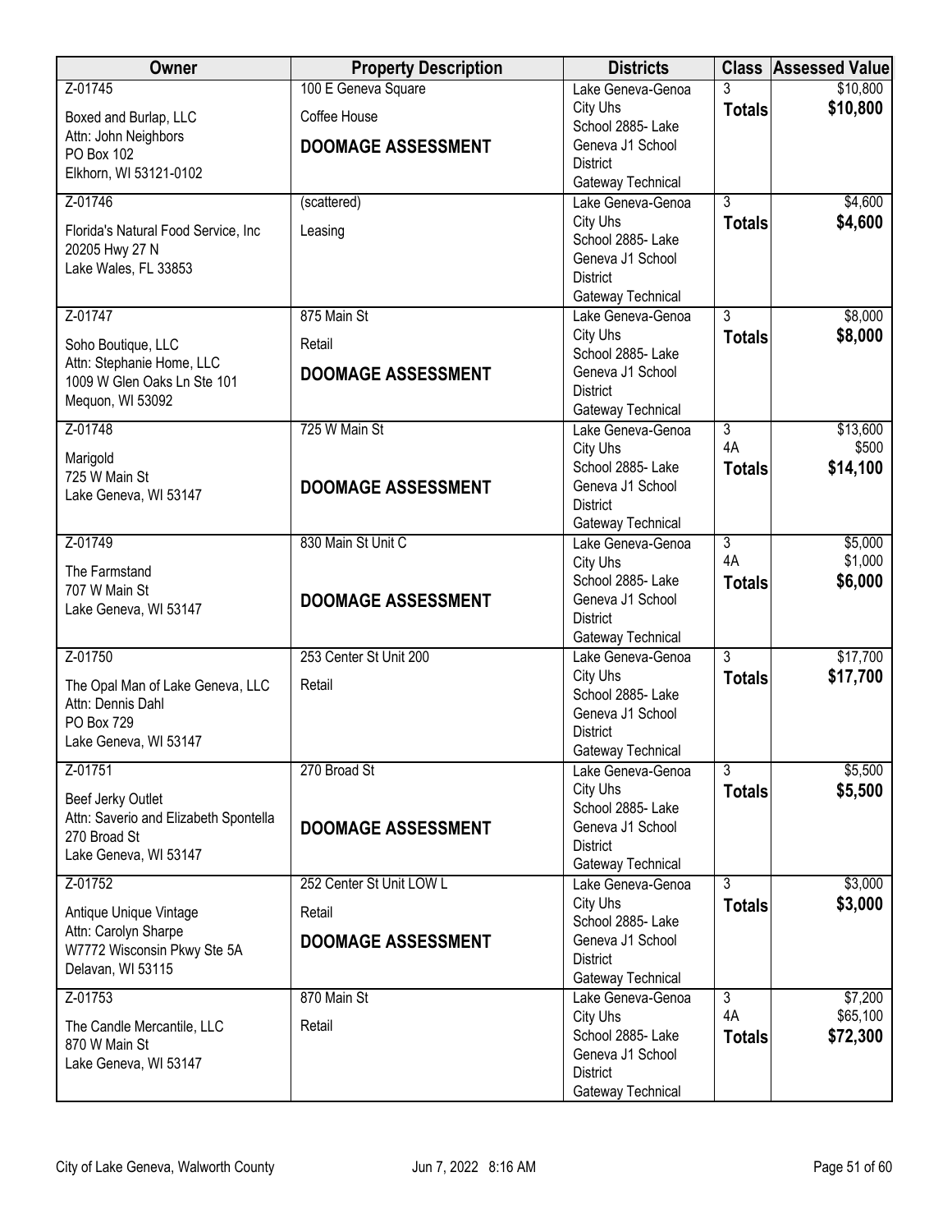| Owner | Property Description | Districts | Class | Assessed Value |
|---|---|---|---|---|
| Z-01745<br>Boxed and Burlap, LLC<br>Attn: John Neighbors<br>PO Box 102<br>Elkhorn, WI 53121-0102 | 100 E Geneva Square<br>Coffee House<br>**DOOMAGE ASSESSMENT** | Lake Geneva-Genoa City Uhs<br>School 2885- Lake Geneva J1 School District<br>Gateway Technical | 3<br>**Totals** | $10,800<br>**$10,800** |
| Z-01746<br>Florida's Natural Food Service, Inc<br>20205 Hwy 27 N<br>Lake Wales, FL 33853 | (scattered)<br>Leasing | Lake Geneva-Genoa City Uhs<br>School 2885- Lake Geneva J1 School District<br>Gateway Technical | 3<br>**Totals** | $4,600<br>**$4,600** |
| Z-01747<br>Soho Boutique, LLC<br>Attn: Stephanie Home, LLC<br>1009 W Glen Oaks Ln Ste 101<br>Mequon, WI 53092 | 875 Main St<br>Retail<br>**DOOMAGE ASSESSMENT** | Lake Geneva-Genoa City Uhs<br>School 2885- Lake Geneva J1 School District<br>Gateway Technical | 3<br>**Totals** | $8,000<br>**$8,000** |
| Z-01748<br>Marigold<br>725 W Main St<br>Lake Geneva, WI 53147 | 725 W Main St<br>**DOOMAGE ASSESSMENT** | Lake Geneva-Genoa City Uhs<br>School 2885- Lake Geneva J1 School District<br>Gateway Technical | 3<br>4A<br>**Totals** | $13,600<br>$500<br>**$14,100** |
| Z-01749<br>The Farmstand<br>707 W Main St<br>Lake Geneva, WI 53147 | 830 Main St Unit C<br>**DOOMAGE ASSESSMENT** | Lake Geneva-Genoa City Uhs<br>School 2885- Lake Geneva J1 School District<br>Gateway Technical | 3<br>4A<br>**Totals** | $5,000<br>$1,000<br>**$6,000** |
| Z-01750<br>The Opal Man of Lake Geneva, LLC<br>Attn: Dennis Dahl<br>PO Box 729<br>Lake Geneva, WI 53147 | 253 Center St Unit 200<br>Retail | Lake Geneva-Genoa City Uhs<br>School 2885- Lake Geneva J1 School District<br>Gateway Technical | 3<br>**Totals** | $17,700<br>**$17,700** |
| Z-01751<br>Beef Jerky Outlet<br>Attn: Saverio and Elizabeth Spontella<br>270 Broad St<br>Lake Geneva, WI 53147 | 270 Broad St<br>**DOOMAGE ASSESSMENT** | Lake Geneva-Genoa City Uhs<br>School 2885- Lake Geneva J1 School District<br>Gateway Technical | 3<br>**Totals** | $5,500<br>**$5,500** |
| Z-01752<br>Antique Unique Vintage<br>Attn: Carolyn Sharpe<br>W7772 Wisconsin Pkwy Ste 5A<br>Delavan, WI 53115 | 252 Center St Unit LOW L<br>Retail<br>**DOOMAGE ASSESSMENT** | Lake Geneva-Genoa City Uhs<br>School 2885- Lake Geneva J1 School District<br>Gateway Technical | 3<br>**Totals** | $3,000<br>**$3,000** |
| Z-01753<br>The Candle Mercantile, LLC<br>870 W Main St<br>Lake Geneva, WI 53147 | 870 Main St<br>Retail | Lake Geneva-Genoa City Uhs<br>School 2885- Lake Geneva J1 School District<br>Gateway Technical | 3<br>4A<br>**Totals** | $7,200<br>$65,100<br>**$72,300** |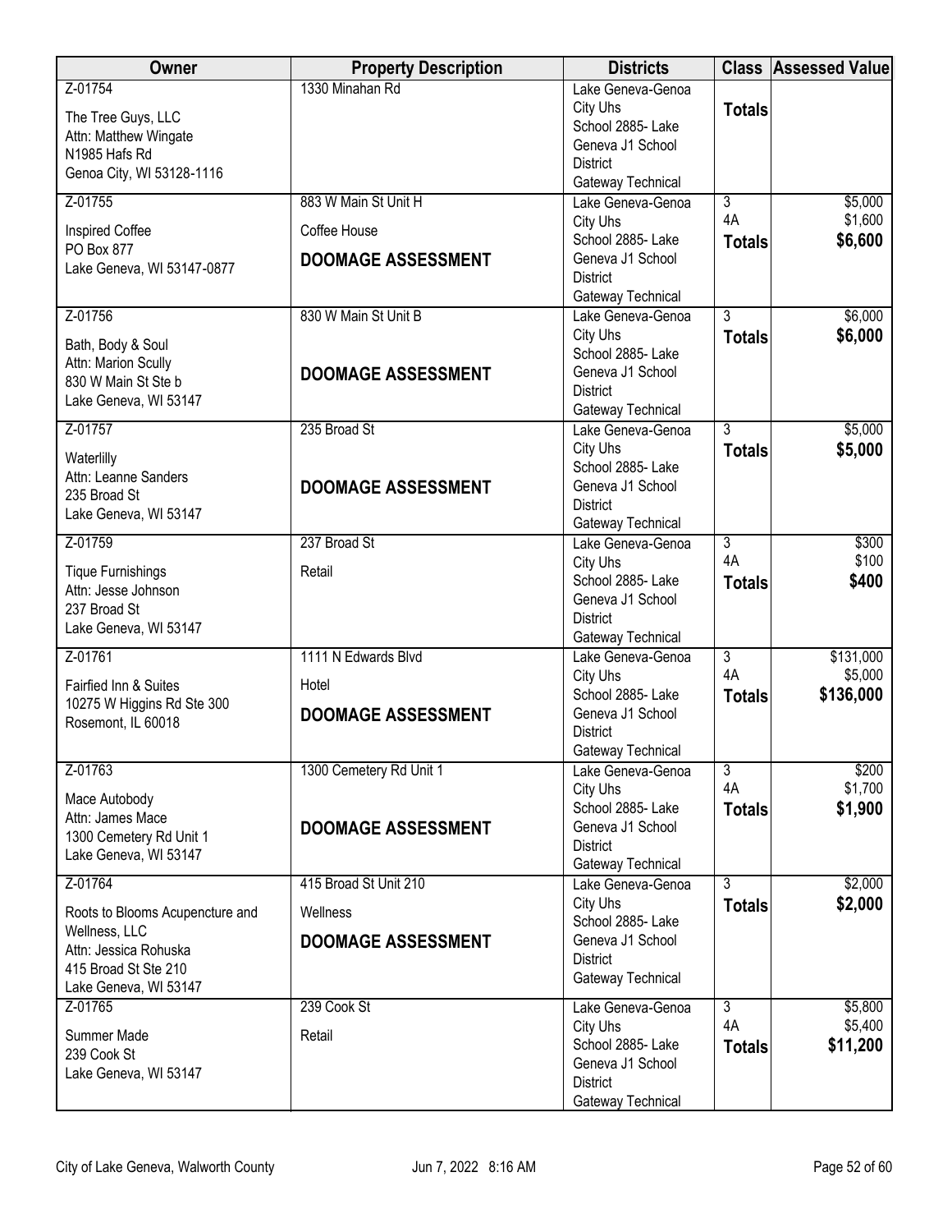| Owner | Property Description | Districts | Class | Assessed Value |
|---|---|---|---|---|
| Z-01754<br>The Tree Guys, LLC<br>Attn: Matthew Wingate<br>N1985 Hafs Rd<br>Genoa City, WI 53128-1116 | 1330 Minahan Rd | Lake Geneva-Genoa City Uhs<br>School 2885- Lake Geneva J1 School District<br>Gateway Technical | **Totals** | |
| Z-01755<br>Inspired Coffee<br>PO Box 877<br>Lake Geneva, WI 53147-0877 | 883 W Main St Unit H<br>Coffee House<br>**DOOMAGE ASSESSMENT** | Lake Geneva-Genoa City Uhs<br>School 2885- Lake Geneva J1 School District<br>Gateway Technical | 3<br>4A<br>**Totals** | $5,000<br>$1,600<br>**$6,600** |
| Z-01756<br>Bath, Body & Soul<br>Attn: Marion Scully<br>830 W Main St Ste b<br>Lake Geneva, WI 53147 | 830 W Main St Unit B<br>**DOOMAGE ASSESSMENT** | Lake Geneva-Genoa City Uhs<br>School 2885- Lake Geneva J1 School District<br>Gateway Technical | 3<br>**Totals** | $6,000<br>**$6,000** |
| Z-01757<br>Waterlilly<br>Attn: Leanne Sanders<br>235 Broad St<br>Lake Geneva, WI 53147 | 235 Broad St<br>**DOOMAGE ASSESSMENT** | Lake Geneva-Genoa City Uhs<br>School 2885- Lake Geneva J1 School District<br>Gateway Technical | 3<br>**Totals** | $5,000<br>**$5,000** |
| Z-01759<br>Tique Furnishings<br>Attn: Jesse Johnson<br>237 Broad St<br>Lake Geneva, WI 53147 | 237 Broad St<br>Retail | Lake Geneva-Genoa City Uhs<br>School 2885- Lake Geneva J1 School District<br>Gateway Technical | 3<br>4A<br>**Totals** | $300<br>$100<br>**$400** |
| Z-01761<br>Fairfied Inn & Suites<br>10275 W Higgins Rd Ste 300<br>Rosemont, IL 60018 | 1111 N Edwards Blvd<br>Hotel<br>**DOOMAGE ASSESSMENT** | Lake Geneva-Genoa City Uhs<br>School 2885- Lake Geneva J1 School District<br>Gateway Technical | 3<br>4A<br>**Totals** | $131,000<br>$5,000<br>**$136,000** |
| Z-01763<br>Mace Autobody<br>Attn: James Mace<br>1300 Cemetery Rd Unit 1<br>Lake Geneva, WI 53147 | 1300 Cemetery Rd Unit 1<br>**DOOMAGE ASSESSMENT** | Lake Geneva-Genoa City Uhs<br>School 2885- Lake Geneva J1 School District<br>Gateway Technical | 3<br>4A<br>**Totals** | $200<br>$1,700<br>**$1,900** |
| Z-01764<br>Roots to Blooms Acupencture and Wellness, LLC<br>Attn: Jessica Rohuska<br>415 Broad St Ste 210<br>Lake Geneva, WI 53147 | 415 Broad St Unit 210<br>Wellness<br>**DOOMAGE ASSESSMENT** | Lake Geneva-Genoa City Uhs<br>School 2885- Lake Geneva J1 School District<br>Gateway Technical | 3<br>**Totals** | $2,000<br>**$2,000** |
| Z-01765<br>Summer Made<br>239 Cook St<br>Lake Geneva, WI 53147 | 239 Cook St<br>Retail | Lake Geneva-Genoa City Uhs<br>School 2885- Lake Geneva J1 School District<br>Gateway Technical | 3<br>4A<br>**Totals** | $5,800<br>$5,400<br>**$11,200** |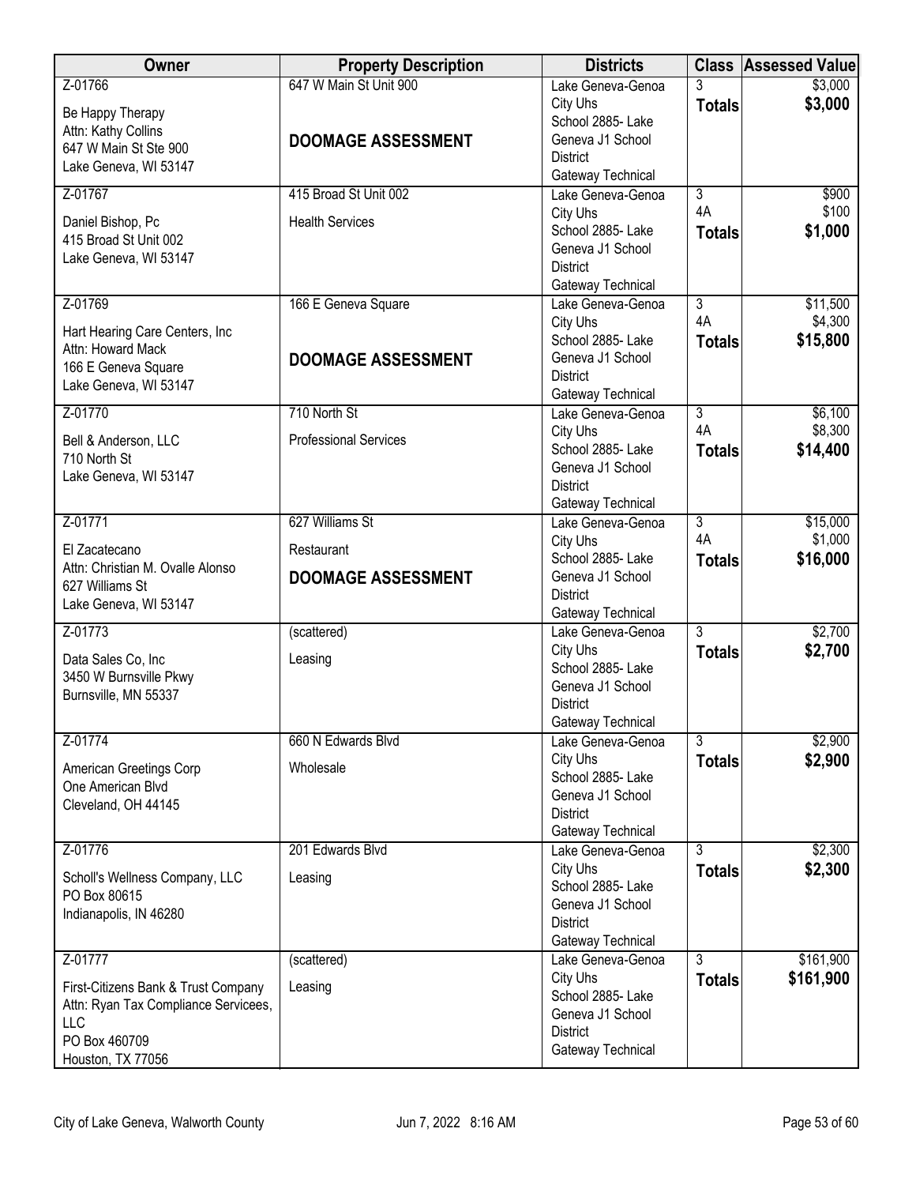| Owner | Property Description | Districts | Class | Assessed Value |
|---|---|---|---|---|
| Z-01766<br>Be Happy Therapy<br>Attn: Kathy Collins<br>647 W Main St Ste 900<br>Lake Geneva, WI 53147 | 647 W Main St Unit 900<br>**DOOMAGE ASSESSMENT** | Lake Geneva-Genoa City Uhs<br>School 2885- Lake Geneva J1 School District<br>Gateway Technical | 3<br>**Totals** | $3,000<br>**$3,000** |
| Z-01767<br>Daniel Bishop, Pc<br>415 Broad St Unit 002<br>Lake Geneva, WI 53147 | 415 Broad St Unit 002<br>Health Services | Lake Geneva-Genoa City Uhs<br>School 2885- Lake Geneva J1 School District<br>Gateway Technical | 3<br>4A<br>**Totals** | $900<br>$100<br>**$1,000** |
| Z-01769<br>Hart Hearing Care Centers, Inc<br>Attn: Howard Mack<br>166 E Geneva Square<br>Lake Geneva, WI 53147 | 166 E Geneva Square<br>**DOOMAGE ASSESSMENT** | Lake Geneva-Genoa City Uhs<br>School 2885- Lake Geneva J1 School District<br>Gateway Technical | 3<br>4A<br>**Totals** | $11,500<br>$4,300<br>**$15,800** |
| Z-01770<br>Bell & Anderson, LLC<br>710 North St<br>Lake Geneva, WI 53147 | 710 North St<br>Professional Services | Lake Geneva-Genoa City Uhs<br>School 2885- Lake Geneva J1 School District<br>Gateway Technical | 3<br>4A<br>**Totals** | $6,100<br>$8,300<br>**$14,400** |
| Z-01771<br>El Zacatecano<br>Attn: Christian M. Ovalle Alonso<br>627 Williams St<br>Lake Geneva, WI 53147 | 627 Williams St<br>Restaurant<br>**DOOMAGE ASSESSMENT** | Lake Geneva-Genoa City Uhs<br>School 2885- Lake Geneva J1 School District<br>Gateway Technical | 3<br>4A<br>**Totals** | $15,000<br>$1,000<br>**$16,000** |
| Z-01773<br>Data Sales Co, Inc<br>3450 W Burnsville Pkwy<br>Burnsville, MN 55337 | (scattered)<br>Leasing | Lake Geneva-Genoa City Uhs<br>School 2885- Lake Geneva J1 School District<br>Gateway Technical | 3<br>**Totals** | $2,700<br>**$2,700** |
| Z-01774<br>American Greetings Corp<br>One American Blvd<br>Cleveland, OH 44145 | 660 N Edwards Blvd<br>Wholesale | Lake Geneva-Genoa City Uhs<br>School 2885- Lake Geneva J1 School District<br>Gateway Technical | 3<br>**Totals** | $2,900<br>**$2,900** |
| Z-01776<br>Scholl's Wellness Company, LLC<br>PO Box 80615<br>Indianapolis, IN 46280 | 201 Edwards Blvd<br>Leasing | Lake Geneva-Genoa City Uhs<br>School 2885- Lake Geneva J1 School District<br>Gateway Technical | 3<br>**Totals** | $2,300<br>**$2,300** |
| Z-01777<br>First-Citizens Bank & Trust Company<br>Attn: Ryan Tax Compliance Servicees, LLC<br>PO Box 460709<br>Houston, TX 77056 | (scattered)<br>Leasing | Lake Geneva-Genoa City Uhs<br>School 2885- Lake Geneva J1 School District<br>Gateway Technical | 3<br>**Totals** | $161,900<br>**$161,900** |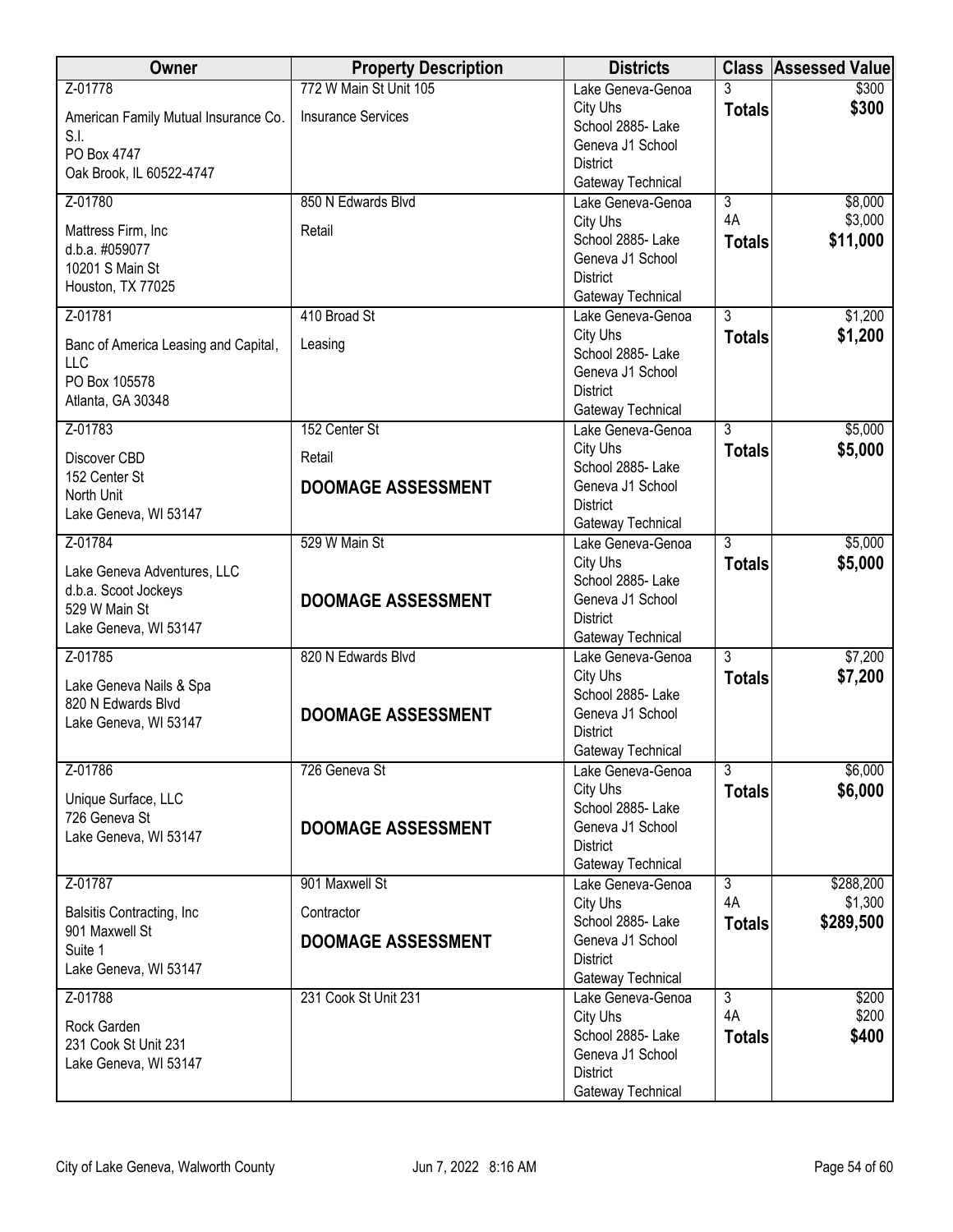| Owner | Property Description | Districts | Class | Assessed Value |
|---|---|---|---|---|
| Z-01778<br>American Family Mutual Insurance Co. S.I.<br>PO Box 4747<br>Oak Brook, IL 60522-4747 | 772 W Main St Unit 105<br>Insurance Services | Lake Geneva-Genoa City Uhs<br>School 2885- Lake Geneva J1 School District<br>Gateway Technical | 3<br>**Totals** | \$300<br>**\$300** |
| Z-01780<br>Mattress Firm, Inc<br>d.b.a. #059077<br>10201 S Main St<br>Houston, TX 77025 | 850 N Edwards Blvd<br>Retail | Lake Geneva-Genoa City Uhs<br>School 2885- Lake Geneva J1 School District<br>Gateway Technical | 3<br>4A<br>**Totals** | \$8,000<br>\$3,000<br>**\$11,000** |
| Z-01781<br>Banc of America Leasing and Capital, LLC<br>PO Box 105578<br>Atlanta, GA 30348 | 410 Broad St<br>Leasing | Lake Geneva-Genoa City Uhs<br>School 2885- Lake Geneva J1 School District<br>Gateway Technical | 3<br>**Totals** | \$1,200<br>**\$1,200** |
| Z-01783<br>Discover CBD<br>152 Center St<br>North Unit<br>Lake Geneva, WI 53147 | 152 Center St<br>Retail<br>**DOOMAGE ASSESSMENT** | Lake Geneva-Genoa City Uhs<br>School 2885- Lake Geneva J1 School District<br>Gateway Technical | 3<br>**Totals** | \$5,000<br>**\$5,000** |
| Z-01784<br>Lake Geneva Adventures, LLC<br>d.b.a. Scoot Jockeys<br>529 W Main St<br>Lake Geneva, WI 53147 | 529 W Main St<br>**DOOMAGE ASSESSMENT** | Lake Geneva-Genoa City Uhs<br>School 2885- Lake Geneva J1 School District<br>Gateway Technical | 3<br>**Totals** | \$5,000<br>**\$5,000** |
| Z-01785<br>Lake Geneva Nails & Spa<br>820 N Edwards Blvd<br>Lake Geneva, WI 53147 | 820 N Edwards Blvd<br>**DOOMAGE ASSESSMENT** | Lake Geneva-Genoa City Uhs<br>School 2885- Lake Geneva J1 School District<br>Gateway Technical | 3<br>**Totals** | \$7,200<br>**\$7,200** |
| Z-01786<br>Unique Surface, LLC<br>726 Geneva St<br>Lake Geneva, WI 53147 | 726 Geneva St<br>**DOOMAGE ASSESSMENT** | Lake Geneva-Genoa City Uhs<br>School 2885- Lake Geneva J1 School District<br>Gateway Technical | 3<br>**Totals** | \$6,000<br>**\$6,000** |
| Z-01787<br>Balsitis Contracting, Inc<br>901 Maxwell St<br>Suite 1<br>Lake Geneva, WI 53147 | 901 Maxwell St<br>Contractor<br>**DOOMAGE ASSESSMENT** | Lake Geneva-Genoa City Uhs<br>School 2885- Lake Geneva J1 School District<br>Gateway Technical | 3<br>4A<br>**Totals** | \$288,200<br>\$1,300<br>**\$289,500** |
| Z-01788<br>Rock Garden<br>231 Cook St Unit 231<br>Lake Geneva, WI 53147 | 231 Cook St Unit 231 | Lake Geneva-Genoa City Uhs<br>School 2885- Lake Geneva J1 School District<br>Gateway Technical | 3<br>4A<br>**Totals** | \$200<br>\$200<br>**\$400** |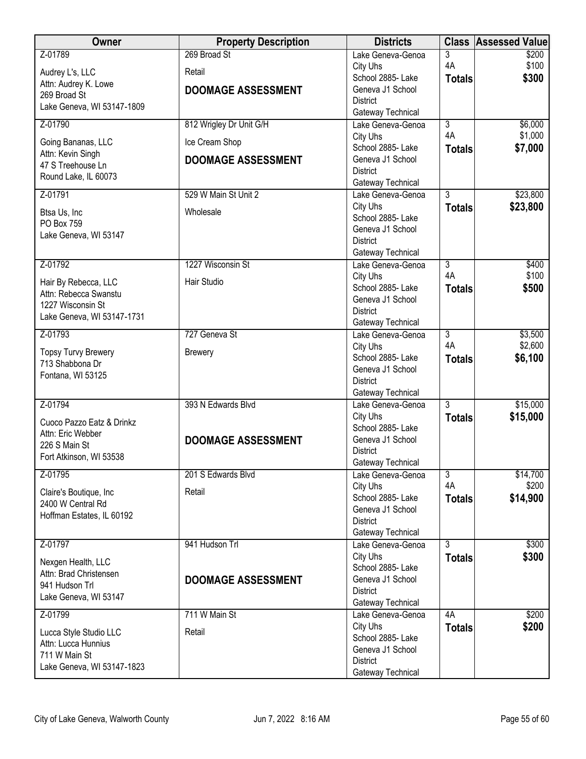| Owner | Property Description | Districts | Class | Assessed Value |
|---|---|---|---|---|
| Z-01789<br>Audrey L's, LLC<br>Attn: Audrey K. Lowe<br>269 Broad St<br>Lake Geneva, WI 53147-1809 | 269 Broad St<br>Retail<br>**DOOMAGE ASSESSMENT** | Lake Geneva-Genoa City Uhs<br>School 2885- Lake Geneva J1 School District<br>Gateway Technical | 3<br>4A<br>**Totals** | \$200<br>\$100<br>**\$300** |
| Z-01790<br>Going Bananas, LLC<br>Attn: Kevin Singh<br>47 S Treehouse Ln<br>Round Lake, IL 60073 | 812 Wrigley Dr Unit G/H<br>Ice Cream Shop<br>**DOOMAGE ASSESSMENT** | Lake Geneva-Genoa City Uhs<br>School 2885- Lake Geneva J1 School District<br>Gateway Technical | 3<br>4A<br>**Totals** | \$6,000<br>\$1,000<br>**\$7,000** |
| Z-01791<br>Btsa Us, Inc<br>PO Box 759<br>Lake Geneva, WI 53147 | 529 W Main St Unit 2<br>Wholesale | Lake Geneva-Genoa City Uhs<br>School 2885- Lake Geneva J1 School District<br>Gateway Technical | 3<br>**Totals** | \$23,800<br>**\$23,800** |
| Z-01792<br>Hair By Rebecca, LLC<br>Attn: Rebecca Swanstu<br>1227 Wisconsin St<br>Lake Geneva, WI 53147-1731 | 1227 Wisconsin St<br>Hair Studio | Lake Geneva-Genoa City Uhs<br>School 2885- Lake Geneva J1 School District<br>Gateway Technical | 3<br>4A<br>**Totals** | \$400<br>\$100<br>**\$500** |
| Z-01793<br>Topsy Turvy Brewery<br>713 Shabbona Dr<br>Fontana, WI 53125 | 727 Geneva St<br>Brewery | Lake Geneva-Genoa City Uhs<br>School 2885- Lake Geneva J1 School District<br>Gateway Technical | 3<br>4A<br>**Totals** | \$3,500<br>\$2,600<br>**\$6,100** |
| Z-01794<br>Cuoco Pazzo Eatz & Drinkz<br>Attn: Eric Webber<br>226 S Main St<br>Fort Atkinson, WI 53538 | 393 N Edwards Blvd<br>**DOOMAGE ASSESSMENT** | Lake Geneva-Genoa City Uhs<br>School 2885- Lake Geneva J1 School District<br>Gateway Technical | 3<br>**Totals** | \$15,000<br>**\$15,000** |
| Z-01795<br>Claire's Boutique, Inc<br>2400 W Central Rd<br>Hoffman Estates, IL 60192 | 201 S Edwards Blvd<br>Retail | Lake Geneva-Genoa City Uhs<br>School 2885- Lake Geneva J1 School District<br>Gateway Technical | 3<br>4A<br>**Totals** | \$14,700<br>\$200<br>**\$14,900** |
| Z-01797<br>Nexgen Health, LLC<br>Attn: Brad Christensen<br>941 Hudson Trl<br>Lake Geneva, WI 53147 | 941 Hudson Trl<br>**DOOMAGE ASSESSMENT** | Lake Geneva-Genoa City Uhs<br>School 2885- Lake Geneva J1 School District<br>Gateway Technical | 3<br>**Totals** | \$300<br>**\$300** |
| Z-01799<br>Lucca Style Studio LLC<br>Attn: Lucca Hunnius<br>711 W Main St<br>Lake Geneva, WI 53147-1823 | 711 W Main St<br>Retail | Lake Geneva-Genoa City Uhs<br>School 2885- Lake Geneva J1 School District<br>Gateway Technical | 4A<br>**Totals** | \$200<br>**\$200** |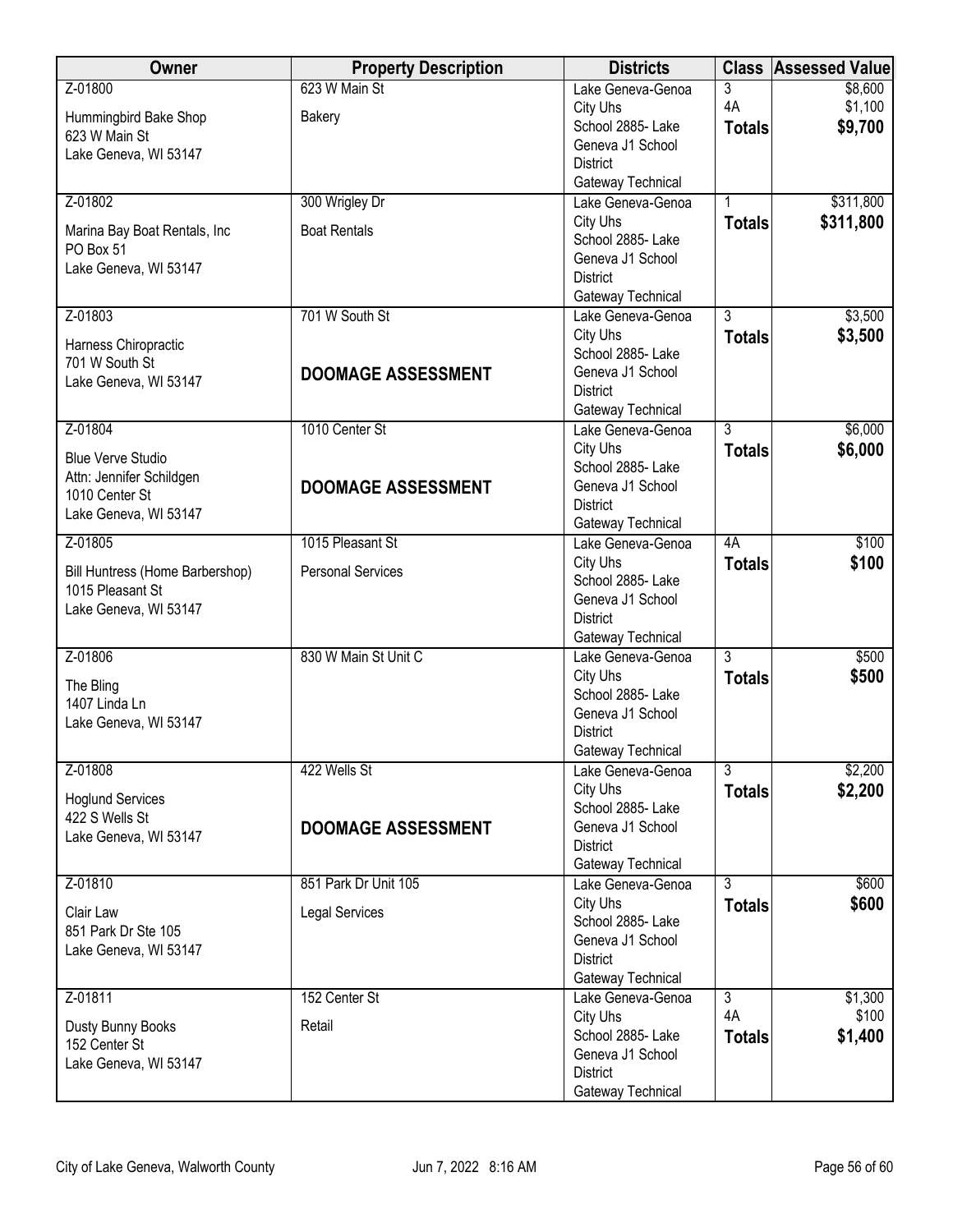| Owner | Property Description | Districts | Class | Assessed Value |
|---|---|---|---|---|
| Z-01800<br>Hummingbird Bake Shop<br>623 W Main St<br>Lake Geneva, WI 53147 | 623 W Main St<br>Bakery | Lake Geneva-Genoa City Uhs<br>School 2885- Lake Geneva J1 School District<br>Gateway Technical | 3<br>4A<br>**Totals** | $8,600<br>$1,100<br>**$9,700** |
| Z-01802<br>Marina Bay Boat Rentals, Inc<br>PO Box 51<br>Lake Geneva, WI 53147 | 300 Wrigley Dr<br>Boat Rentals | Lake Geneva-Genoa City Uhs<br>School 2885- Lake Geneva J1 School District<br>Gateway Technical | 1<br>**Totals** | $311,800<br>**$311,800** |
| Z-01803<br>Harness Chiropractic<br>701 W South St<br>Lake Geneva, WI 53147 | 701 W South St<br>**DOOMAGE ASSESSMENT** | Lake Geneva-Genoa City Uhs<br>School 2885- Lake Geneva J1 School District<br>Gateway Technical | 3<br>**Totals** | $3,500<br>**$3,500** |
| Z-01804<br>Blue Verve Studio<br>Attn: Jennifer Schildgen<br>1010 Center St<br>Lake Geneva, WI 53147 | 1010 Center St<br>**DOOMAGE ASSESSMENT** | Lake Geneva-Genoa City Uhs<br>School 2885- Lake Geneva J1 School District<br>Gateway Technical | 3<br>**Totals** | $6,000<br>**$6,000** |
| Z-01805<br>Bill Huntress (Home Barbershop)<br>1015 Pleasant St<br>Lake Geneva, WI 53147 | 1015 Pleasant St<br>Personal Services | Lake Geneva-Genoa City Uhs<br>School 2885- Lake Geneva J1 School District<br>Gateway Technical | 4A<br>**Totals** | $100<br>**$100** |
| Z-01806<br>The Bling<br>1407 Linda Ln<br>Lake Geneva, WI 53147 | 830 W Main St Unit C | Lake Geneva-Genoa City Uhs<br>School 2885- Lake Geneva J1 School District<br>Gateway Technical | 3<br>**Totals** | $500<br>**$500** |
| Z-01808<br>Hoglund Services<br>422 S Wells St<br>Lake Geneva, WI 53147 | 422 Wells St<br>**DOOMAGE ASSESSMENT** | Lake Geneva-Genoa City Uhs<br>School 2885- Lake Geneva J1 School District<br>Gateway Technical | 3<br>**Totals** | $2,200<br>**$2,200** |
| Z-01810<br>Clair Law<br>851 Park Dr Ste 105<br>Lake Geneva, WI 53147 | 851 Park Dr Unit 105<br>Legal Services | Lake Geneva-Genoa City Uhs<br>School 2885- Lake Geneva J1 School District<br>Gateway Technical | 3<br>**Totals** | $600<br>**$600** |
| Z-01811<br>Dusty Bunny Books<br>152 Center St<br>Lake Geneva, WI 53147 | 152 Center St<br>Retail | Lake Geneva-Genoa City Uhs<br>School 2885- Lake Geneva J1 School District<br>Gateway Technical | 3<br>4A<br>**Totals** | $1,300<br>$100<br>**$1,400** |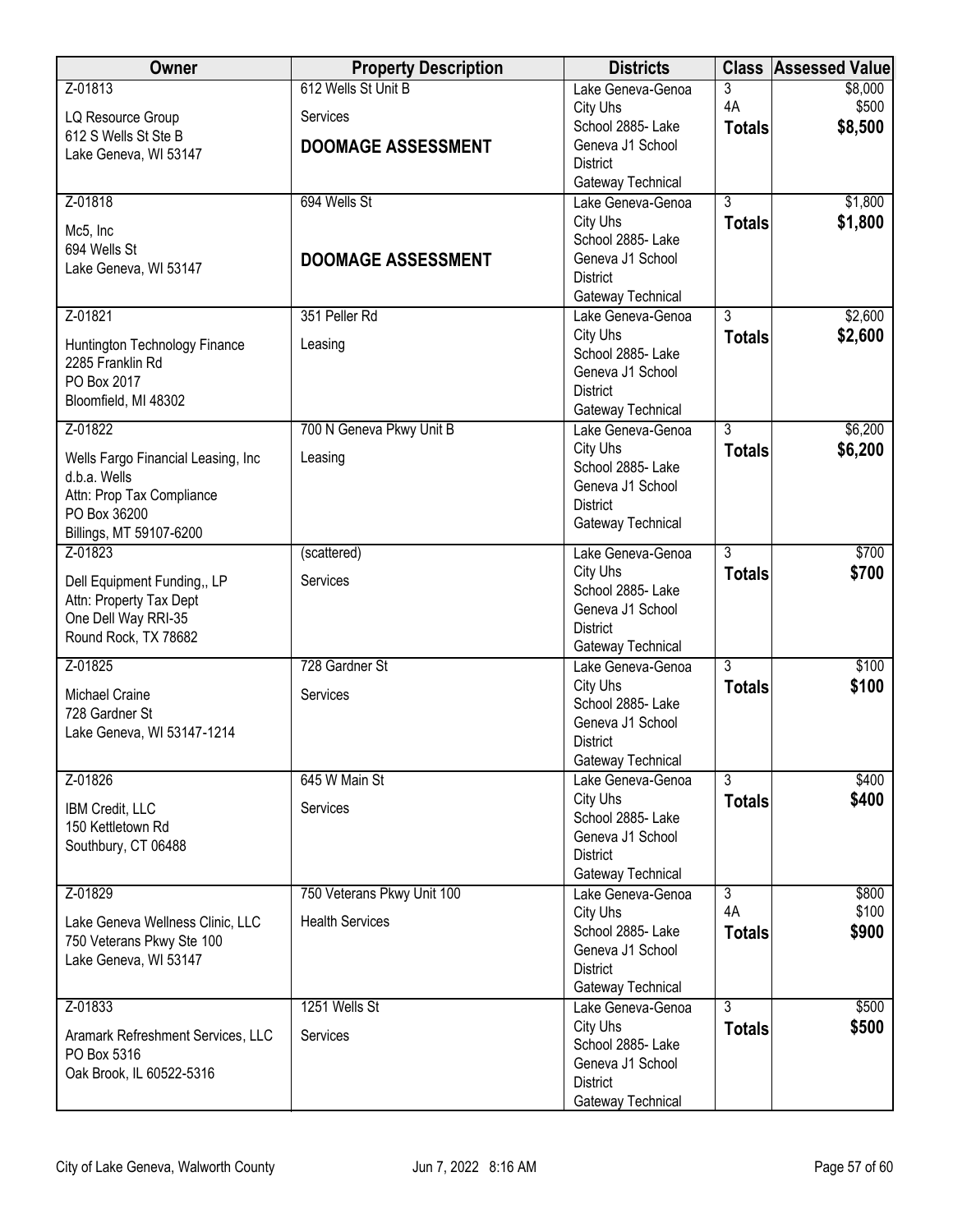| Owner | Property Description | Districts | Class | Assessed Value |
|---|---|---|---|---|
| Z-01813<br>LQ Resource Group<br>612 S Wells St Ste B<br>Lake Geneva, WI 53147 | 612 Wells St Unit B<br>Services<br>**DOOMAGE ASSESSMENT** | Lake Geneva-Genoa City Uhs<br>School 2885- Lake Geneva J1 School District<br>Gateway Technical | 3<br>4A<br>**Totals** | $8,000<br>$500<br>**$8,500** |
| Z-01818<br>Mc5, Inc<br>694 Wells St<br>Lake Geneva, WI 53147 | 694 Wells St<br>**DOOMAGE ASSESSMENT** | Lake Geneva-Genoa City Uhs<br>School 2885- Lake Geneva J1 School District<br>Gateway Technical | 3<br>**Totals** | $1,800<br>**$1,800** |
| Z-01821<br>Huntington Technology Finance<br>2285 Franklin Rd<br>PO Box 2017<br>Bloomfield, MI 48302 | 351 Peller Rd<br>Leasing | Lake Geneva-Genoa City Uhs<br>School 2885- Lake Geneva J1 School District<br>Gateway Technical | 3<br>**Totals** | $2,600<br>**$2,600** |
| Z-01822<br>Wells Fargo Financial Leasing, Inc<br>d.b.a. Wells<br>Attn: Prop Tax Compliance<br>PO Box 36200<br>Billings, MT 59107-6200 | 700 N Geneva Pkwy Unit B<br>Leasing | Lake Geneva-Genoa City Uhs<br>School 2885- Lake Geneva J1 School District<br>Gateway Technical | 3<br>**Totals** | $6,200<br>**$6,200** |
| Z-01823<br>Dell Equipment Funding,, LP<br>Attn: Property Tax Dept<br>One Dell Way RRI-35<br>Round Rock, TX 78682 | (scattered)<br>Services | Lake Geneva-Genoa City Uhs<br>School 2885- Lake Geneva J1 School District<br>Gateway Technical | 3<br>**Totals** | $700<br>**$700** |
| Z-01825<br>Michael Craine<br>728 Gardner St<br>Lake Geneva, WI 53147-1214 | 728 Gardner St<br>Services | Lake Geneva-Genoa City Uhs<br>School 2885- Lake Geneva J1 School District<br>Gateway Technical | 3<br>**Totals** | $100<br>**$100** |
| Z-01826<br>IBM Credit, LLC<br>150 Kettletown Rd<br>Southbury, CT 06488 | 645 W Main St<br>Services | Lake Geneva-Genoa City Uhs<br>School 2885- Lake Geneva J1 School District<br>Gateway Technical | 3<br>**Totals** | $400<br>**$400** |
| Z-01829<br>Lake Geneva Wellness Clinic, LLC<br>750 Veterans Pkwy Ste 100<br>Lake Geneva, WI 53147 | 750 Veterans Pkwy Unit 100<br>Health Services | Lake Geneva-Genoa City Uhs<br>School 2885- Lake Geneva J1 School District<br>Gateway Technical | 3<br>4A<br>**Totals** | $800<br>$100<br>**$900** |
| Z-01833<br>Aramark Refreshment Services, LLC<br>PO Box 5316<br>Oak Brook, IL 60522-5316 | 1251 Wells St<br>Services | Lake Geneva-Genoa City Uhs<br>School 2885- Lake Geneva J1 School District<br>Gateway Technical | 3<br>**Totals** | $500<br>**$500** |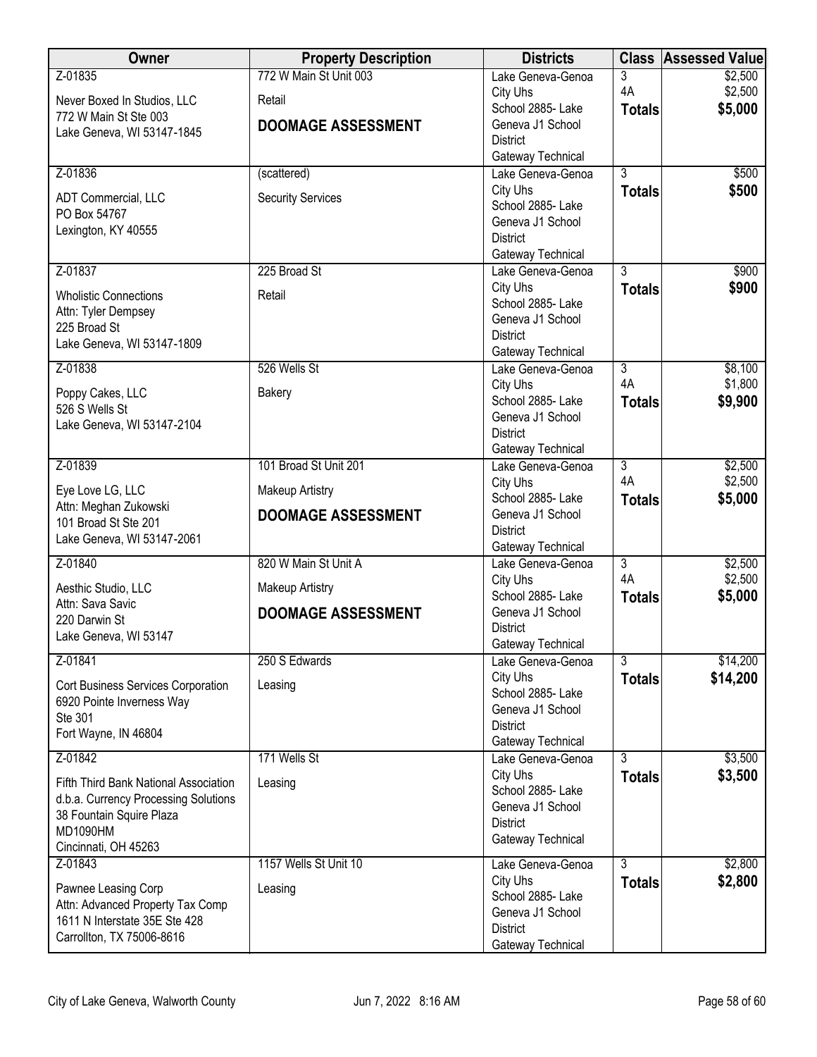| Owner | Property Description | Districts | Class | Assessed Value |
|---|---|---|---|---|
| Z-01835<br>Never Boxed In Studios, LLC<br>772 W Main St Ste 003<br>Lake Geneva, WI 53147-1845 | 772 W Main St Unit 003<br>Retail<br>**DOOMAGE ASSESSMENT** | Lake Geneva-Genoa City Uhs<br>School 2885- Lake Geneva J1 School District<br>Gateway Technical | 3<br>4A<br>**Totals** | \$2,500<br>\$2,500<br>**\$5,000** |
| Z-01836<br>ADT Commercial, LLC<br>PO Box 54767<br>Lexington, KY 40555 | (scattered)<br>Security Services | Lake Geneva-Genoa City Uhs<br>School 2885- Lake Geneva J1 School District<br>Gateway Technical | 3<br>**Totals** | \$500<br>**\$500** |
| Z-01837<br>Wholistic Connections<br>Attn: Tyler Dempsey<br>225 Broad St<br>Lake Geneva, WI 53147-1809 | 225 Broad St<br>Retail | Lake Geneva-Genoa City Uhs<br>School 2885- Lake Geneva J1 School District<br>Gateway Technical | 3<br>**Totals** | \$900<br>**\$900** |
| Z-01838<br>Poppy Cakes, LLC<br>526 S Wells St<br>Lake Geneva, WI 53147-2104 | 526 Wells St<br>Bakery | Lake Geneva-Genoa City Uhs<br>School 2885- Lake Geneva J1 School District<br>Gateway Technical | 3<br>4A<br>**Totals** | \$8,100<br>\$1,800<br>**\$9,900** |
| Z-01839<br>Eye Love LG, LLC<br>Attn: Meghan Zukowski<br>101 Broad St Ste 201<br>Lake Geneva, WI 53147-2061 | 101 Broad St Unit 201<br>Makeup Artistry<br>**DOOMAGE ASSESSMENT** | Lake Geneva-Genoa City Uhs<br>School 2885- Lake Geneva J1 School District<br>Gateway Technical | 3<br>4A<br>**Totals** | \$2,500<br>\$2,500<br>**\$5,000** |
| Z-01840<br>Aesthic Studio, LLC<br>Attn: Sava Savic<br>220 Darwin St<br>Lake Geneva, WI 53147 | 820 W Main St Unit A<br>Makeup Artistry<br>**DOOMAGE ASSESSMENT** | Lake Geneva-Genoa City Uhs<br>School 2885- Lake Geneva J1 School District<br>Gateway Technical | 3<br>4A<br>**Totals** | \$2,500<br>\$2,500<br>**\$5,000** |
| Z-01841<br>Cort Business Services Corporation<br>6920 Pointe Inverness Way<br>Ste 301<br>Fort Wayne, IN 46804 | 250 S Edwards<br>Leasing | Lake Geneva-Genoa City Uhs<br>School 2885- Lake Geneva J1 School District<br>Gateway Technical | 3<br>**Totals** | \$14,200<br>**\$14,200** |
| Z-01842<br>Fifth Third Bank National Association<br>d.b.a. Currency Processing Solutions<br>38 Fountain Squire Plaza<br>MD1090HM<br>Cincinnati, OH 45263 | 171 Wells St<br>Leasing | Lake Geneva-Genoa City Uhs<br>School 2885- Lake Geneva J1 School District<br>Gateway Technical | 3<br>**Totals** | \$3,500<br>**\$3,500** |
| Z-01843<br>Pawnee Leasing Corp<br>Attn: Advanced Property Tax Comp<br>1611 N Interstate 35E Ste 428<br>Carrollton, TX 75006-8616 | 1157 Wells St Unit 10<br>Leasing | Lake Geneva-Genoa City Uhs<br>School 2885- Lake Geneva J1 School District<br>Gateway Technical | 3<br>**Totals** | \$2,800<br>**\$2,800** |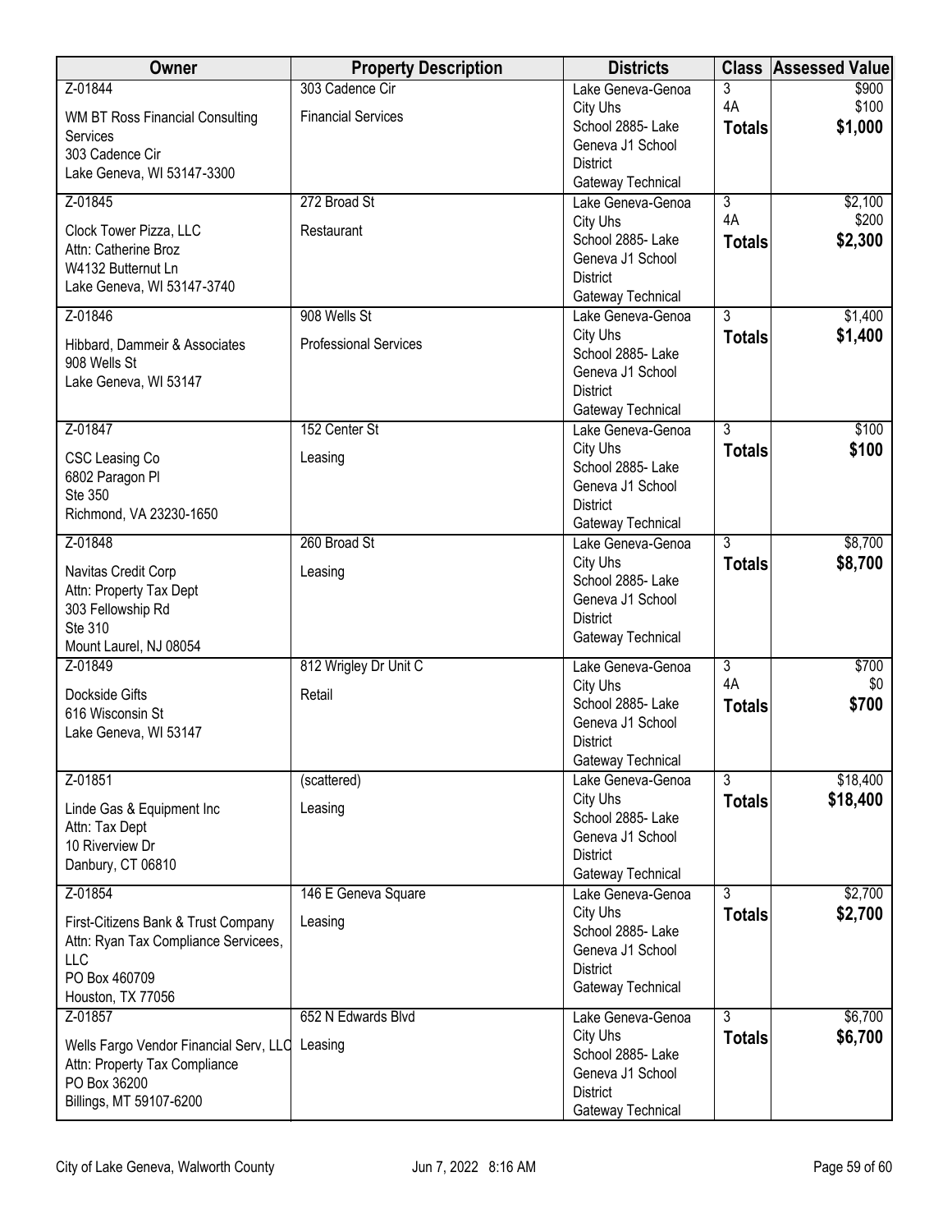| Owner | Property Description | Districts | Class | Assessed Value |
|---|---|---|---|---|
| Z-01844<br>WM BT Ross Financial Consulting Services<br>303 Cadence Cir<br>Lake Geneva, WI 53147-3300 | 303 Cadence Cir<br>Financial Services | Lake Geneva-Genoa City Uhs<br>School 2885- Lake Geneva J1 School District<br>Gateway Technical | 3<br>4A<br>**Totals** | $900<br>$100<br>**$1,000** |
| Z-01845<br>Clock Tower Pizza, LLC<br>Attn: Catherine Broz<br>W4132 Butternut Ln<br>Lake Geneva, WI 53147-3740 | 272 Broad St<br>Restaurant | Lake Geneva-Genoa City Uhs<br>School 2885- Lake Geneva J1 School District<br>Gateway Technical | 3<br>4A<br>**Totals** | $2,100<br>$200<br>**$2,300** |
| Z-01846<br>Hibbard, Dammeir & Associates<br>908 Wells St<br>Lake Geneva, WI 53147 | 908 Wells St<br>Professional Services | Lake Geneva-Genoa City Uhs<br>School 2885- Lake Geneva J1 School District<br>Gateway Technical | 3<br>**Totals** | $1,400<br>**$1,400** |
| Z-01847<br>CSC Leasing Co<br>6802 Paragon Pl<br>Ste 350<br>Richmond, VA 23230-1650 | 152 Center St<br>Leasing | Lake Geneva-Genoa City Uhs<br>School 2885- Lake Geneva J1 School District<br>Gateway Technical | 3<br>**Totals** | $100<br>**$100** |
| Z-01848<br>Navitas Credit Corp<br>Attn: Property Tax Dept<br>303 Fellowship Rd<br>Ste 310<br>Mount Laurel, NJ 08054 | 260 Broad St<br>Leasing | Lake Geneva-Genoa City Uhs<br>School 2885- Lake Geneva J1 School District<br>Gateway Technical | 3<br>**Totals** | $8,700<br>**$8,700** |
| Z-01849<br>Dockside Gifts<br>616 Wisconsin St<br>Lake Geneva, WI 53147 | 812 Wrigley Dr Unit C<br>Retail | Lake Geneva-Genoa City Uhs<br>School 2885- Lake Geneva J1 School District<br>Gateway Technical | 3<br>4A<br>**Totals** | $700<br>$0<br>**$700** |
| Z-01851<br>Linde Gas & Equipment Inc<br>Attn: Tax Dept<br>10 Riverview Dr<br>Danbury, CT 06810 | (scattered)<br>Leasing | Lake Geneva-Genoa City Uhs<br>School 2885- Lake Geneva J1 School District<br>Gateway Technical | 3<br>**Totals** | $18,400<br>**$18,400** |
| Z-01854<br>First-Citizens Bank & Trust Company<br>Attn: Ryan Tax Compliance Servicees, LLC<br>PO Box 460709<br>Houston, TX 77056 | 146 E Geneva Square<br>Leasing | Lake Geneva-Genoa City Uhs<br>School 2885- Lake Geneva J1 School District<br>Gateway Technical | 3<br>**Totals** | $2,700<br>**$2,700** |
| Z-01857<br>Wells Fargo Vendor Financial Serv, LLC<br>Attn: Property Tax Compliance<br>PO Box 36200<br>Billings, MT 59107-6200 | 652 N Edwards Blvd<br>Leasing | Lake Geneva-Genoa City Uhs<br>School 2885- Lake Geneva J1 School District<br>Gateway Technical | 3<br>**Totals** | $6,700<br>**$6,700** |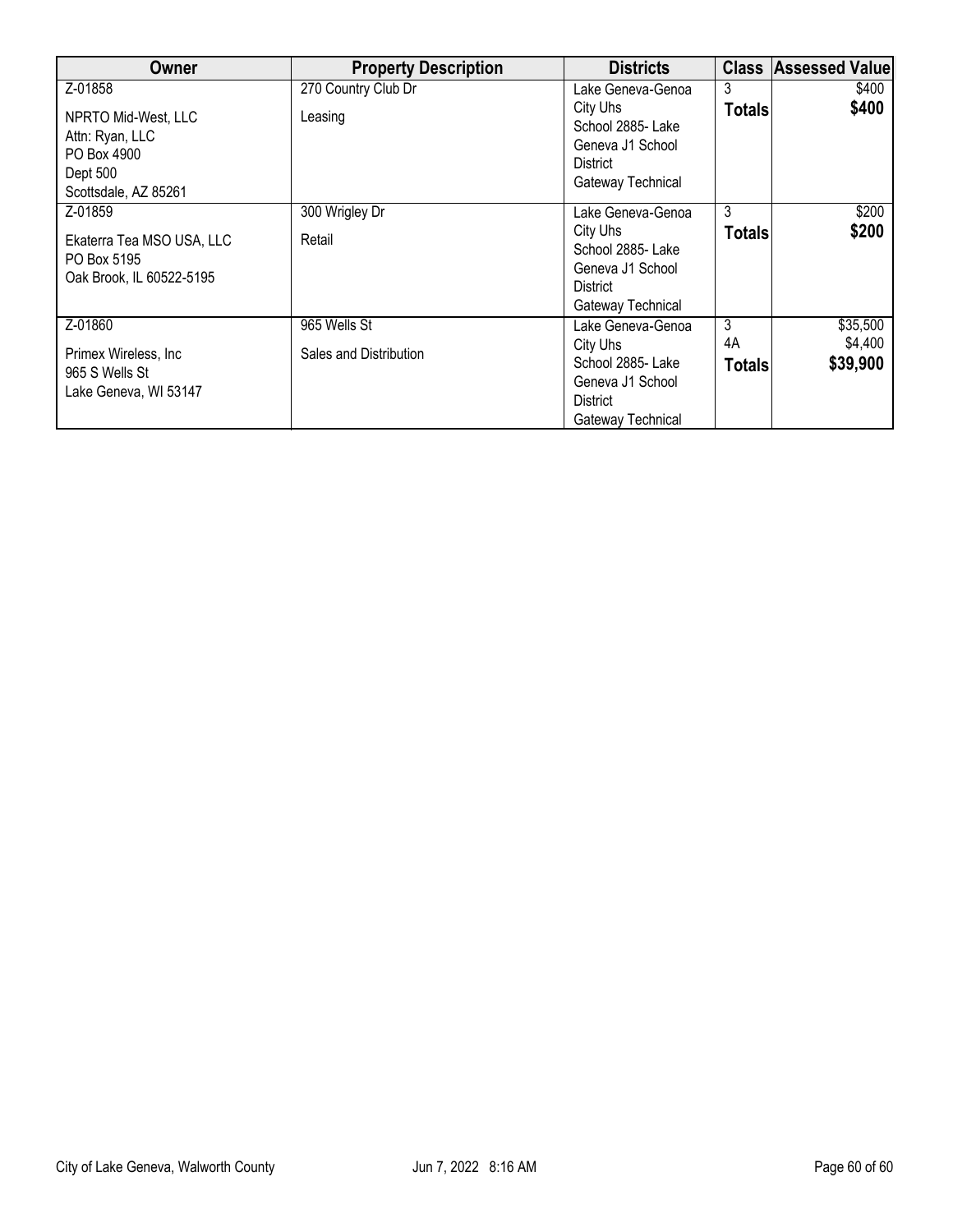| Owner | Property Description | Districts | Class | Assessed Value |
|---|---|---|---|---|
| Z-01858<br>NPRTO Mid-West, LLC<br>Attn: Ryan, LLC<br>PO Box 4900<br>Dept 500<br>Scottsdale, AZ 85261 | 270 Country Club Dr<br>Leasing | Lake Geneva-Genoa City Uhs<br>School 2885- Lake Geneva J1 School District<br>Gateway Technical | 3<br>**Totals** | $400<br>**$400** |
| Z-01859<br>Ekaterra Tea MSO USA, LLC<br>PO Box 5195<br>Oak Brook, IL 60522-5195 | 300 Wrigley Dr<br>Retail | Lake Geneva-Genoa City Uhs<br>School 2885- Lake Geneva J1 School District<br>Gateway Technical | 3<br>**Totals** | $200<br>**$200** |
| Z-01860<br>Primex Wireless, Inc<br>965 S Wells St<br>Lake Geneva, WI 53147 | 965 Wells St<br>Sales and Distribution | Lake Geneva-Genoa City Uhs<br>School 2885- Lake Geneva J1 School District<br>Gateway Technical | 3<br>4A<br>**Totals** | $35,500<br>$4,400<br>**$39,900** |